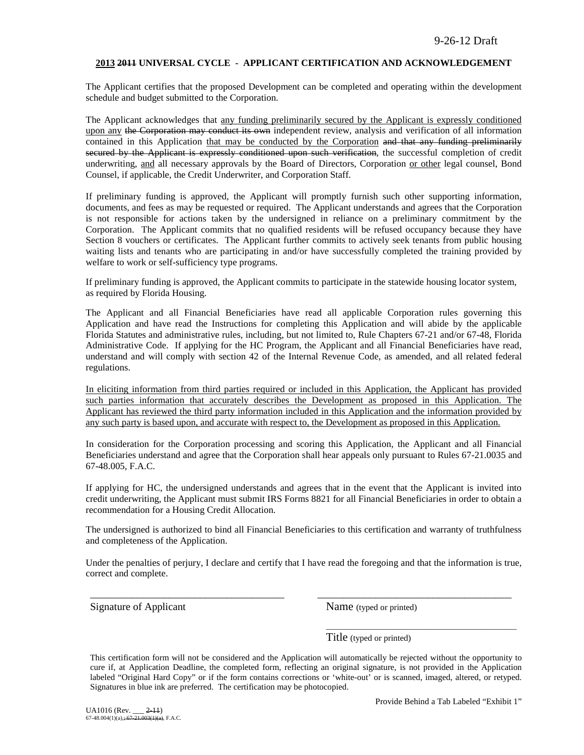9-26-12 Draft

**2013 ~~2011~~ UNIVERSAL CYCLE - APPLICANT CERTIFICATION AND ACKNOWLEDGEMENT**

The Applicant certifies that the proposed Development can be completed and operating within the development schedule and budget submitted to the Corporation.

The Applicant acknowledges that <u>any funding preliminarily secured by the Applicant is expressly conditioned upon any</u> ~~the Corporation may conduct its own~~ independent review, analysis and verification of all information contained in this Application <u>that may be conducted by the Corporation</u> ~~and that any funding preliminarily secured by the Applicant is expressly conditioned upon such verification~~, the successful completion of credit underwriting, <u>and</u> all necessary approvals by the Board of Directors, Corporation <u>or other</u> legal counsel, Bond Counsel, if applicable, the Credit Underwriter, and Corporation Staff.

If preliminary funding is approved, the Applicant will promptly furnish such other supporting information, documents, and fees as may be requested or required. The Applicant understands and agrees that the Corporation is not responsible for actions taken by the undersigned in reliance on a preliminary commitment by the Corporation. The Applicant commits that no qualified residents will be refused occupancy because they have Section 8 vouchers or certificates. The Applicant further commits to actively seek tenants from public housing waiting lists and tenants who are participating in and/or have successfully completed the training provided by welfare to work or self-sufficiency type programs.

If preliminary funding is approved, the Applicant commits to participate in the statewide housing locator system, as required by Florida Housing.

The Applicant and all Financial Beneficiaries have read all applicable Corporation rules governing this Application and have read the Instructions for completing this Application and will abide by the applicable Florida Statutes and administrative rules, including, but not limited to, Rule Chapters 67-21 and/or 67-48, Florida Administrative Code. If applying for the HC Program, the Applicant and all Financial Beneficiaries have read, understand and will comply with section 42 of the Internal Revenue Code, as amended, and all related federal regulations.

<u>In eliciting information from third parties required or included in this Application, the Applicant has provided such parties information that accurately describes the Development as proposed in this Application. The Applicant has reviewed the third party information included in this Application and the information provided by any such party is based upon, and accurate with respect to, the Development as proposed in this Application.</u>

In consideration for the Corporation processing and scoring this Application, the Applicant and all Financial Beneficiaries understand and agree that the Corporation shall hear appeals only pursuant to Rules 67-21.0035 and 67-48.005, F.A.C.

If applying for HC, the undersigned understands and agrees that in the event that the Applicant is invited into credit underwriting, the Applicant must submit IRS Forms 8821 for all Financial Beneficiaries in order to obtain a recommendation for a Housing Credit Allocation.

The undersigned is authorized to bind all Financial Beneficiaries to this certification and warranty of truthfulness and completeness of the Application.

Under the penalties of perjury, I declare and certify that I have read the foregoing and that the information is true, correct and complete.

\_\_\_\_\_\_\_\_\_\_\_\_\_\_\_\_\_\_\_\_\_\_\_\_\_\_\_\_\_\_\_\_\_\_\_\_ \_\_\_\_\_\_\_\_\_\_\_\_\_\_\_\_\_\_\_\_\_\_\_\_\_\_\_\_\_\_\_\_\_\_\_\_

Signature of Applicant Name (typed or printed)

\_\_\_\_\_\_\_\_\_\_\_\_\_\_\_\_\_\_\_\_\_\_\_\_\_\_\_\_\_\_\_\_\_\_\_\_

Title (typed or printed)

This certification form will not be considered and the Application will automatically be rejected without the opportunity to cure if, at Application Deadline, the completed form, reflecting an original signature, is not provided in the Application labeled "Original Hard Copy" or if the form contains corrections or 'white-out' or is scanned, imaged, altered, or retyped. Signatures in blue ink are preferred. The certification may be photocopied.

Provide Behind a Tab Labeled "Exhibit 1"

UA1016 (Rev. \_\_\_ ~~2-11~~)
67-48.004(1)(a)~~, 67-21.003(1)(a)~~, F.A.C.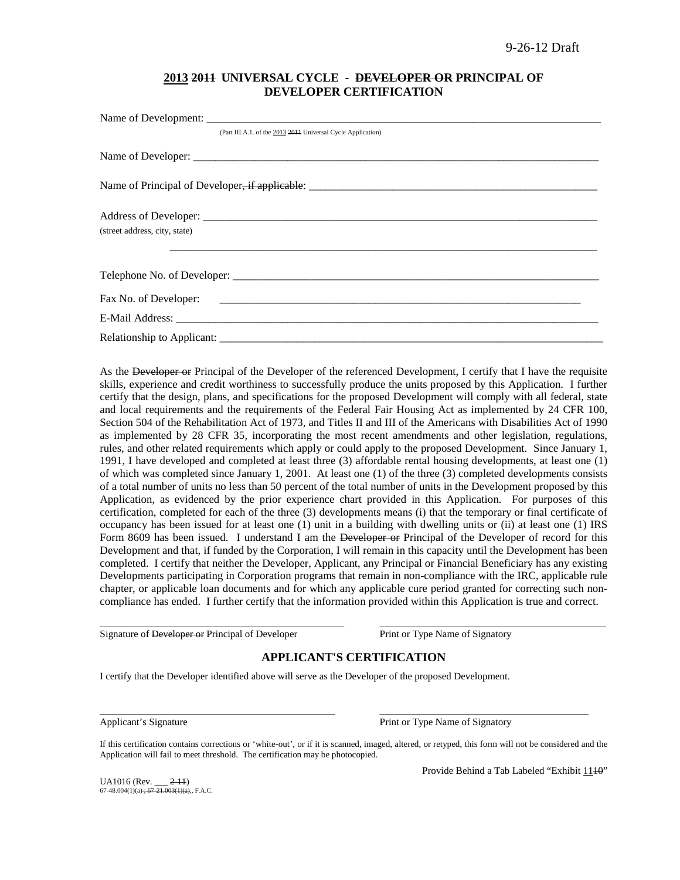9-26-12 Draft

## <u>2013</u> ~~2011~~ UNIVERSAL CYCLE - ~~DEVELOPER OR~~ PRINCIPAL OF DEVELOPER CERTIFICATION

Name of Development: ___________________________________________

(Part III.A.1. of the <u>2013</u> ~~2011~~ Universal Cycle Application)

Name of Developer: ___________________________________________

Name of Principal of Developer~~, if applicable~~: ___________________________________________

Address of Developer: ___________________________________________
(street address, city, state)

___________________________________________

Telephone No. of Developer: ___________________________________________

Fax No. of Developer: ___________________________________________

E-Mail Address: ___________________________________________

Relationship to Applicant: ___________________________________________

As the ~~Developer or~~ Principal of the Developer of the referenced Development, I certify that I have the requisite skills, experience and credit worthiness to successfully produce the units proposed by this Application. I further certify that the design, plans, and specifications for the proposed Development will comply with all federal, state and local requirements and the requirements of the Federal Fair Housing Act as implemented by 24 CFR 100, Section 504 of the Rehabilitation Act of 1973, and Titles II and III of the Americans with Disabilities Act of 1990 as implemented by 28 CFR 35, incorporating the most recent amendments and other legislation, regulations, rules, and other related requirements which apply or could apply to the proposed Development. Since January 1, 1991, I have developed and completed at least three (3) affordable rental housing developments, at least one (1) of which was completed since January 1, 2001. At least one (1) of the three (3) completed developments consists of a total number of units no less than 50 percent of the total number of units in the Development proposed by this Application, as evidenced by the prior experience chart provided in this Application. For purposes of this certification, completed for each of the three (3) developments means (i) that the temporary or final certificate of occupancy has been issued for at least one (1) unit in a building with dwelling units or (ii) at least one (1) IRS Form 8609 has been issued. I understand I am the ~~Developer or~~ Principal of the Developer of record for this Development and that, if funded by the Corporation, I will remain in this capacity until the Development has been completed. I certify that neither the Developer, Applicant, any Principal or Financial Beneficiary has any existing Developments participating in Corporation programs that remain in non-compliance with the IRC, applicable rule chapter, or applicable loan documents and for which any applicable cure period granted for correcting such non-compliance has ended. I further certify that the information provided within this Application is true and correct.

_______________________________ &nbsp;&nbsp;&nbsp; _______________________________
Signature of ~~Developer or~~ Principal of Developer &nbsp;&nbsp;&nbsp; Print or Type Name of Signatory

## APPLICANT'S CERTIFICATION

I certify that the Developer identified above will serve as the Developer of the proposed Development.

_______________________________ &nbsp;&nbsp;&nbsp; _______________________________
Applicant's Signature &nbsp;&nbsp;&nbsp; Print or Type Name of Signatory

If this certification contains corrections or 'white-out', or if it is scanned, imaged, altered, or retyped, this form will not be considered and the Application will fail to meet threshold. The certification may be photocopied.

Provide Behind a Tab Labeled "Exhibit <u>11</u>~~10~~"

UA1016 (Rev. ___ ~~2-11~~)
67-48.004(1)(a)~~; 67-21.003(1)(a)~~, F.A.C.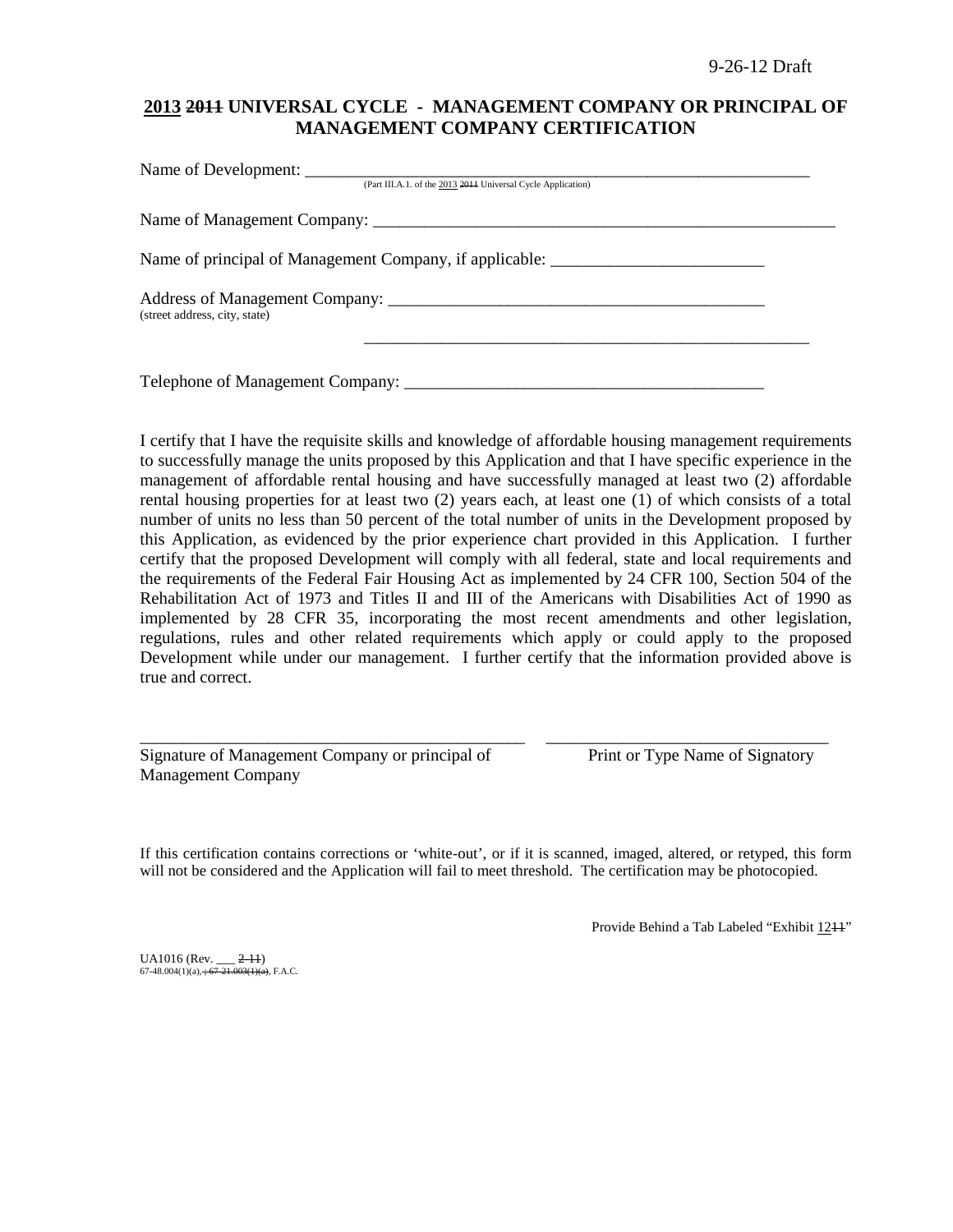9-26-12 Draft

## <u>2013</u> ~~2011~~ UNIVERSAL CYCLE - MANAGEMENT COMPANY OR PRINCIPAL OF MANAGEMENT COMPANY CERTIFICATION

Name of Development: ___________________________________________________________
(Part III.A.1. of the <u>2013</u> ~~2011~~ Universal Cycle Application)

Name of Management Company: ___________________________________________________

Name of principal of Management Company, if applicable: _________________________

Address of Management Company: _____________________________________________
(street address, city, state)

_____________________________________________________

Telephone of Management Company: ___________________________________________

I certify that I have the requisite skills and knowledge of affordable housing management requirements to successfully manage the units proposed by this Application and that I have specific experience in the management of affordable rental housing and have successfully managed at least two (2) affordable rental housing properties for at least two (2) years each, at least one (1) of which consists of a total number of units no less than 50 percent of the total number of units in the Development proposed by this Application, as evidenced by the prior experience chart provided in this Application. I further certify that the proposed Development will comply with all federal, state and local requirements and the requirements of the Federal Fair Housing Act as implemented by 24 CFR 100, Section 504 of the Rehabilitation Act of 1973 and Titles II and III of the Americans with Disabilities Act of 1990 as implemented by 28 CFR 35, incorporating the most recent amendments and other legislation, regulations, rules and other related requirements which apply or could apply to the proposed Development while under our management. I further certify that the information provided above is true and correct.

_____________________________________________ &nbsp;&nbsp;&nbsp; _________________________________
Signature of Management Company or principal of Management Company &nbsp;&nbsp;&nbsp; Print or Type Name of Signatory

If this certification contains corrections or 'white-out', or if it is scanned, imaged, altered, or retyped, this form will not be considered and the Application will fail to meet threshold. The certification may be photocopied.

Provide Behind a Tab Labeled "Exhibit <u>12</u>~~11~~"

UA1016 (Rev. ___ ~~2-11~~)
67-48.004(1)(a)~~, ; 67-21.003(1)(a)~~, F.A.C.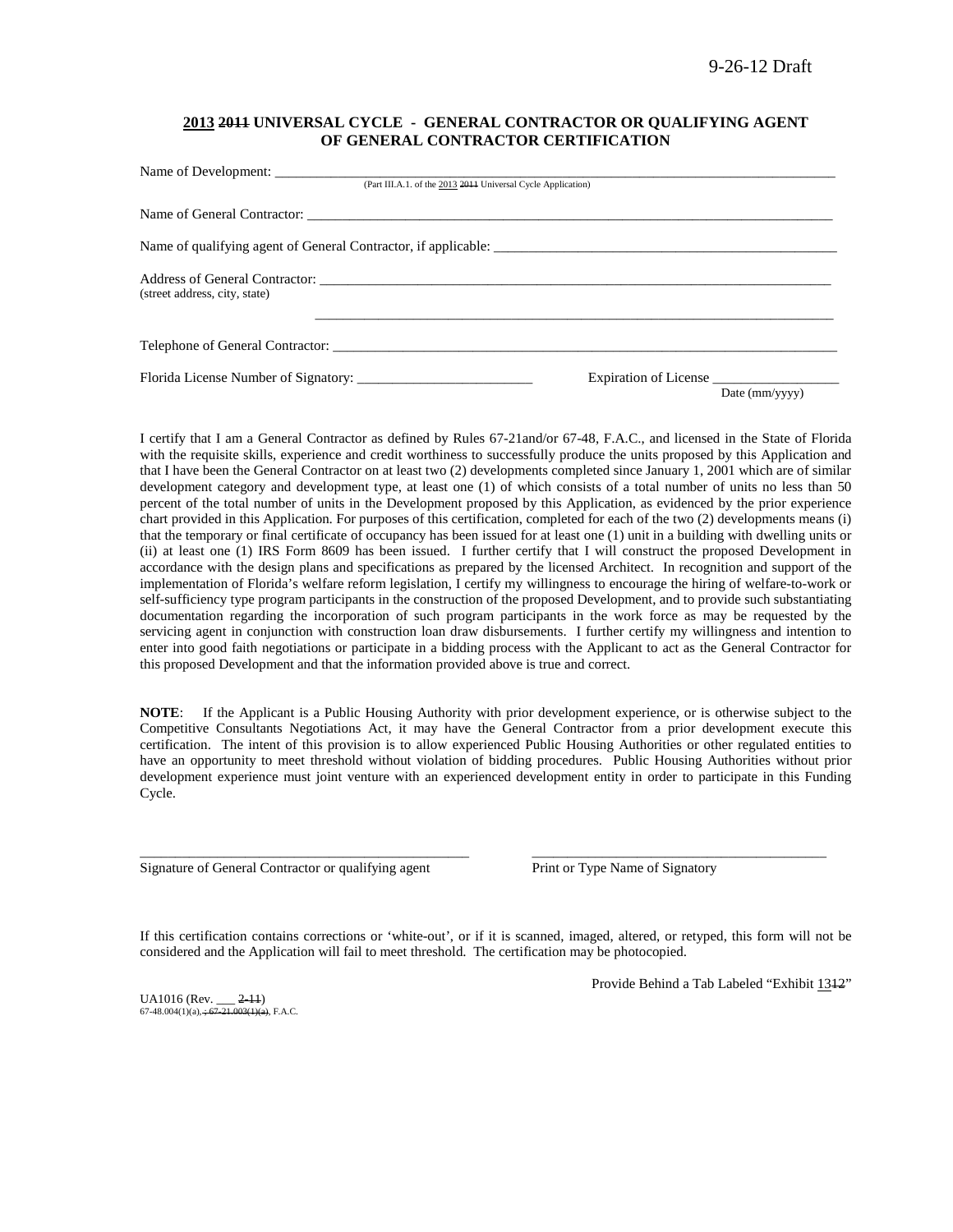9-26-12 Draft

**2013 ~~2011~~ UNIVERSAL CYCLE - GENERAL CONTRACTOR OR QUALIFYING AGENT OF GENERAL CONTRACTOR CERTIFICATION**

Name of Development: ___________________________________________________________________________
(Part III.A.1. of the 2013 ~~2011~~ Universal Cycle Application)

Name of General Contractor: ______________________________________________________________________

Name of qualifying agent of General Contractor, if applicable: __________________________________________

Address of General Contractor: ____________________________________________________________________
(street address, city, state)

____________________________________________________________________

Telephone of General Contractor: __________________________________________________________________

Florida License Number of Signatory: _________________________ Expiration of License __________________
Date (mm/yyyy)

I certify that I am a General Contractor as defined by Rules 67-21and/or 67-48, F.A.C., and licensed in the State of Florida with the requisite skills, experience and credit worthiness to successfully produce the units proposed by this Application and that I have been the General Contractor on at least two (2) developments completed since January 1, 2001 which are of similar development category and development type, at least one (1) of which consists of a total number of units no less than 50 percent of the total number of units in the Development proposed by this Application, as evidenced by the prior experience chart provided in this Application. For purposes of this certification, completed for each of the two (2) developments means (i) that the temporary or final certificate of occupancy has been issued for at least one (1) unit in a building with dwelling units or (ii) at least one (1) IRS Form 8609 has been issued. I further certify that I will construct the proposed Development in accordance with the design plans and specifications as prepared by the licensed Architect. In recognition and support of the implementation of Florida's welfare reform legislation, I certify my willingness to encourage the hiring of welfare-to-work or self-sufficiency type program participants in the construction of the proposed Development, and to provide such substantiating documentation regarding the incorporation of such program participants in the work force as may be requested by the servicing agent in conjunction with construction loan draw disbursements. I further certify my willingness and intention to enter into good faith negotiations or participate in a bidding process with the Applicant to act as the General Contractor for this proposed Development and that the information provided above is true and correct.

**NOTE**: If the Applicant is a Public Housing Authority with prior development experience, or is otherwise subject to the Competitive Consultants Negotiations Act, it may have the General Contractor from a prior development execute this certification. The intent of this provision is to allow experienced Public Housing Authorities or other regulated entities to have an opportunity to meet threshold without violation of bidding procedures. Public Housing Authorities without prior development experience must joint venture with an experienced development entity in order to participate in this Funding Cycle.

_______________________________________________ ___________________________________________
Signature of General Contractor or qualifying agent Print or Type Name of Signatory

If this certification contains corrections or 'white-out', or if it is scanned, imaged, altered, or retyped, this form will not be considered and the Application will fail to meet threshold. The certification may be photocopied.

Provide Behind a Tab Labeled "Exhibit 13~~12~~"

UA1016 (Rev. ___ ~~2-11~~)
67-48.004(1)(a)~~, ; 67-21.003(1)(a)~~, F.A.C.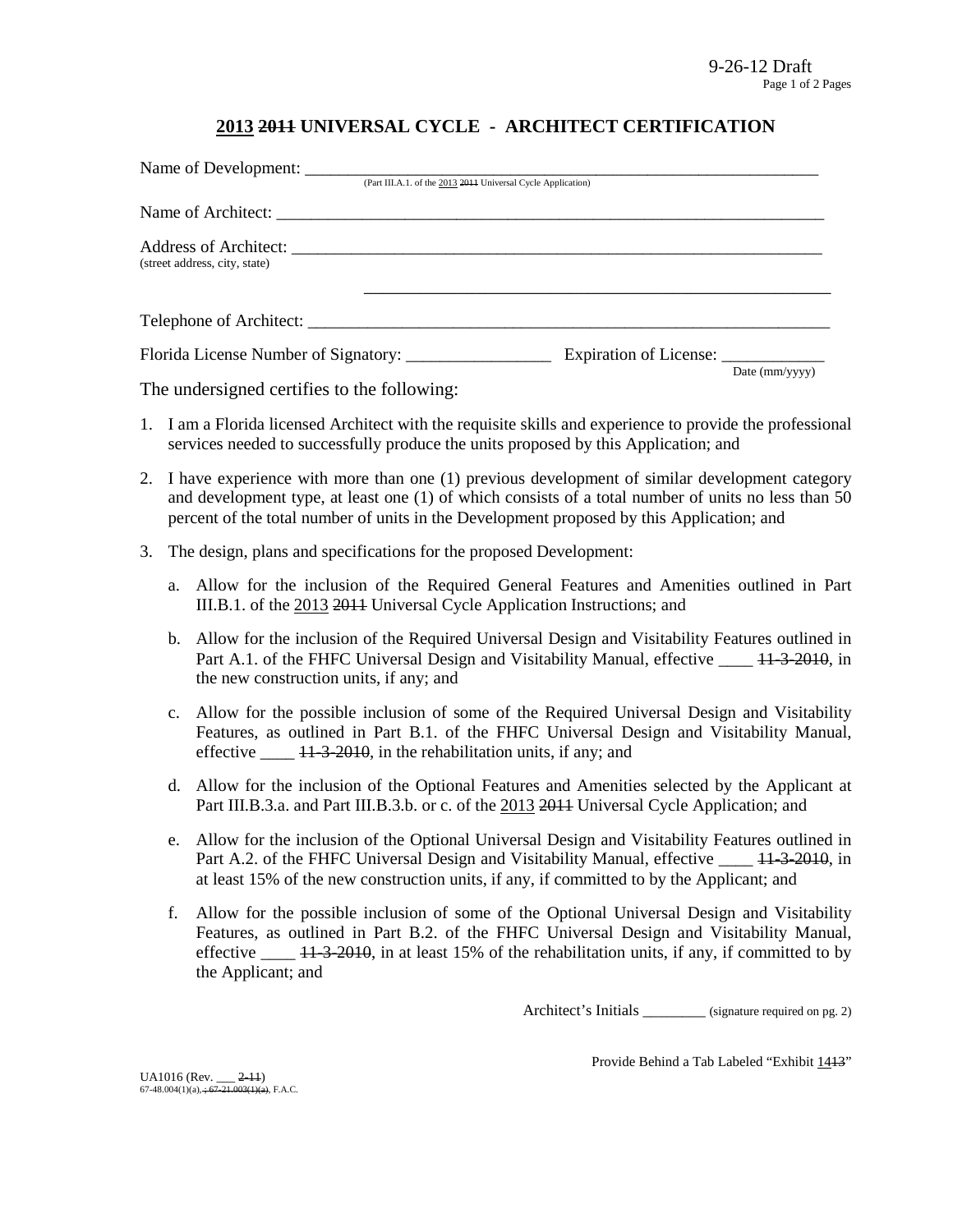9-26-12 Draft

## 2013 ~~2011~~ UNIVERSAL CYCLE - ARCHITECT CERTIFICATION

Name of Development: ___________________________________________________________
(Part III.A.1. of the 2013 ~~2011~~ Universal Cycle Application)

Name of Architect: ______________________________________________________________

Address of Architect: ____________________________________________________________
(street address, city, state)

_______________________________________________________

Telephone of Architect: __________________________________________________________

Florida License Number of Signatory: _________________ Expiration of License: ____________
Date (mm/yyyy)

The undersigned certifies to the following:

1. I am a Florida licensed Architect with the requisite skills and experience to provide the professional services needed to successfully produce the units proposed by this Application; and

2. I have experience with more than one (1) previous development of similar development category and development type, at least one (1) of which consists of a total number of units no less than 50 percent of the total number of units in the Development proposed by this Application; and

3. The design, plans and specifications for the proposed Development:

   a. Allow for the inclusion of the Required General Features and Amenities outlined in Part III.B.1. of the 2013 ~~2011~~ Universal Cycle Application Instructions; and

   b. Allow for the inclusion of the Required Universal Design and Visitability Features outlined in Part A.1. of the FHFC Universal Design and Visitability Manual, effective ____ ~~11-3-2010~~, in the new construction units, if any; and

   c. Allow for the possible inclusion of some of the Required Universal Design and Visitability Features, as outlined in Part B.1. of the FHFC Universal Design and Visitability Manual, effective ____ ~~11-3-2010~~, in the rehabilitation units, if any; and

   d. Allow for the inclusion of the Optional Features and Amenities selected by the Applicant at Part III.B.3.a. and Part III.B.3.b. or c. of the 2013 ~~2011~~ Universal Cycle Application; and

   e. Allow for the inclusion of the Optional Universal Design and Visitability Features outlined in Part A.2. of the FHFC Universal Design and Visitability Manual, effective ____ ~~11-3-2010~~, in at least 15% of the new construction units, if any, if committed to by the Applicant; and

   f. Allow for the possible inclusion of some of the Optional Universal Design and Visitability Features, as outlined in Part B.2. of the FHFC Universal Design and Visitability Manual, effective ____ ~~11-3-2010~~, in at least 15% of the rehabilitation units, if any, if committed to by the Applicant; and

Architect's Initials ________ (signature required on pg. 2)

Provide Behind a Tab Labeled "Exhibit 14~~13~~"

UA1016 (Rev. ___ ~~2-11~~)
67-48.004(1)(a), ~~; 67-21.003(1)(a)~~, F.A.C.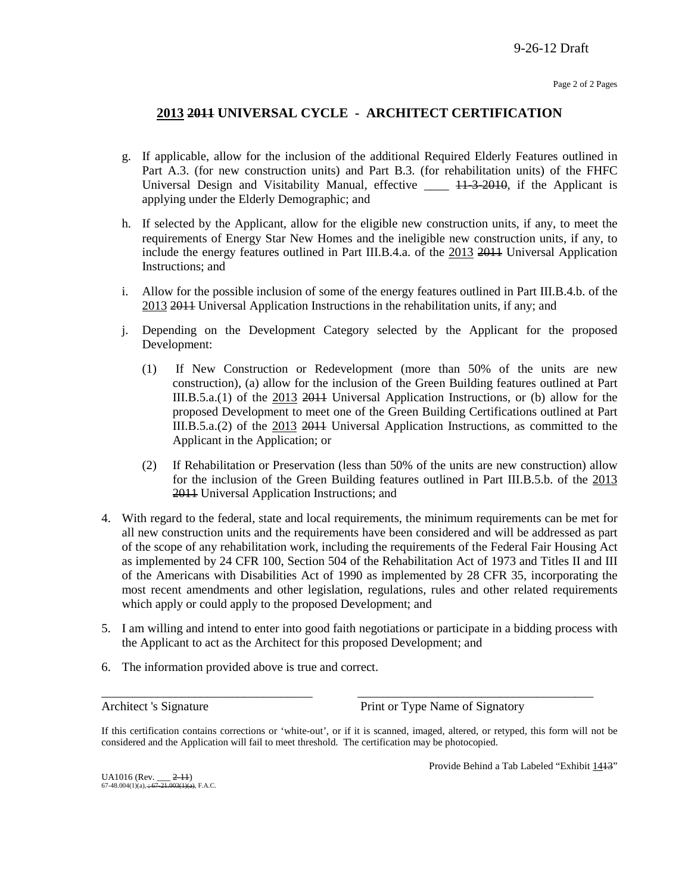9-26-12 Draft

## 2013 ~~2011~~ UNIVERSAL CYCLE - ARCHITECT CERTIFICATION

g. If applicable, allow for the inclusion of the additional Required Elderly Features outlined in Part A.3. (for new construction units) and Part B.3. (for rehabilitation units) of the FHFC Universal Design and Visitability Manual, effective \_\_\_\_ ~~11-3-2010~~, if the Applicant is applying under the Elderly Demographic; and

h. If selected by the Applicant, allow for the eligible new construction units, if any, to meet the requirements of Energy Star New Homes and the ineligible new construction units, if any, to include the energy features outlined in Part III.B.4.a. of the 2013 ~~2011~~ Universal Application Instructions; and

i. Allow for the possible inclusion of some of the energy features outlined in Part III.B.4.b. of the 2013 ~~2011~~ Universal Application Instructions in the rehabilitation units, if any; and

j. Depending on the Development Category selected by the Applicant for the proposed Development:

   (1) If New Construction or Redevelopment (more than 50% of the units are new construction), (a) allow for the inclusion of the Green Building features outlined at Part III.B.5.a.(1) of the 2013 ~~2011~~ Universal Application Instructions, or (b) allow for the proposed Development to meet one of the Green Building Certifications outlined at Part III.B.5.a.(2) of the 2013 ~~2011~~ Universal Application Instructions, as committed to the Applicant in the Application; or

   (2) If Rehabilitation or Preservation (less than 50% of the units are new construction) allow for the inclusion of the Green Building features outlined in Part III.B.5.b. of the 2013 ~~2011~~ Universal Application Instructions; and

4. With regard to the federal, state and local requirements, the minimum requirements can be met for all new construction units and the requirements have been considered and will be addressed as part of the scope of any rehabilitation work, including the requirements of the Federal Fair Housing Act as implemented by 24 CFR 100, Section 504 of the Rehabilitation Act of 1973 and Titles II and III of the Americans with Disabilities Act of 1990 as implemented by 28 CFR 35, incorporating the most recent amendments and other legislation, regulations, rules and other related requirements which apply or could apply to the proposed Development; and

5. I am willing and intend to enter into good faith negotiations or participate in a bidding process with the Applicant to act as the Architect for this proposed Development; and

6. The information provided above is true and correct.

\_\_\_\_\_\_\_\_\_\_\_\_\_\_\_\_\_\_\_\_\_\_\_\_\_\_\_\_\_\_\_\_\_\_ \_\_\_\_\_\_\_\_\_\_\_\_\_\_\_\_\_\_\_\_\_\_\_\_\_\_\_\_\_\_\_\_\_\_\_\_\_\_

Architect 's Signature                                    Print or Type Name of Signatory

If this certification contains corrections or 'white-out', or if it is scanned, imaged, altered, or retyped, this form will not be considered and the Application will fail to meet threshold. The certification may be photocopied.

Provide Behind a Tab Labeled "Exhibit 14~~13~~"

UA1016 (Rev. \_\_\_ ~~2-11~~)
67-48.004(1)(a)~~, ; 67-21.003(1)(a)~~, F.A.C.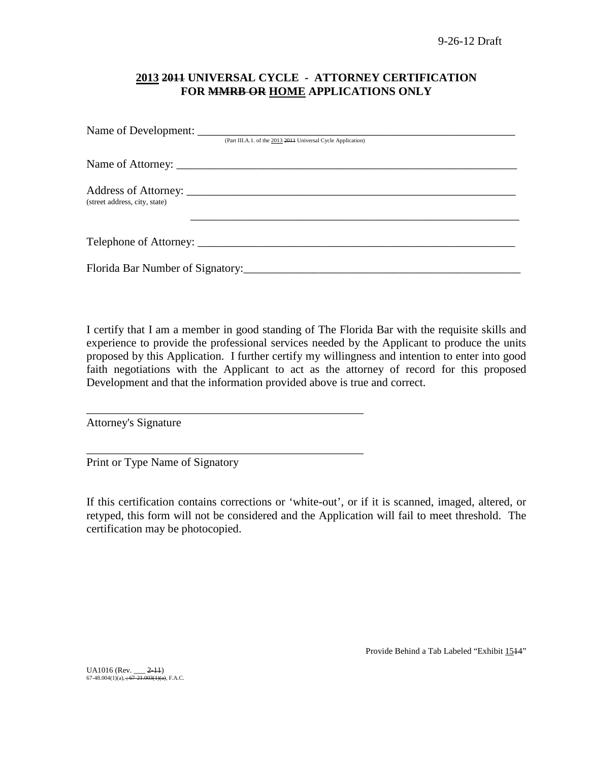9-26-12 Draft

## <u>2013</u> ~~2011~~ UNIVERSAL CYCLE - ATTORNEY CERTIFICATION FOR ~~MMRB OR~~ <u>HOME</u> APPLICATIONS ONLY

Name of Development: ____________________________________________
(Part III.A.1. of the <u>2013</u> ~~2011~~ Universal Cycle Application)

Name of Attorney: ____________________________________________

Address of Attorney: ____________________________________________
(street address, city, state)

____________________________________________

Telephone of Attorney: ____________________________________________

Florida Bar Number of Signatory: ____________________________________________

I certify that I am a member in good standing of The Florida Bar with the requisite skills and experience to provide the professional services needed by the Applicant to produce the units proposed by this Application. I further certify my willingness and intention to enter into good faith negotiations with the Applicant to act as the attorney of record for this proposed Development and that the information provided above is true and correct.

______________________________________
Attorney's Signature

______________________________________
Print or Type Name of Signatory

If this certification contains corrections or 'white-out', or if it is scanned, imaged, altered, or retyped, this form will not be considered and the Application will fail to meet threshold. The certification may be photocopied.

Provide Behind a Tab Labeled "Exhibit <u>15</u>~~14~~"

UA1016 (Rev. ___ ~~2-11~~)
67-48.004(1)(a)~~, ; 67-21.003(1)(a)~~, F.A.C.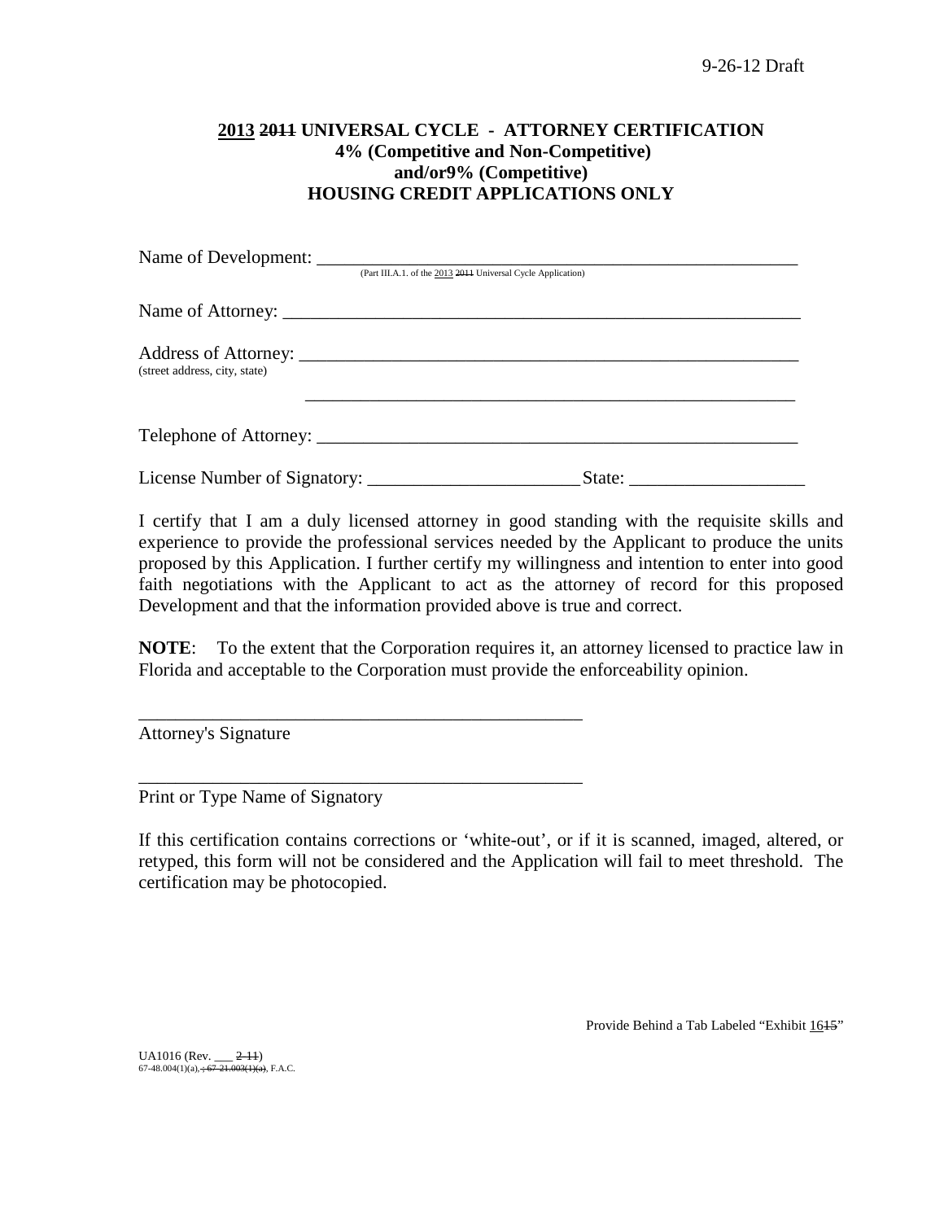9-26-12 Draft

**2013 ~~2011~~ UNIVERSAL CYCLE - ATTORNEY CERTIFICATION**
**4% (Competitive and Non-Competitive)**
**and/or9% (Competitive)**
**HOUSING CREDIT APPLICATIONS ONLY**

Name of Development: ___________________________________________________________
(Part III.A.1. of the 2013 ~~2011~~ Universal Cycle Application)

Name of Attorney: ______________________________________________________________

Address of Attorney: ____________________________________________________________
(street address, city, state)

____________________________________________________________

Telephone of Attorney: __________________________________________________________

License Number of Signatory: _______________________ State: ___________________

I certify that I am a duly licensed attorney in good standing with the requisite skills and experience to provide the professional services needed by the Applicant to produce the units proposed by this Application. I further certify my willingness and intention to enter into good faith negotiations with the Applicant to act as the attorney of record for this proposed Development and that the information provided above is true and correct.

**NOTE**: To the extent that the Corporation requires it, an attorney licensed to practice law in Florida and acceptable to the Corporation must provide the enforceability opinion.

_________________________________________________
Attorney's Signature

_________________________________________________
Print or Type Name of Signatory

If this certification contains corrections or 'white-out', or if it is scanned, imaged, altered, or retyped, this form will not be considered and the Application will fail to meet threshold. The certification may be photocopied.

Provide Behind a Tab Labeled "Exhibit 16~~15~~"

UA1016 (Rev. ___ ~~2-11~~)
67-48.004(1)(a)~~, ; 67-21.003(1)(a)~~, F.A.C.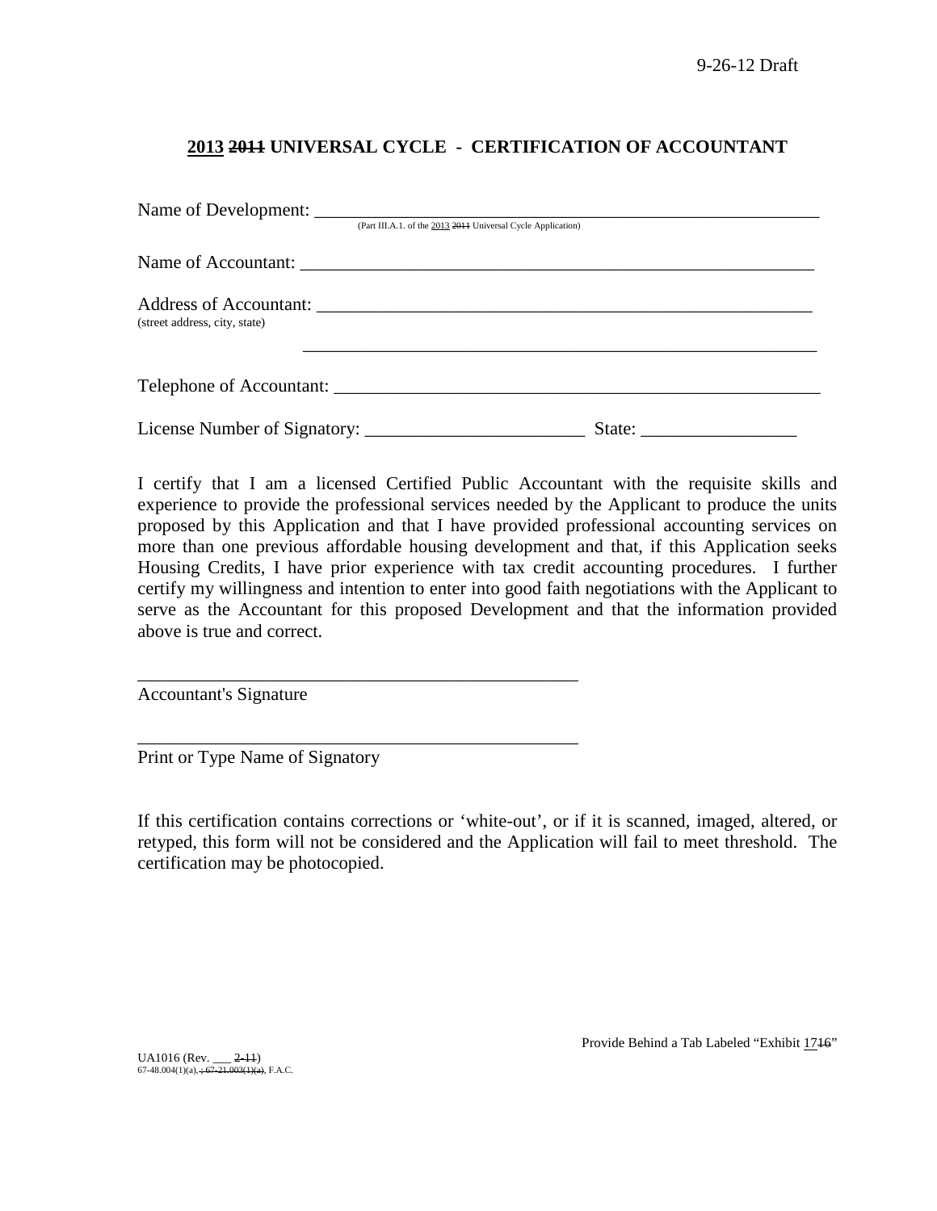9-26-12 Draft

## 2013 ~~2011~~ UNIVERSAL CYCLE - CERTIFICATION OF ACCOUNTANT

Name of Development: ___________________________________________________________
(Part III.A.1. of the 2013 ~~2011~~ Universal Cycle Application)

Name of Accountant: ___________________________________________________________

Address of Accountant: ________________________________________________________
(street address, city, state)

___________________________________________________________

Telephone of Accountant: _______________________________________________________

License Number of Signatory: ________________________ State: _________________

I certify that I am a licensed Certified Public Accountant with the requisite skills and experience to provide the professional services needed by the Applicant to produce the units proposed by this Application and that I have provided professional accounting services on more than one previous affordable housing development and that, if this Application seeks Housing Credits, I have prior experience with tax credit accounting procedures. I further certify my willingness and intention to enter into good faith negotiations with the Applicant to serve as the Accountant for this proposed Development and that the information provided above is true and correct.

_________________________________________________
Accountant's Signature

_________________________________________________
Print or Type Name of Signatory

If this certification contains corrections or 'white-out', or if it is scanned, imaged, altered, or retyped, this form will not be considered and the Application will fail to meet threshold. The certification may be photocopied.

Provide Behind a Tab Labeled "Exhibit 17~~16~~"

UA1016 (Rev. ___ ~~2-11~~)
67-48.004(1)(a)~~, ; 67-21.003(1)(a)~~, F.A.C.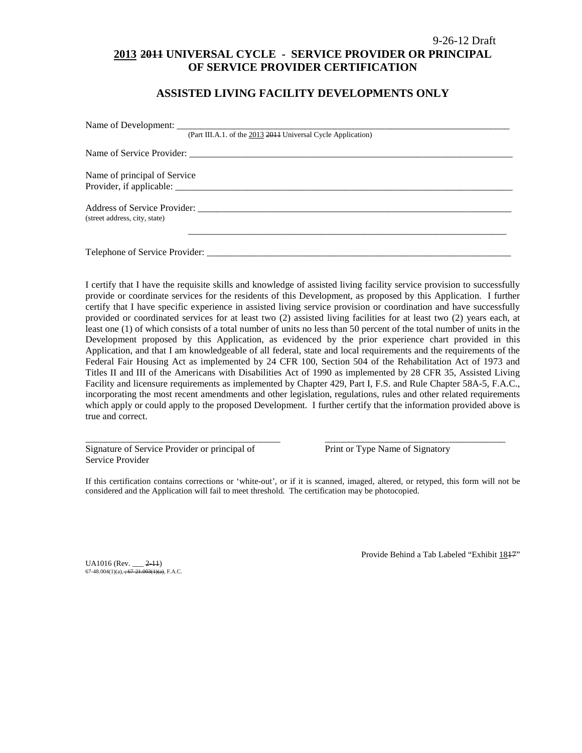9-26-12 Draft

# ~~2011~~ 2013 UNIVERSAL CYCLE - SERVICE PROVIDER OR PRINCIPAL OF SERVICE PROVIDER CERTIFICATION

## ASSISTED LIVING FACILITY DEVELOPMENTS ONLY

Name of Development: ___________________________________________________________________________
(Part III.A.1. of the 2013 ~~2011~~ Universal Cycle Application)

Name of Service Provider: ______________________________________________________________________

Name of principal of Service Provider, if applicable: _______________________________________________________________________

Address of Service Provider: ____________________________________________________________________
(street address, city, state)

_________________________________________________________________________________

Telephone of Service Provider: __________________________________________________________________

I certify that I have the requisite skills and knowledge of assisted living facility service provision to successfully provide or coordinate services for the residents of this Development, as proposed by this Application. I further certify that I have specific experience in assisted living service provision or coordination and have successfully provided or coordinated services for at least two (2) assisted living facilities for at least two (2) years each, at least one (1) of which consists of a total number of units no less than 50 percent of the total number of units in the Development proposed by this Application, as evidenced by the prior experience chart provided in this Application, and that I am knowledgeable of all federal, state and local requirements and the requirements of the Federal Fair Housing Act as implemented by 24 CFR 100, Section 504 of the Rehabilitation Act of 1973 and Titles II and III of the Americans with Disabilities Act of 1990 as implemented by 28 CFR 35, Assisted Living Facility and licensure requirements as implemented by Chapter 429, Part I, F.S. and Rule Chapter 58A-5, F.A.C., incorporating the most recent amendments and other legislation, regulations, rules and other related requirements which apply or could apply to the proposed Development. I further certify that the information provided above is true and correct.

_________________________________________ _____________________________________
Signature of Service Provider or principal of Service Provider | Print or Type Name of Signatory

If this certification contains corrections or 'white-out', or if it is scanned, imaged, altered, or retyped, this form will not be considered and the Application will fail to meet threshold. The certification may be photocopied.

Provide Behind a Tab Labeled "Exhibit 18~~17~~"

UA1016 (Rev. ___ ~~2-11~~)
67-48.004(1)(a)~~, 67-21.003(1)(a)~~, F.A.C.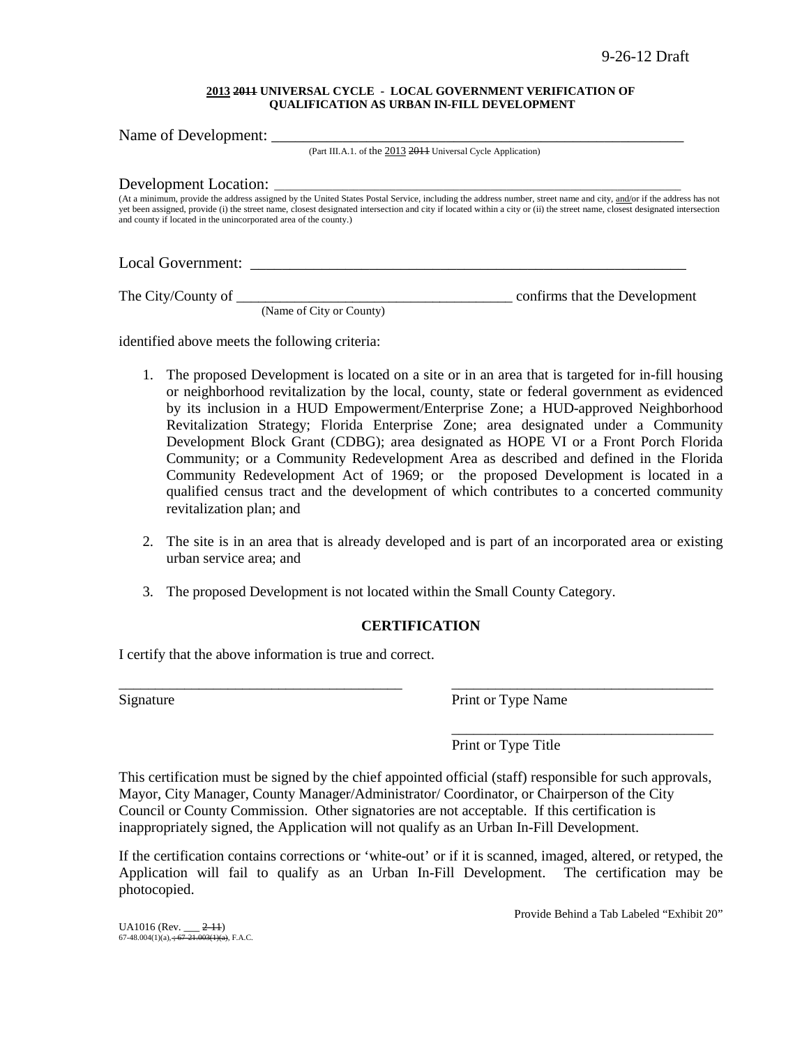9-26-12 Draft

**2013 ~~2011~~ UNIVERSAL CYCLE - LOCAL GOVERNMENT VERIFICATION OF QUALIFICATION AS URBAN IN-FILL DEVELOPMENT**

Name of Development: _______________________________________________________

(Part III.A.1. of the 2013 ~~2011~~ Universal Cycle Application)

Development Location: _______________________________________________________

(At a minimum, provide the address assigned by the United States Postal Service, including the address number, street name and city, and/or if the address has not yet been assigned, provide (i) the street name, closest designated intersection and city if located within a city or (ii) the street name, closest designated intersection and county if located in the unincorporated area of the county.)

Local Government: _______________________________________________________

The City/County of ______________________________________ confirms that the Development
(Name of City or County)

identified above meets the following criteria:

1. The proposed Development is located on a site or in an area that is targeted for in-fill housing or neighborhood revitalization by the local, county, state or federal government as evidenced by its inclusion in a HUD Empowerment/Enterprise Zone; a HUD-approved Neighborhood Revitalization Strategy; Florida Enterprise Zone; area designated under a Community Development Block Grant (CDBG); area designated as HOPE VI or a Front Porch Florida Community; or a Community Redevelopment Area as described and defined in the Florida Community Redevelopment Act of 1969; or the proposed Development is located in a qualified census tract and the development of which contributes to a concerted community revitalization plan; and

2. The site is in an area that is already developed and is part of an incorporated area or existing urban service area; and

3. The proposed Development is not located within the Small County Category.

**CERTIFICATION**

I certify that the above information is true and correct.

_______________________________________ _______________________________________
Signature Print or Type Name

_______________________________________
Print or Type Title

This certification must be signed by the chief appointed official (staff) responsible for such approvals, Mayor, City Manager, County Manager/Administrator/ Coordinator, or Chairperson of the City Council or County Commission. Other signatories are not acceptable. If this certification is inappropriately signed, the Application will not qualify as an Urban In-Fill Development.

If the certification contains corrections or 'white-out' or if it is scanned, imaged, altered, or retyped, the Application will fail to qualify as an Urban In-Fill Development. The certification may be photocopied.

Provide Behind a Tab Labeled "Exhibit 20"

UA1016 (Rev. ___ ~~2-11~~)
67-48.004(1)(a)~~, ; 67-21.003(1)(a)~~, F.A.C.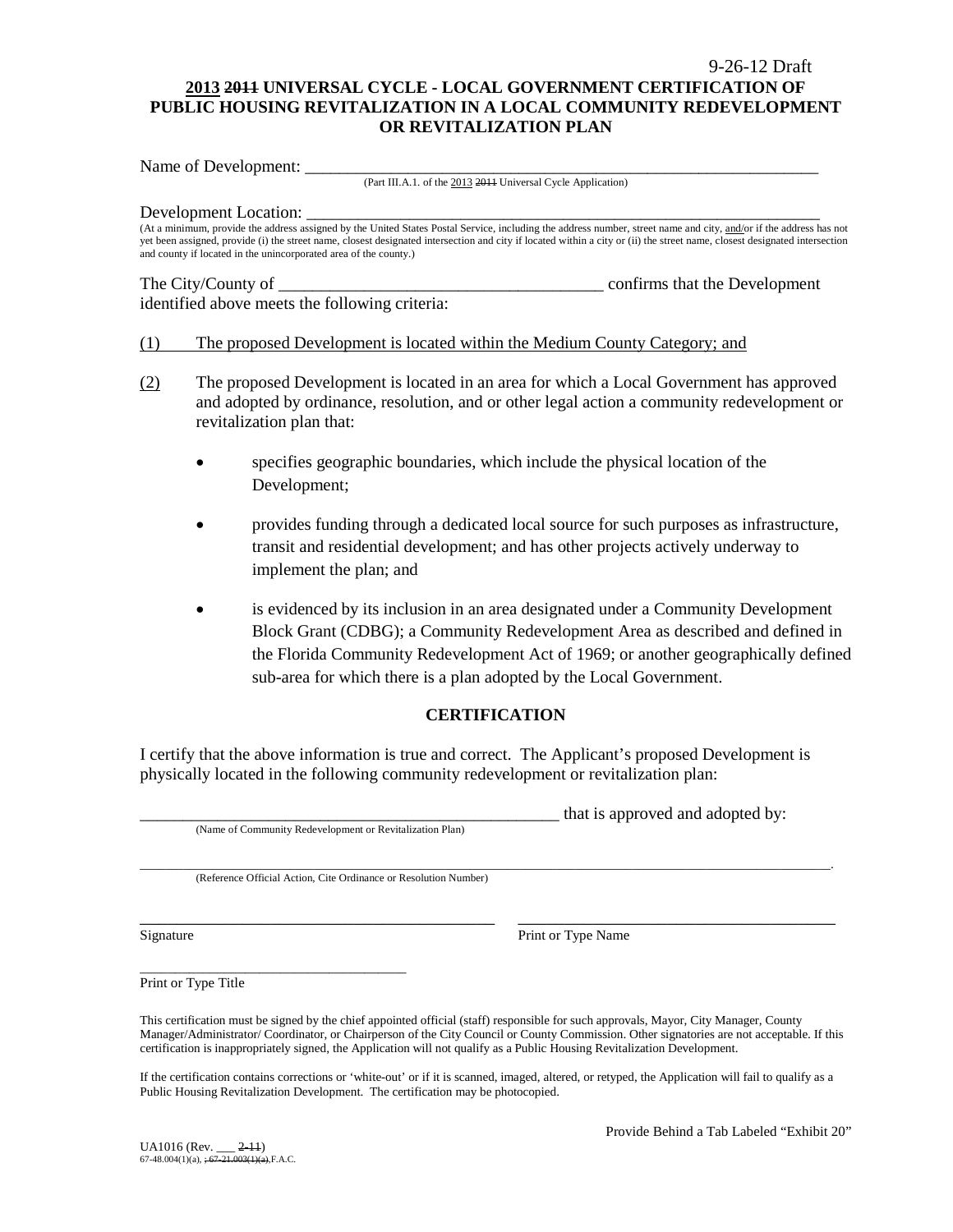9-26-12 Draft

**2013 ~~2011~~ UNIVERSAL CYCLE - LOCAL GOVERNMENT CERTIFICATION OF PUBLIC HOUSING REVITALIZATION IN A LOCAL COMMUNITY REDEVELOPMENT OR REVITALIZATION PLAN**

Name of Development: ___________________________________________________________
(Part III.A.1. of the 2013 ~~2011~~ Universal Cycle Application)

Development Location: __________________________________________________________
(At a minimum, provide the address assigned by the United States Postal Service, including the address number, street name and city, and/or if the address has not yet been assigned, provide (i) the street name, closest designated intersection and city if located within a city or (ii) the street name, closest designated intersection and county if located in the unincorporated area of the county.)

The City/County of ______________________________________ confirms that the Development identified above meets the following criteria:

(1) The proposed Development is located within the Medium County Category; and

(2) The proposed Development is located in an area for which a Local Government has approved and adopted by ordinance, resolution, and or other legal action a community redevelopment or revitalization plan that:

- specifies geographic boundaries, which include the physical location of the Development;
- provides funding through a dedicated local source for such purposes as infrastructure, transit and residential development; and has other projects actively underway to implement the plan; and
- is evidenced by its inclusion in an area designated under a Community Development Block Grant (CDBG); a Community Redevelopment Area as described and defined in the Florida Community Redevelopment Act of 1969; or another geographically defined sub-area for which there is a plan adopted by the Local Government.

## CERTIFICATION

I certify that the above information is true and correct. The Applicant's proposed Development is physically located in the following community redevelopment or revitalization plan:

_____________________________________________________ that is approved and adopted by:
(Name of Community Redevelopment or Revitalization Plan)

______________________________________________________________________________________.
(Reference Official Action, Cite Ordinance or Resolution Number)

______________________________________ ______________________________________
Signature Print or Type Name

______________________________________
Print or Type Title

This certification must be signed by the chief appointed official (staff) responsible for such approvals, Mayor, City Manager, County Manager/Administrator/ Coordinator, or Chairperson of the City Council or County Commission. Other signatories are not acceptable. If this certification is inappropriately signed, the Application will not qualify as a Public Housing Revitalization Development.

If the certification contains corrections or 'white-out' or if it is scanned, imaged, altered, or retyped, the Application will fail to qualify as a Public Housing Revitalization Development. The certification may be photocopied.

Provide Behind a Tab Labeled "Exhibit 20"

UA1016 (Rev. ___ ~~2-11~~)
67-48.004(1)(a), ~~, 67-21.003(1)(a),~~ F.A.C.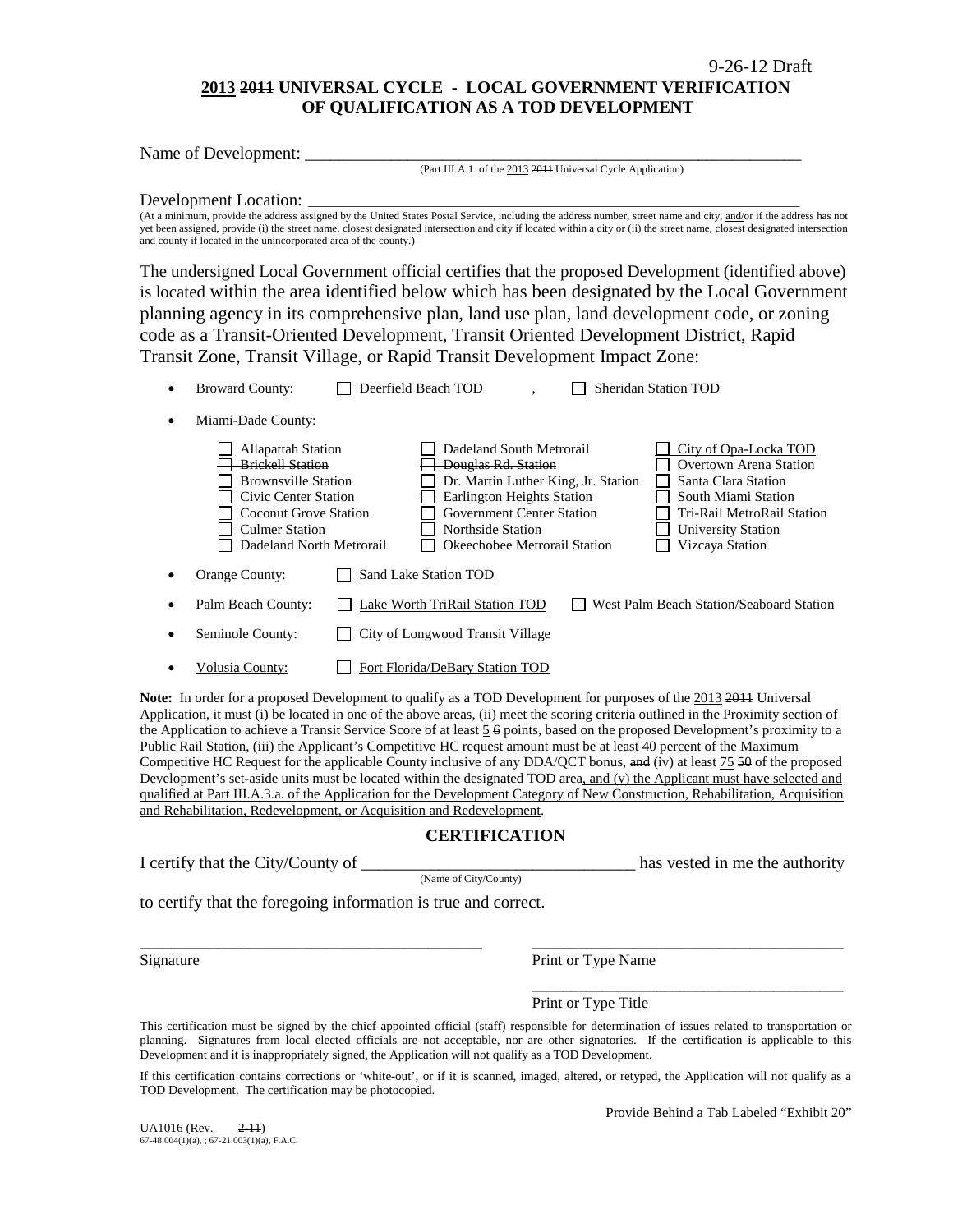9-26-12 Draft

# <u>2013</u> ~~2011~~ UNIVERSAL CYCLE - LOCAL GOVERNMENT VERIFICATION OF QUALIFICATION AS A TOD DEVELOPMENT

Name of Development: ___________________________________________________________

(Part III.A.1. of the <u>2013</u> ~~2011~~ Universal Cycle Application)

Development Location: ___________________________________________________________

(At a minimum, provide the address assigned by the United States Postal Service, including the address number, street name and city, <u>and</u>/or if the address has not yet been assigned, provide (i) the street name, closest designated intersection and city if located within a city or (ii) the street name, closest designated intersection and county if located in the unincorporated area of the county.)

The undersigned Local Government official certifies that the proposed Development (identified above) is located within the area identified below which has been designated by the Local Government planning agency in its comprehensive plan, land use plan, land development code, or zoning code as a Transit-Oriented Development, Transit Oriented Development District, Rapid Transit Zone, Transit Village, or Rapid Transit Development Impact Zone:

- Broward County: ☐ Deerfield Beach TOD , ☐ Sheridan Station TOD
- Miami-Dade County:

  ☐ Allapattah Station
  ☐ ~~Brickell Station~~
  ☐ Brownsville Station
  ☐ Civic Center Station
  ☐ Coconut Grove Station
  ☐ ~~Culmer Station~~
  ☐ Dadeland North Metrorail
  ☐ Dadeland South Metrorail
  ☐ ~~Douglas Rd. Station~~
  ☐ Dr. Martin Luther King, Jr. Station
  ☐ ~~Earlington Heights Station~~
  ☐ Government Center Station
  ☐ Northside Station
  ☐ Okeechobee Metrorail Station
  ☐ <u>City of Opa-Locka TOD</u>
  ☐ Overtown Arena Station
  ☐ Santa Clara Station
  ☐ ~~South Miami Station~~
  ☐ Tri-Rail MetroRail Station
  ☐ University Station
  ☐ Vizcaya Station

- <u>Orange County:</u> ☐ <u>Sand Lake Station TOD</u>
- Palm Beach County: ☐ <u>Lake Worth TriRail Station TOD</u> ☐ West Palm Beach Station/Seaboard Station
- Seminole County: ☐ City of Longwood Transit Village
- <u>Volusia County:</u> ☐ <u>Fort Florida/DeBary Station TOD</u>

**Note:** In order for a proposed Development to qualify as a TOD Development for purposes of the <u>2013</u> ~~2011~~ Universal Application, it must (i) be located in one of the above areas, (ii) meet the scoring criteria outlined in the Proximity section of the Application to achieve a Transit Service Score of at least <u>5</u> ~~6~~ points, based on the proposed Development's proximity to a Public Rail Station, (iii) the Applicant's Competitive HC request amount must be at least 40 percent of the Maximum Competitive HC Request for the applicable County inclusive of any DDA/QCT bonus, ~~and~~ (iv) at least <u>75</u> ~~50~~ of the proposed Development's set-aside units must be located within the designated TOD area<u>, and (v) the Applicant must have selected and qualified at Part III.A.3.a. of the Application for the Development Category of New Construction, Rehabilitation, Acquisition and Rehabilitation, Redevelopment, or Acquisition and Redevelopment</u>.

## CERTIFICATION

I certify that the City/County of ________________________________ has vested in me the authority

(Name of City/County)

to certify that the foregoing information is true and correct.

___________________________________________ ___________________________________________

Signature Print or Type Name

___________________________________________

Print or Type Title

This certification must be signed by the chief appointed official (staff) responsible for determination of issues related to transportation or planning. Signatures from local elected officials are not acceptable, nor are other signatories. If the certification is applicable to this Development and it is inappropriately signed, the Application will not qualify as a TOD Development.

If this certification contains corrections or 'white-out', or if it is scanned, imaged, altered, or retyped, the Application will not qualify as a TOD Development. The certification may be photocopied.

Provide Behind a Tab Labeled "Exhibit 20"

UA1016 (Rev. ___ ~~2-11~~)
67-48.004(1)(a)~~, ; 67-21.003(1)(a)~~, F.A.C.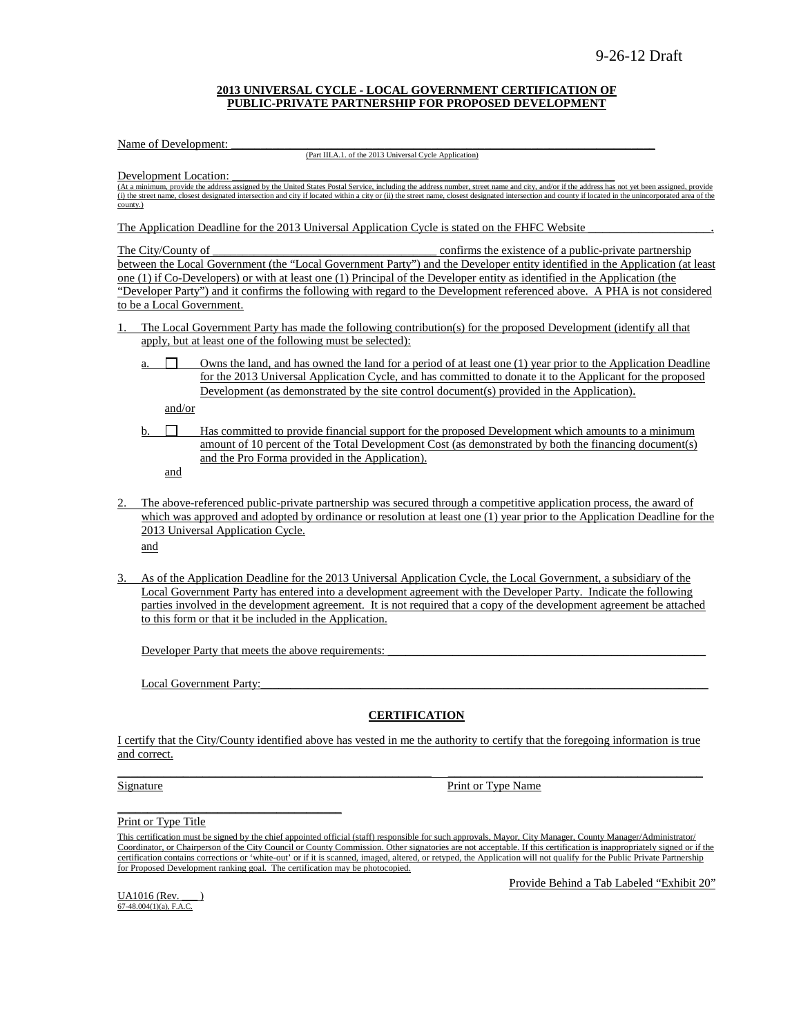9-26-12 Draft

**2013 UNIVERSAL CYCLE - LOCAL GOVERNMENT CERTIFICATION OF PUBLIC-PRIVATE PARTNERSHIP FOR PROPOSED DEVELOPMENT**

Name of Development: ___________________________________________________________
(Part III.A.1. of the 2013 Universal Cycle Application)

Development Location: ___________________________________________________________
(At a minimum, provide the address assigned by the United States Postal Service, including the address number, street name and city, and/or if the address has not yet been assigned, provide (i) the street name, closest designated intersection and city if located within a city or (ii) the street name, closest designated intersection and county if located in the unincorporated area of the county.)

The Application Deadline for the 2013 Universal Application Cycle is stated on the FHFC Website _____________________.

The City/County of _____________________________________ confirms the existence of a public-private partnership between the Local Government (the "Local Government Party") and the Developer entity identified in the Application (at least one (1) if Co-Developers) or with at least one (1) Principal of the Developer entity as identified in the Application (the "Developer Party") and it confirms the following with regard to the Development referenced above. A PHA is not considered to be a Local Government.

1. The Local Government Party has made the following contribution(s) for the proposed Development (identify all that apply, but at least one of the following must be selected):

   a. ☐ Owns the land, and has owned the land for a period of at least one (1) year prior to the Application Deadline for the 2013 Universal Application Cycle, and has committed to donate it to the Applicant for the proposed Development (as demonstrated by the site control document(s) provided in the Application).

   and/or

   b. ☐ Has committed to provide financial support for the proposed Development which amounts to a minimum amount of 10 percent of the Total Development Cost (as demonstrated by both the financing document(s) and the Pro Forma provided in the Application).

   and

2. The above-referenced public-private partnership was secured through a competitive application process, the award of which was approved and adopted by ordinance or resolution at least one (1) year prior to the Application Deadline for the 2013 Universal Application Cycle.

   and

3. As of the Application Deadline for the 2013 Universal Application Cycle, the Local Government, a subsidiary of the Local Government Party has entered into a development agreement with the Developer Party. Indicate the following parties involved in the development agreement. It is not required that a copy of the development agreement be attached to this form or that it be included in the Application.

   Developer Party that meets the above requirements: _______________________________________________

   Local Government Party: _______________________________________________________________________

**CERTIFICATION**

I certify that the City/County identified above has vested in me the authority to certify that the foregoing information is true and correct.

_____________________________________________ _____________________________________________

Signature Print or Type Name

_____________________________________________

Print or Type Title

This certification must be signed by the chief appointed official (staff) responsible for such approvals, Mayor, City Manager, County Manager/Administrator/ Coordinator, or Chairperson of the City Council or County Commission. Other signatories are not acceptable. If this certification is inappropriately signed or if the certification contains corrections or 'white-out' or if it is scanned, imaged, altered, or retyped, the Application will not qualify for the Public Private Partnership for Proposed Development ranking goal. The certification may be photocopied.

Provide Behind a Tab Labeled "Exhibit 20"

UA1016 (Rev. ___)
67-48.004(1)(a), F.A.C.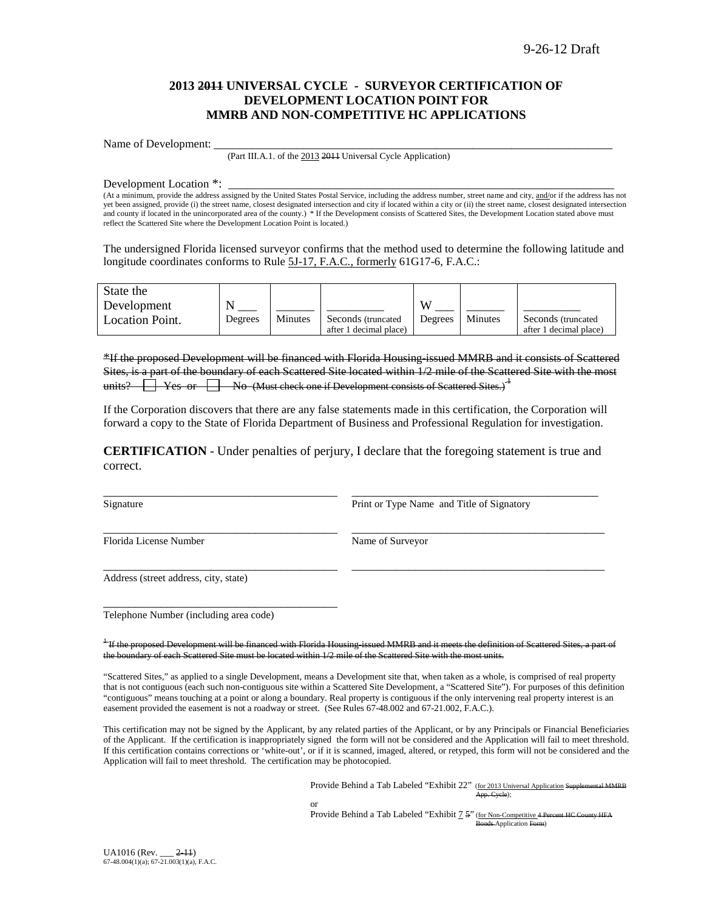9-26-12 Draft

**2013 ~~2011~~ UNIVERSAL CYCLE - SURVEYOR CERTIFICATION OF DEVELOPMENT LOCATION POINT FOR MMRB AND NON-COMPETITIVE HC APPLICATIONS**

Name of Development: ___________________________________________________________________________

(Part III.A.1. of the 2013 ~~2011~~ Universal Cycle Application)

Development Location *: ________________________________________________________________________

(At a minimum, provide the address assigned by the United States Postal Service, including the address number, street name and city, and/or if the address has not yet been assigned, provide (i) the street name, closest designated intersection and city if located within a city or (ii) the street name, closest designated intersection and county if located in the unincorporated area of the county.) * If the Development consists of Scattered Sites, the Development Location stated above must reflect the Scattered Site where the Development Location Point is located.)

The undersigned Florida licensed surveyor confirms that the method used to determine the following latitude and longitude coordinates conforms to Rule 5J-17, F.A.C., formerly 61G17-6, F.A.C.:

| State the Development Location Point. | N ___ Degrees | ______ Minutes | _________ Seconds (truncated after 1 decimal place) | W ___ Degrees | ______ Minutes | _________ Seconds (truncated after 1 decimal place) |
|---|---|---|---|---|---|---|

~~*If the proposed Development will be financed with Florida Housing-issued MMRB and it consists of Scattered Sites, is a part of the boundary of each Scattered Site located within 1/2 mile of the Scattered Site with the most units? ☐ Yes or ☐ No (Must check one if Development consists of Scattered Sites.)[1]~~

If the Corporation discovers that there are any false statements made in this certification, the Corporation will forward a copy to the State of Florida Department of Business and Professional Regulation for investigation.

**CERTIFICATION** - Under penalties of perjury, I declare that the foregoing statement is true and correct.

___________________________________________ ___________________________________________

Signature Print or Type Name and Title of Signatory

___________________________________________ ___________________________________________

Florida License Number Name of Surveyor

___________________________________________ ___________________________________________

Address (street address, city, state)

___________________________________________

Telephone Number (including area code)

~~[1] If the proposed Development will be financed with Florida Housing-issued MMRB and it meets the definition of Scattered Sites, a part of the boundary of each Scattered Site must be located within 1/2 mile of the Scattered Site with the most units.~~

"Scattered Sites," as applied to a single Development, means a Development site that, when taken as a whole, is comprised of real property that is not contiguous (each such non-contiguous site within a Scattered Site Development, a "Scattered Site"). For purposes of this definition "contiguous" means touching at a point or along a boundary. Real property is contiguous if the only intervening real property interest is an easement provided the easement is not a roadway or street. (See Rules 67-48.002 and 67-21.002, F.A.C.).

This certification may not be signed by the Applicant, by any related parties of the Applicant, or by any Principals or Financial Beneficiaries of the Applicant. If the certification is inappropriately signed the form will not be considered and the Application will fail to meet threshold. If this certification contains corrections or 'white-out', or if it is scanned, imaged, altered, or retyped, this form will not be considered and the Application will fail to meet threshold. The certification may be photocopied.

Provide Behind a Tab Labeled "Exhibit 22" (for 2013 Universal Application ~~Supplemental MMRB App. Cycle~~);

or

Provide Behind a Tab Labeled "Exhibit 7 ~~5~~" (for Non-Competitive ~~4 Percent HC County HFA Bonds~~ Application ~~Form~~)

UA1016 (Rev. ___ ~~2-11~~)
67-48.004(1)(a); 67-21.003(1)(a), F.A.C.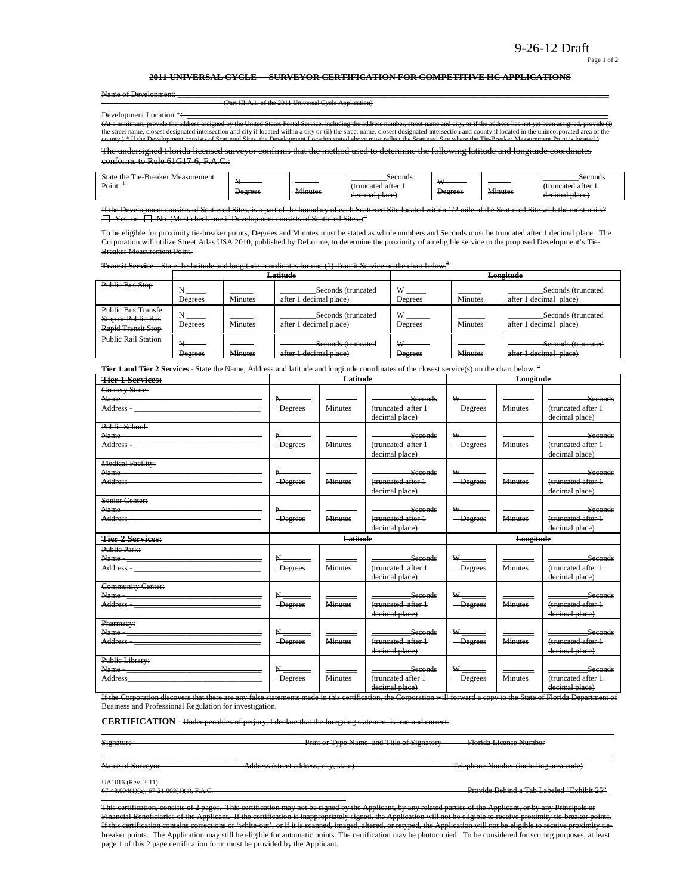9-26-12 Draft

**2011 UNIVERSAL CYCLE – SURVEYOR CERTIFICATION FOR COMPETITIVE HC APPLICATIONS**

Name of Development: \_\_\_\_\_\_\_\_\_\_\_\_\_\_\_\_\_\_\_\_\_\_\_\_\_\_\_\_\_\_\_\_\_\_\_\_\_\_\_\_\_\_\_\_\_\_\_\_\_\_\_\_\_\_\_\_\_\_\_\_
(Part III.A.1. of the 2011 Universal Cycle Application)

Development Location \*: \_\_\_\_\_\_\_\_\_\_\_\_\_\_\_\_\_\_\_\_\_\_\_\_\_\_\_\_\_\_\_\_\_\_\_\_\_\_\_\_\_\_\_\_\_\_\_\_\_\_\_\_\_\_\_\_\_\_\_\_
(At a minimum, provide the address assigned by the United States Postal Service, including the address number, street name and city, or if the address has not yet been assigned, provide (i) the street name, closest designated intersection and city if located within a city or (ii) the street name, closest designated intersection and county if located in the unincorporated area of the county.) \* If the Development consists of Scattered Sites, the Development Location stated above must reflect the Scattered Site where the Tie-Breaker Measurement Point is located.)

The undersigned Florida licensed surveyor confirms that the method used to determine the following latitude and longitude coordinates conforms to Rule 61G17-6, F.A.C.:

| State the Tie-Breaker Measurement Point. [1] | N\_\_\_\_\_ Degrees | \_\_\_\_\_ Minutes | \_\_\_\_\_\_Seconds (truncated after 1 decimal place) | W\_\_\_\_\_ Degrees | \_\_\_\_\_ Minutes | \_\_\_\_\_\_Seconds (truncated after 1 decimal place) |
|---|---|---|---|---|---|---|

If the Development consists of Scattered Sites, is a part of the boundary of each Scattered Site located within 1/2 mile of the Scattered Site with the most units?
☐ Yes or ☐ No (Must check one if Development consists of Scattered Sites.) [2]

To be eligible for proximity tie-breaker points, Degrees and Minutes must be stated as whole numbers and Seconds must be truncated after 1 decimal place. The Corporation will utilize Street Atlas USA 2010, published by DeLorme, to determine the proximity of an eligible service to the proposed Development's Tie-Breaker Measurement Point.

**Transit Service** – State the latitude and longitude coordinates for one (1) Transit Service on the chart below. [3]

| | **Latitude** | | | **Longitude** | | |
|---|---|---|---|---|---|---|
| Public Bus Stop | N\_\_\_\_\_ Degrees | \_\_\_\_\_ Minutes | \_\_\_\_\_\_Seconds (truncated after 1 decimal place) | W\_\_\_\_\_ Degrees | \_\_\_\_\_ Minutes | \_\_\_\_\_\_Seconds (truncated after 1 decimal place) |
| Public Bus Transfer Stop or Public Bus Rapid Transit Stop | N\_\_\_\_\_ Degrees | \_\_\_\_\_ Minutes | \_\_\_\_\_\_Seconds (truncated after 1 decimal place) | W\_\_\_\_\_ Degrees | \_\_\_\_\_ Minutes | \_\_\_\_\_\_Seconds (truncated after 1 decimal place) |
| Public Rail Station | N\_\_\_\_\_ Degrees | \_\_\_\_\_ Minutes | \_\_\_\_\_\_Seconds (truncated after 1 decimal place) | W\_\_\_\_\_ Degrees | \_\_\_\_\_ Minutes | \_\_\_\_\_\_Seconds (truncated after 1 decimal place) |

**Tier 1 and Tier 2 Services** - State the Name, Address and latitude and longitude coordinates of the closest service(s) on the chart below. [3]

| **Tier 1 Services:** | **Latitude** | | | **Longitude** | | |
|---|---|---|---|---|---|---|
| Grocery Store: Name - \_\_\_\_\_ Address - \_\_\_\_\_ | N\_\_\_\_\_ Degrees | \_\_\_\_\_ Minutes | \_\_\_\_\_\_Seconds (truncated after 1 decimal place) | W\_\_\_\_\_ Degrees | \_\_\_\_\_ Minutes | \_\_\_\_\_\_Seconds (truncated after 1 decimal place) |
| Public School: Name - \_\_\_\_\_ Address - \_\_\_\_\_ | N\_\_\_\_\_ Degrees | \_\_\_\_\_ Minutes | \_\_\_\_\_\_Seconds (truncated after 1 decimal place) | W\_\_\_\_\_ Degrees | \_\_\_\_\_ Minutes | \_\_\_\_\_\_Seconds (truncated after 1 decimal place) |
| Medical Facility: Name - \_\_\_\_\_ Address \_\_\_\_\_ | N\_\_\_\_\_ Degrees | \_\_\_\_\_ Minutes | \_\_\_\_\_\_Seconds (truncated after 1 decimal place) | W\_\_\_\_\_ Degrees | \_\_\_\_\_ Minutes | \_\_\_\_\_\_Seconds (truncated after 1 decimal place) |
| Senior Center: Name - \_\_\_\_\_ Address - \_\_\_\_\_ | N\_\_\_\_\_ Degrees | \_\_\_\_\_ Minutes | \_\_\_\_\_\_Seconds (truncated after 1 decimal place) | W\_\_\_\_\_ Degrees | \_\_\_\_\_ Minutes | \_\_\_\_\_\_Seconds (truncated after 1 decimal place) |
| **Tier 2 Services:** | **Latitude** | | | **Longitude** | | |
| Public Park: Name - \_\_\_\_\_ Address - \_\_\_\_\_ | N\_\_\_\_\_ Degrees | \_\_\_\_\_ Minutes | \_\_\_\_\_\_Seconds (truncated after 1 decimal place) | W\_\_\_\_\_ Degrees | \_\_\_\_\_ Minutes | \_\_\_\_\_\_Seconds (truncated after 1 decimal place) |
| Community Center: Name - \_\_\_\_\_ Address - \_\_\_\_\_ | N\_\_\_\_\_ Degrees | \_\_\_\_\_ Minutes | \_\_\_\_\_\_Seconds (truncated after 1 decimal place) | W\_\_\_\_\_ Degrees | \_\_\_\_\_ Minutes | \_\_\_\_\_\_Seconds (truncated after 1 decimal place) |
| Pharmacy: Name - \_\_\_\_\_ Address - \_\_\_\_\_ | N\_\_\_\_\_ Degrees | \_\_\_\_\_ Minutes | \_\_\_\_\_\_Seconds (truncated after 1 decimal place) | W\_\_\_\_\_ Degrees | \_\_\_\_\_ Minutes | \_\_\_\_\_\_Seconds (truncated after 1 decimal place) |
| Public Library: Name - \_\_\_\_\_ Address \_\_\_\_\_ | N\_\_\_\_\_ Degrees | \_\_\_\_\_ Minutes | \_\_\_\_\_\_Seconds (truncated after 1 decimal place) | W\_\_\_\_\_ Degrees | \_\_\_\_\_ Minutes | \_\_\_\_\_\_Seconds (truncated after 1 decimal place) |

If the Corporation discovers that there are any false statements made in this certification, the Corporation will forward a copy to the State of Florida Department of Business and Professional Regulation for investigation.

**CERTIFICATION** – Under penalties of perjury, I declare that the foregoing statement is true and correct.

\_\_\_\_\_\_\_\_\_\_\_\_\_\_\_\_\_\_\_\_ \_\_\_\_\_\_\_\_\_\_\_\_\_\_\_\_\_\_\_\_ \_\_\_\_\_\_\_\_\_\_\_\_\_\_\_\_\_\_\_\_
Signature | Print or Type Name and Title of Signatory | Florida License Number

\_\_\_\_\_\_\_\_\_\_\_\_\_\_\_\_\_\_\_\_ \_\_\_\_\_\_\_\_\_\_\_\_\_\_\_\_\_\_\_\_ \_\_\_\_\_\_\_\_\_\_\_\_\_\_\_\_\_\_\_\_
Name of Surveyor | Address (street address, city, state) | Telephone Number (including area code)

UA1016 (Rev. 2-11)
67-48.004(1)(a); 67-21.003(1)(a), F.A.C. | Provide Behind a Tab Labeled "Exhibit 25"

This certification, consists of 2 pages. This certification may not be signed by the Applicant, by any related parties of the Applicant, or by any Principals or Financial Beneficiaries of the Applicant. If the certification is inappropriately signed, the Application will not be eligible to receive proximity tie-breaker points. If this certification contains corrections or 'white-out', or if it is scanned, imaged, altered, or retyped, the Application will not be eligible to receive proximity tie-breaker points. The Application may still be eligible for automatic points. The certification may be photocopied. To be considered for scoring purposes, at least page 1 of this 2 page certification form must be provided by the Applicant.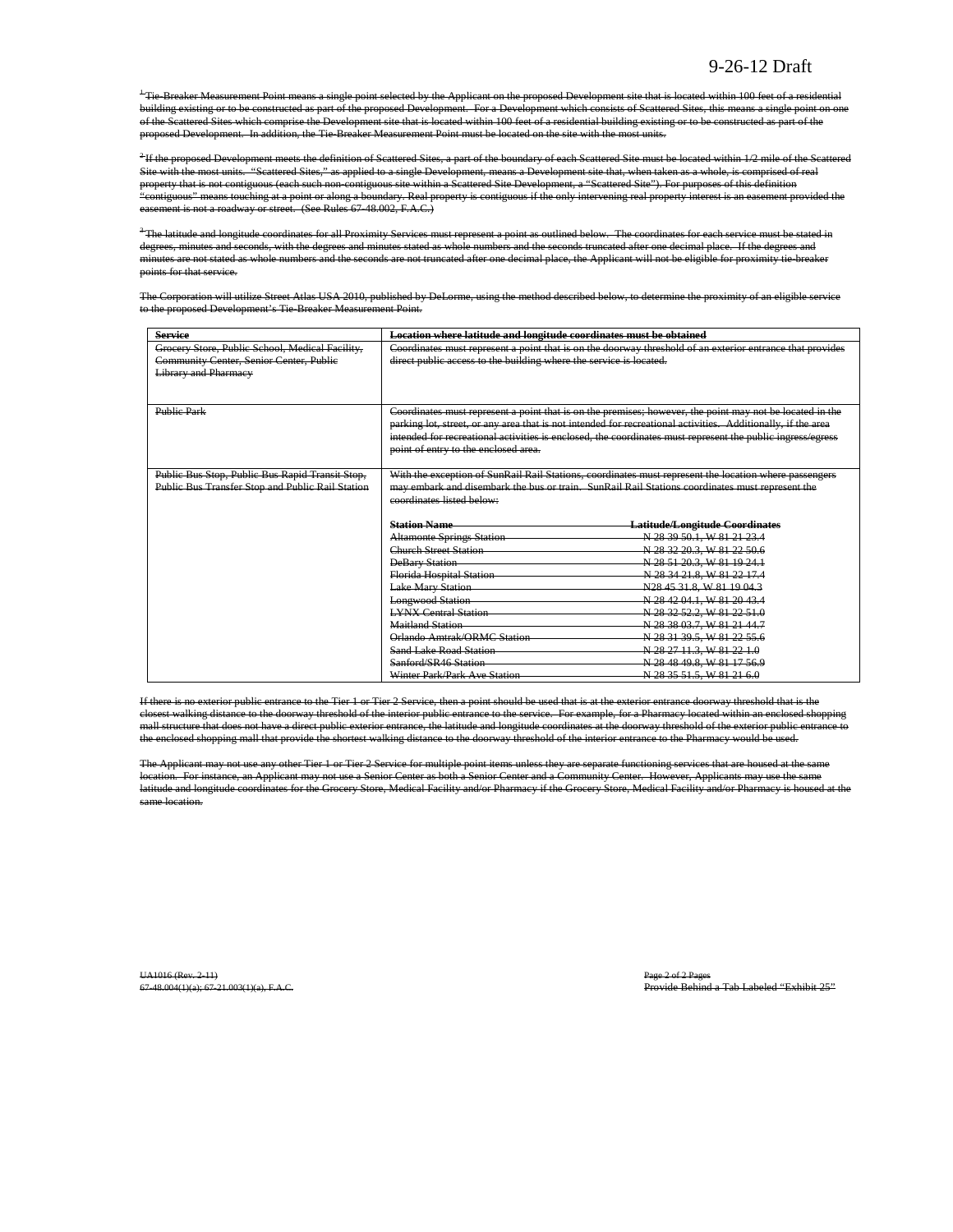9-26-12 Draft

~~[1] Tie-Breaker Measurement Point means a single point selected by the Applicant on the proposed Development site that is located within 100 feet of a residential building existing or to be constructed as part of the proposed Development. For a Development which consists of Scattered Sites, this means a single point on one of the Scattered Sites which comprise the Development site that is located within 100 feet of a residential building existing or to be constructed as part of the proposed Development. In addition, the Tie-Breaker Measurement Point must be located on the site with the most units.~~

~~[2] If the proposed Development meets the definition of Scattered Sites, a part of the boundary of each Scattered Site must be located within 1/2 mile of the Scattered Site with the most units. "Scattered Sites," as applied to a single Development, means a Development site that, when taken as a whole, is comprised of real property that is not contiguous (each such non-contiguous site within a Scattered Site Development, a "Scattered Site"). For purposes of this definition "contiguous" means touching at a point or along a boundary. Real property is contiguous if the only intervening real property interest is an easement provided the easement is not a roadway or street. (See Rules 67-48.002, F.A.C.)~~

~~[3] The latitude and longitude coordinates for all Proximity Services must represent a point as outlined below. The coordinates for each service must be stated in degrees, minutes and seconds, with the degrees and minutes stated as whole numbers and the seconds truncated after one decimal place. If the degrees and minutes are not stated as whole numbers and the seconds are not truncated after one decimal place, the Applicant will not be eligible for proximity tie-breaker points for that service.~~

~~The Corporation will utilize Street Atlas USA 2010, published by DeLorme, using the method described below, to determine the proximity of an eligible service to the proposed Development's Tie-Breaker Measurement Point.~~

| ~~**Service**~~ | ~~**Location where latitude and longitude coordinates must be obtained**~~ |
|---|---|
| ~~Grocery Store, Public School, Medical Facility, Community Center, Senior Center, Public Library and Pharmacy~~ | ~~Coordinates must represent a point that is on the doorway threshold of an exterior entrance that provides direct public access to the building where the service is located.~~ |
| ~~Public Park~~ | ~~Coordinates must represent a point that is on the premises; however, the point may not be located in the parking lot, street, or any area that is not intended for recreational activities. Additionally, if the area intended for recreational activities is enclosed, the coordinates must represent the public ingress/egress point of entry to the enclosed area.~~ |
| ~~Public Bus Stop, Public Bus Rapid Transit Stop, Public Bus Transfer Stop and Public Rail Station~~ | ~~With the exception of SunRail Rail Stations, coordinates must represent the location where passengers may embark and disembark the bus or train. SunRail Rail Stations coordinates must represent the coordinates listed below:~~<br><br>~~**Station Name** — **Latitude/Longitude Coordinates**~~<br>~~Altamonte Springs Station — N 28 39 50.1, W 81 21 23.4~~<br>~~Church Street Station — N 28 32 20.3, W 81 22 50.6~~<br>~~DeBary Station — N 28 51 20.3, W 81 19 24.1~~<br>~~Florida Hospital Station — N 28 34 21.8, W 81 22 17.4~~<br>~~Lake Mary Station — N28 45 31.8, W 81 19 04.3~~<br>~~Longwood Station — N 28 42 04.1, W 81 20 43.4~~<br>~~LYNX Central Station — N 28 32 52.2, W 81 22 51.0~~<br>~~Maitland Station — N 28 38 03.7, W 81 21 44.7~~<br>~~Orlando Amtrak/ORMC Station — N 28 31 39.5, W 81 22 55.6~~<br>~~Sand Lake Road Station — N 28 27 11.3, W 81 22 1.0~~<br>~~Sanford/SR46 Station — N 28 48 49.8, W 81 17 56.9~~<br>~~Winter Park/Park Ave Station — N 28 35 51.5, W 81 21 6.0~~ |

~~If there is no exterior public entrance to the Tier 1 or Tier 2 Service, then a point should be used that is at the exterior entrance doorway threshold that is the closest walking distance to the doorway threshold of the interior public entrance to the service. For example, for a Pharmacy located within an enclosed shopping mall structure that does not have a direct public exterior entrance, the latitude and longitude coordinates at the doorway threshold of the exterior public entrance to the enclosed shopping mall that provide the shortest walking distance to the doorway threshold of the interior entrance to the Pharmacy would be used.~~

~~The Applicant may not use any other Tier 1 or Tier 2 Service for multiple point items unless they are separate functioning services that are housed at the same location. For instance, an Applicant may not use a Senior Center as both a Senior Center and a Community Center. However, Applicants may use the same latitude and longitude coordinates for the Grocery Store, Medical Facility and/or Pharmacy if the Grocery Store, Medical Facility and/or Pharmacy is housed at the same location.~~

~~UA1016 (Rev. 2-11)~~
~~67-48.004(1)(a); 67-21.003(1)(a), F.A.C.~~

~~Provide Behind a Tab Labeled "Exhibit 25"~~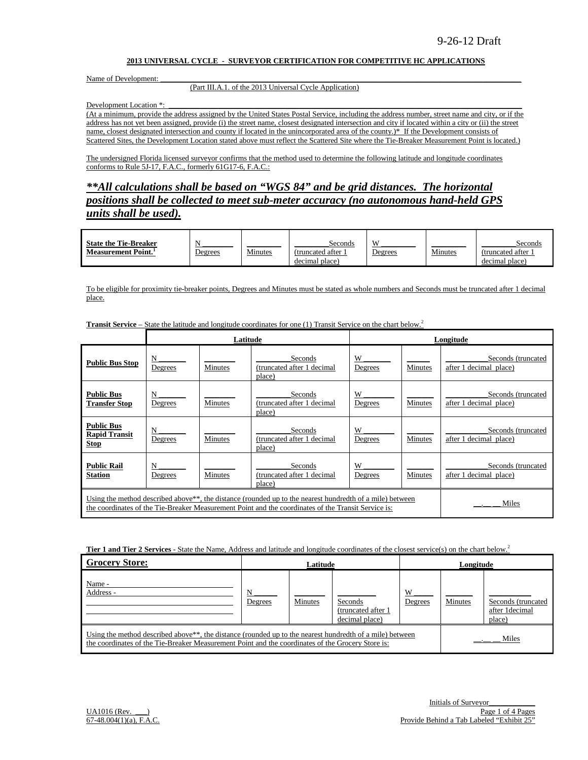9-26-12 Draft

**2013 UNIVERSAL CYCLE - SURVEYOR CERTIFICATION FOR COMPETITIVE HC APPLICATIONS**

Name of Development: ___________________________________________

(Part III.A.1. of the 2013 Universal Cycle Application)

Development Location *: ___________________________________________

(At a minimum, provide the address assigned by the United States Postal Service, including the address number, street name and city, or if the address has not yet been assigned, provide (i) the street name, closest designated intersection and city if located within a city or (ii) the street name, closest designated intersection and county if located in the unincorporated area of the county.)* If the Development consists of Scattered Sites, the Development Location stated above must reflect the Scattered Site where the Tie-Breaker Measurement Point is located.)

The undersigned Florida licensed surveyor confirms that the method used to determine the following latitude and longitude coordinates conforms to Rule 5J-17, F.A.C., formerly 61G17-6, F.A.C.:

***\*\*All calculations shall be based on "WGS 84" and be grid distances. The horizontal positions shall be collected to meet sub-meter accuracy (no autonomous hand-held GPS units shall be used).***

| **State the Tie-Breaker Measurement Point.**[1] | N ______ Degrees | ______ Minutes | ______ Seconds (truncated after 1 decimal place) | W ______ Degrees | ______ Minutes | ______ Seconds (truncated after 1 decimal place) |
|---|---|---|---|---|---|---|

To be eligible for proximity tie-breaker points, Degrees and Minutes must be stated as whole numbers and Seconds must be truncated after 1 decimal place.

**Transit Service** – State the latitude and longitude coordinates for one (1) Transit Service on the chart below.[2]

| | **Latitude** | | | **Longitude** | | |
|---|---|---|---|---|---|---|
| **Public Bus Stop** | N ______ Degrees | ______ Minutes | ______ Seconds (truncated after 1 decimal place) | W ______ Degrees | ______ Minutes | ______ Seconds (truncated after 1 decimal place) |
| **Public Bus Transfer Stop** | N ______ Degrees | ______ Minutes | ______ Seconds (truncated after 1 decimal place) | W ______ Degrees | ______ Minutes | ______ Seconds (truncated after 1 decimal place) |
| **Public Bus Rapid Transit Stop** | N ______ Degrees | ______ Minutes | ______ Seconds (truncated after 1 decimal place) | W ______ Degrees | ______ Minutes | ______ Seconds (truncated after 1 decimal place) |
| **Public Rail Station** | N ______ Degrees | ______ Minutes | ______ Seconds (truncated after 1 decimal place) | W ______ Degrees | ______ Minutes | ______ Seconds (truncated after 1 decimal place) |
| Using the method described above\*\*, the distance (rounded up to the nearest hundredth of a mile) between the coordinates of the Tie-Breaker Measurement Point and the coordinates of the Transit Service is: | | | | | | __.__ __ Miles |

**Tier 1 and Tier 2 Services** - State the Name, Address and latitude and longitude coordinates of the closest service(s) on the chart below.[2]

| **Grocery Store:** | **Latitude** | | | **Longitude** | | |
|---|---|---|---|---|---|---|
| Name - ______ Address - ______ | N ______ Degrees | ______ Minutes | ______ Seconds (truncated after 1 decimal place) | W ______ Degrees | ______ Minutes | ______ Seconds (truncated after 1decimal place) |
| Using the method described above\*\*, the distance (rounded up to the nearest hundredth of a mile) between the coordinates of the Tie-Breaker Measurement Point and the coordinates of the Grocery Store is: | | | | | | __.__ __ Miles |

Initials of Surveyor__________

UA1016 (Rev. ___)
67-48.004(1)(a), F.A.C.

Provide Behind a Tab Labeled "Exhibit 25"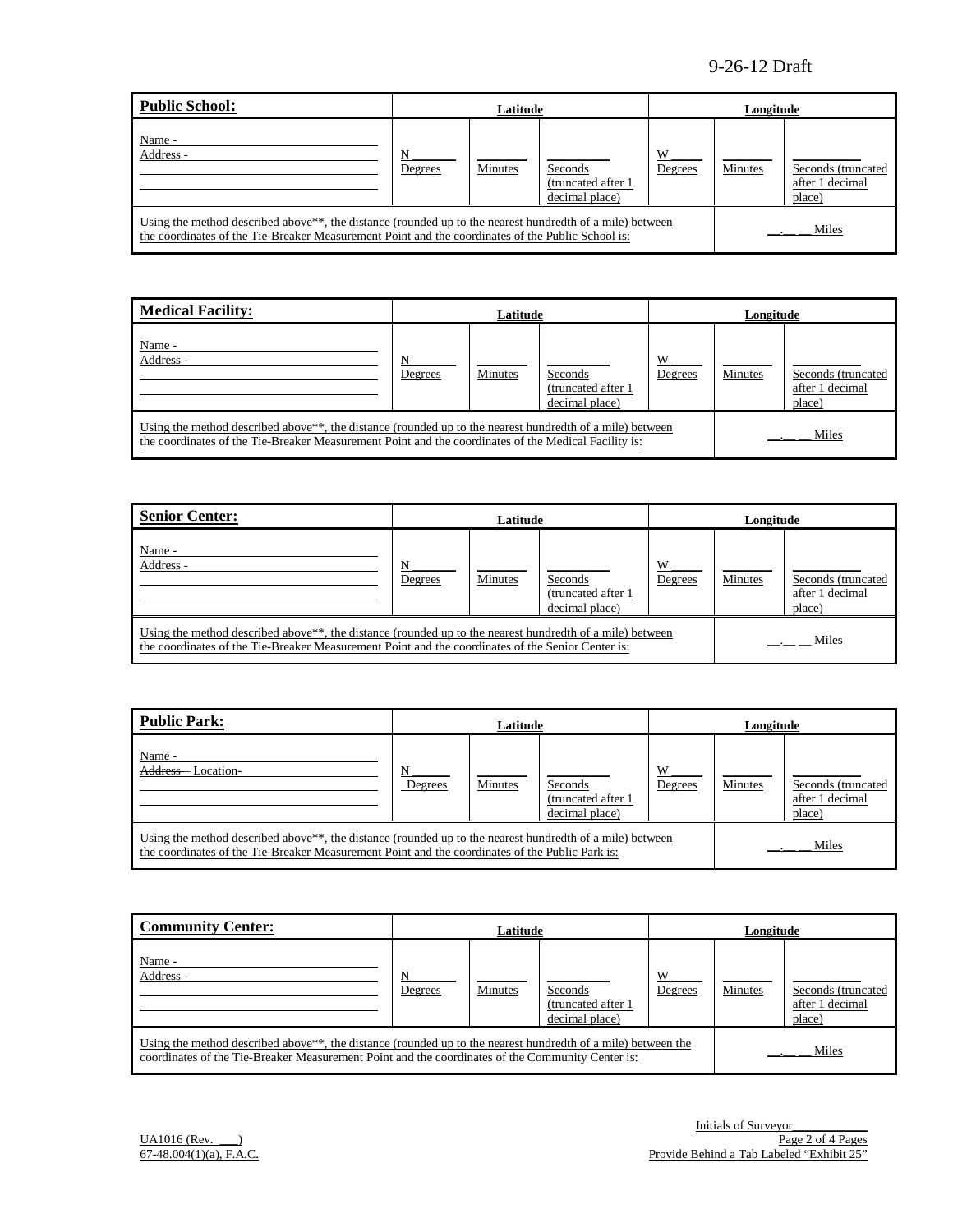9-26-12 Draft

| **Public School:** | Latitude | | | Longitude | | |
|---|---|---|---|---|---|---|
| Name - ______<br>Address - ______ | N ______<br>Degrees | ______<br>Minutes | ______<br>Seconds (truncated after 1 decimal place) | W ______<br>Degrees | ______<br>Minutes | ______<br>Seconds (truncated after 1 decimal place) |
| Using the method described above**, the distance (rounded up to the nearest hundredth of a mile) between the coordinates of the Tie-Breaker Measurement Point and the coordinates of the Public School is: | | | | | __.__ __ Miles | |

| **Medical Facility:** | Latitude | | | Longitude | | |
|---|---|---|---|---|---|---|
| Name - ______<br>Address - ______ | N ______<br>Degrees | ______<br>Minutes | ______<br>Seconds (truncated after 1 decimal place) | W ______<br>Degrees | ______<br>Minutes | ______<br>Seconds (truncated after 1 decimal place) |
| Using the method described above**, the distance (rounded up to the nearest hundredth of a mile) between the coordinates of the Tie-Breaker Measurement Point and the coordinates of the Medical Facility is: | | | | | __.__ __ Miles | |

| **Senior Center:** | Latitude | | | Longitude | | |
|---|---|---|---|---|---|---|
| Name - ______<br>Address - ______ | N ______<br>Degrees | ______<br>Minutes | ______<br>Seconds (truncated after 1 decimal place) | W ______<br>Degrees | ______<br>Minutes | ______<br>Seconds (truncated after 1 decimal place) |
| Using the method described above**, the distance (rounded up to the nearest hundredth of a mile) between the coordinates of the Tie-Breaker Measurement Point and the coordinates of the Senior Center is: | | | | | __.__ __ Miles | |

| **Public Park:** | Latitude | | | Longitude | | |
|---|---|---|---|---|---|---|
| Name - ______<br>~~Address~~ Location- ______ | N ______<br>Degrees | ______<br>Minutes | ______<br>Seconds (truncated after 1 decimal place) | W ______<br>Degrees | ______<br>Minutes | ______<br>Seconds (truncated after 1 decimal place) |
| Using the method described above**, the distance (rounded up to the nearest hundredth of a mile) between the coordinates of the Tie-Breaker Measurement Point and the coordinates of the Public Park is: | | | | | __.__ __ Miles | |

| **Community Center:** | Latitude | | | Longitude | | |
|---|---|---|---|---|---|---|
| Name - ______<br>Address - ______ | N ______<br>Degrees | ______<br>Minutes | ______<br>Seconds (truncated after 1 decimal place) | W ______<br>Degrees | ______<br>Minutes | ______<br>Seconds (truncated after 1 decimal place) |
| Using the method described above**, the distance (rounded up to the nearest hundredth of a mile) between the coordinates of the Tie-Breaker Measurement Point and the coordinates of the Community Center is: | | | | | __.__ __ Miles | |

Initials of Surveyor____________

UA1016 (Rev. ___)
67-48.004(1)(a), F.A.C.

Provide Behind a Tab Labeled "Exhibit 25"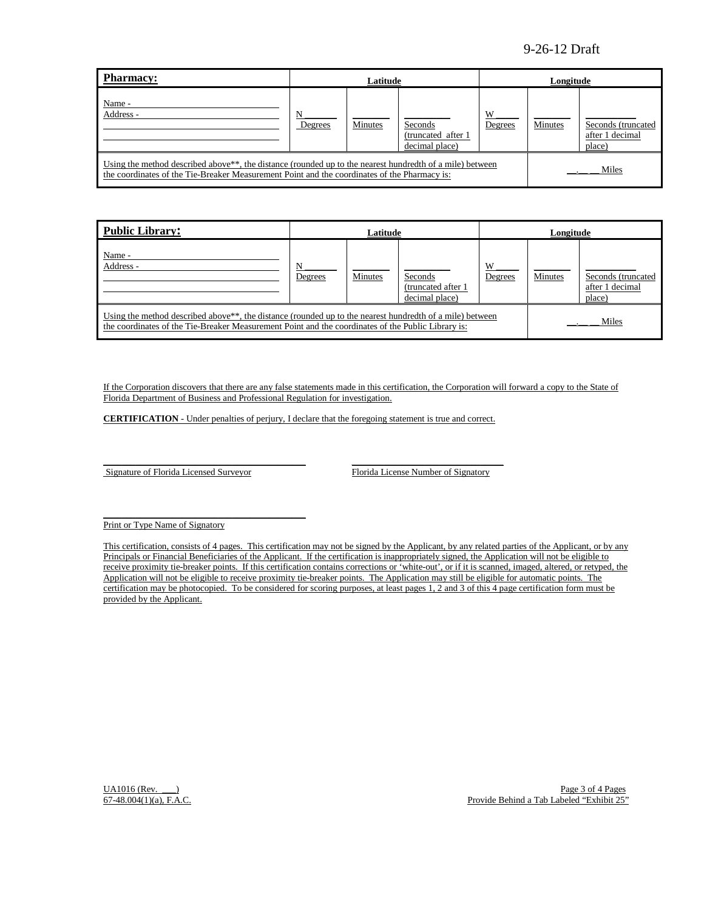| **Pharmacy:** | Latitude | | | Longitude | | |
|---|---|---|---|---|---|---|
| Name - ______<br>Address - ______<br>______<br>______ | N ______<br>Degrees | ______<br>Minutes | ______<br>Seconds (truncated after 1 decimal place) | W ______<br>Degrees | ______<br>Minutes | ______<br>Seconds (truncated after 1 decimal place) |
| Using the method described above**, the distance (rounded up to the nearest hundredth of a mile) between the coordinates of the Tie-Breaker Measurement Point and the coordinates of the Pharmacy is: | | | | | __.__ __ Miles | |

| **Public Library:** | Latitude | | | Longitude | | |
|---|---|---|---|---|---|---|
| Name - ______<br>Address - ______<br>______<br>______ | N ______<br>Degrees | ______<br>Minutes | ______<br>Seconds (truncated after 1 decimal place) | W ______<br>Degrees | ______<br>Minutes | ______<br>Seconds (truncated after 1 decimal place) |
| Using the method described above**, the distance (rounded up to the nearest hundredth of a mile) between the coordinates of the Tie-Breaker Measurement Point and the coordinates of the Public Library is: | | | | | __.__ __ Miles | |

If the Corporation discovers that there are any false statements made in this certification, the Corporation will forward a copy to the State of Florida Department of Business and Professional Regulation for investigation.

**CERTIFICATION** - Under penalties of perjury, I declare that the foregoing statement is true and correct.

______________________________ &nbsp;&nbsp;&nbsp;&nbsp; ______________________________

Signature of Florida Licensed Surveyor &nbsp;&nbsp;&nbsp;&nbsp; Florida License Number of Signatory

______________________________

Print or Type Name of Signatory

This certification, consists of 4 pages. This certification may not be signed by the Applicant, by any related parties of the Applicant, or by any Principals or Financial Beneficiaries of the Applicant. If the certification is inappropriately signed, the Application will not be eligible to receive proximity tie-breaker points. If this certification contains corrections or 'white-out', or if it is scanned, imaged, altered, or retyped, the Application will not be eligible to receive proximity tie-breaker points. The Application may still be eligible for automatic points. The certification may be photocopied. To be considered for scoring purposes, at least pages 1, 2 and 3 of this 4 page certification form must be provided by the Applicant.

UA1016 (Rev. ___)
67-48.004(1)(a), F.A.C.

Provide Behind a Tab Labeled "Exhibit 25"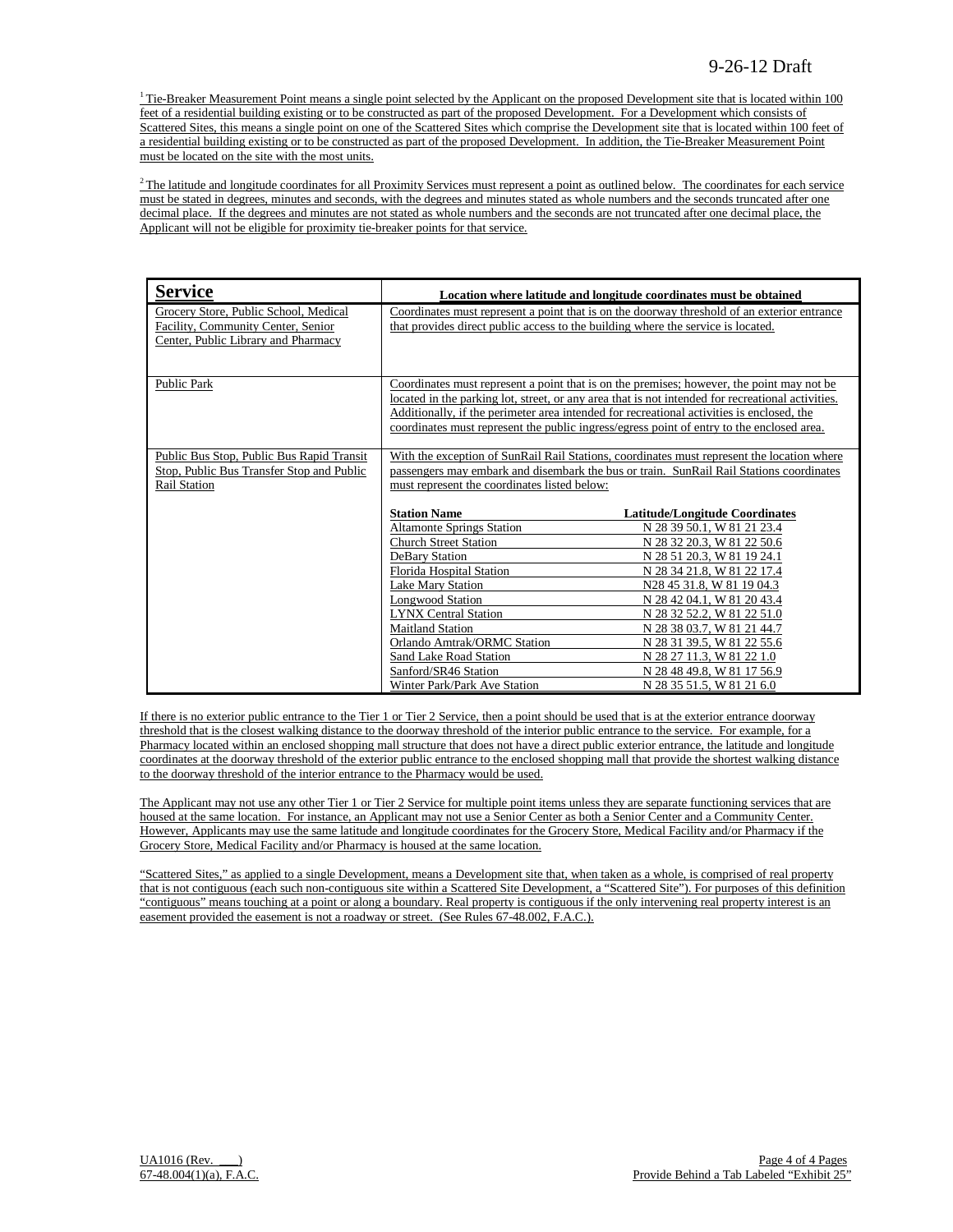[1] Tie-Breaker Measurement Point means a single point selected by the Applicant on the proposed Development site that is located within 100 feet of a residential building existing or to be constructed as part of the proposed Development. For a Development which consists of Scattered Sites, this means a single point on one of the Scattered Sites which comprise the Development site that is located within 100 feet of a residential building existing or to be constructed as part of the proposed Development. In addition, the Tie-Breaker Measurement Point must be located on the site with the most units.

[2] The latitude and longitude coordinates for all Proximity Services must represent a point as outlined below. The coordinates for each service must be stated in degrees, minutes and seconds, with the degrees and minutes stated as whole numbers and the seconds truncated after one decimal place. If the degrees and minutes are not stated as whole numbers and the seconds are not truncated after one decimal place, the Applicant will not be eligible for proximity tie-breaker points for that service.

| Service | Location where latitude and longitude coordinates must be obtained |
|---|---|
| Grocery Store, Public School, Medical Facility, Community Center, Senior Center, Public Library and Pharmacy | Coordinates must represent a point that is on the doorway threshold of an exterior entrance that provides direct public access to the building where the service is located. |
| Public Park | Coordinates must represent a point that is on the premises; however, the point may not be located in the parking lot, street, or any area that is not intended for recreational activities. Additionally, if the perimeter area intended for recreational activities is enclosed, the coordinates must represent the public ingress/egress point of entry to the enclosed area. |
| Public Bus Stop, Public Bus Rapid Transit Stop, Public Bus Transfer Stop and Public Rail Station | With the exception of SunRail Rail Stations, coordinates must represent the location where passengers may embark and disembark the bus or train. SunRail Rail Stations coordinates must represent the coordinates listed below: |

| Station Name | Latitude/Longitude Coordinates |
|---|---|
| Altamonte Springs Station | N 28 39 50.1, W 81 21 23.4 |
| Church Street Station | N 28 32 20.3, W 81 22 50.6 |
| DeBary Station | N 28 51 20.3, W 81 19 24.1 |
| Florida Hospital Station | N 28 34 21.8, W 81 22 17.4 |
| Lake Mary Station | N28 45 31.8, W 81 19 04.3 |
| Longwood Station | N 28 42 04.1, W 81 20 43.4 |
| LYNX Central Station | N 28 32 52.2, W 81 22 51.0 |
| Maitland Station | N 28 38 03.7, W 81 21 44.7 |
| Orlando Amtrak/ORMC Station | N 28 31 39.5, W 81 22 55.6 |
| Sand Lake Road Station | N 28 27 11.3, W 81 22 1.0 |
| Sanford/SR46 Station | N 28 48 49.8, W 81 17 56.9 |
| Winter Park/Park Ave Station | N 28 35 51.5, W 81 21 6.0 |

If there is no exterior public entrance to the Tier 1 or Tier 2 Service, then a point should be used that is at the exterior entrance doorway threshold that is the closest walking distance to the doorway threshold of the interior public entrance to the service. For example, for a Pharmacy located within an enclosed shopping mall structure that does not have a direct public exterior entrance, the latitude and longitude coordinates at the doorway threshold of the exterior public entrance to the enclosed shopping mall that provide the shortest walking distance to the doorway threshold of the interior entrance to the Pharmacy would be used.

The Applicant may not use any other Tier 1 or Tier 2 Service for multiple point items unless they are separate functioning services that are housed at the same location. For instance, an Applicant may not use a Senior Center as both a Senior Center and a Community Center. However, Applicants may use the same latitude and longitude coordinates for the Grocery Store, Medical Facility and/or Pharmacy if the Grocery Store, Medical Facility and/or Pharmacy is housed at the same location.

"Scattered Sites," as applied to a single Development, means a Development site that, when taken as a whole, is comprised of real property that is not contiguous (each such non-contiguous site within a Scattered Site Development, a "Scattered Site"). For purposes of this definition "contiguous" means touching at a point or along a boundary. Real property is contiguous if the only intervening real property interest is an easement provided the easement is not a roadway or street. (See Rules 67-48.002, F.A.C.).

UA1016 (Rev. \_\_\_)
67-48.004(1)(a), F.A.C.

Provide Behind a Tab Labeled "Exhibit 25"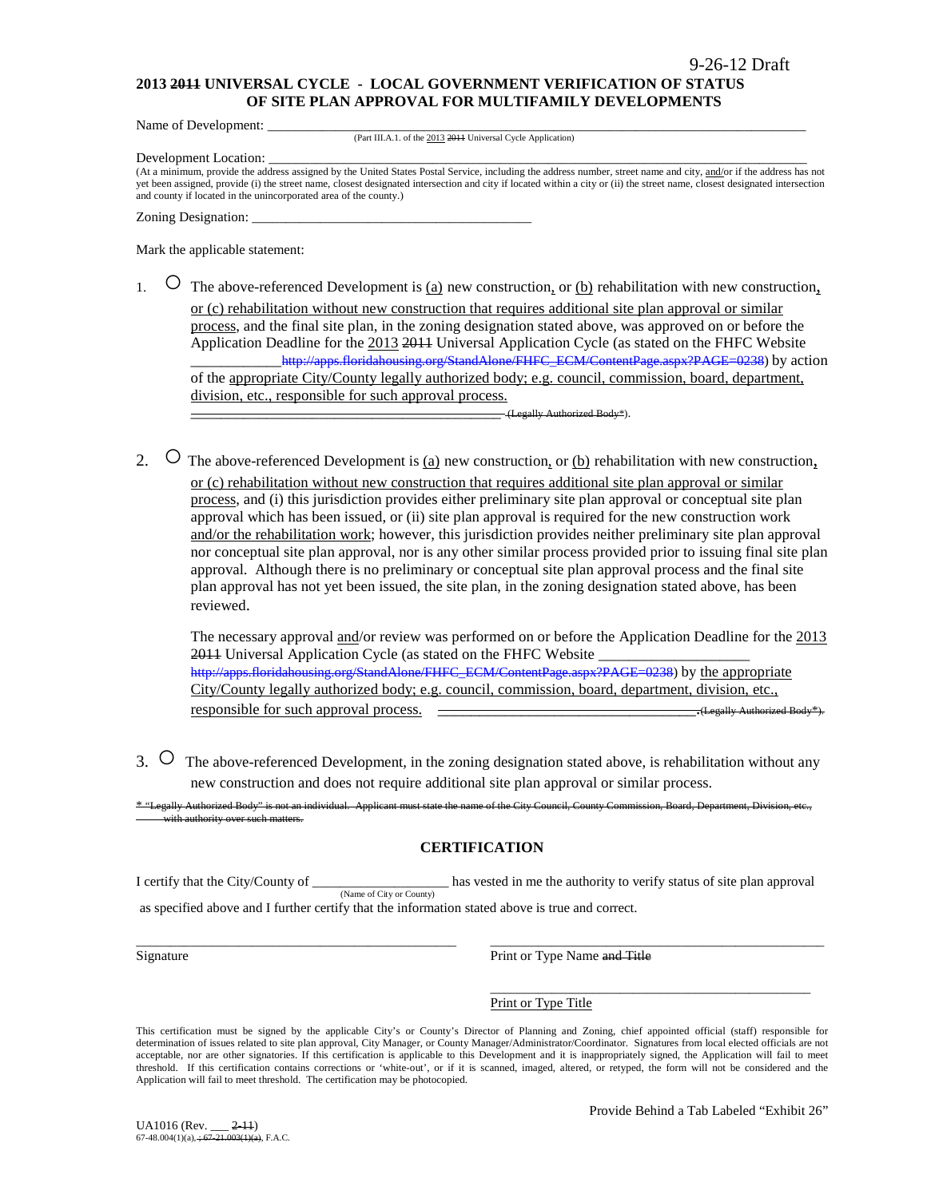9-26-12 Draft

**2013 ~~2011~~ UNIVERSAL CYCLE - LOCAL GOVERNMENT VERIFICATION OF STATUS OF SITE PLAN APPROVAL FOR MULTIFAMILY DEVELOPMENTS**

Name of Development: ______________________________________________________________________________
(Part III.A.1. of the 2013 ~~2011~~ Universal Cycle Application)

Development Location: ______________________________________________________________________________
(At a minimum, provide the address assigned by the United States Postal Service, including the address number, street name and city, and/or if the address has not yet been assigned, provide (i) the street name, closest designated intersection and city if located within a city or (ii) the street name, closest designated intersection and county if located in the unincorporated area of the county.)

Zoning Designation: ________________________________________

Mark the applicable statement:

1. ○ The above-referenced Development is (a) new construction, or (b) rehabilitation with new construction, or (c) rehabilitation without new construction that requires additional site plan approval or similar process, and the final site plan, in the zoning designation stated above, was approved on or before the Application Deadline for the 2013 ~~2011~~ Universal Application Cycle (as stated on the FHFC Website ____________~~http://apps.floridahousing.org/StandAlone/FHFC_ECM/ContentPage.aspx?PAGE=0238~~) by action of the appropriate City/County legally authorized body; e.g. council, commission, board, department, division, etc., responsible for such approval process. ~~____________________________________________ (Legally Authorized Body*).~~

2. ○ The above-referenced Development is (a) new construction, or (b) rehabilitation with new construction, or (c) rehabilitation without new construction that requires additional site plan approval or similar process, and (i) this jurisdiction provides either preliminary site plan approval or conceptual site plan approval which has been issued, or (ii) site plan approval is required for the new construction work and/or the rehabilitation work; however, this jurisdiction provides neither preliminary site plan approval nor conceptual site plan approval, nor is any other similar process provided prior to issuing final site plan approval. Although there is no preliminary or conceptual site plan approval process and the final site plan approval has not yet been issued, the site plan, in the zoning designation stated above, has been reviewed.

   The necessary approval and/or review was performed on or before the Application Deadline for the 2013 ~~2011~~ Universal Application Cycle (as stated on the FHFC Website ____________________ ~~http://apps.floridahousing.org/StandAlone/FHFC_ECM/ContentPage.aspx?PAGE=0238~~) by the appropriate City/County legally authorized body; e.g. council, commission, board, department, division, etc., responsible for such approval process. ~~____________________________________ (Legally Authorized Body*).~~

3. ○ The above-referenced Development, in the zoning designation stated above, is rehabilitation without any new construction and does not require additional site plan approval or similar process.

~~* "Legally Authorized Body" is not an individual. Applicant must state the name of the City Council, County Commission, Board, Department, Division, etc., with authority over such matters.~~

## CERTIFICATION

I certify that the City/County of ___________________ has vested in me the authority to verify status of site plan approval as specified above and I further certify that the information stated above is true and correct.
(Name of City or County)

_______________________________________________ _______________________________________________

Signature | Print or Type Name ~~and Title~~

_______________________________________________

Print or Type Title

This certification must be signed by the applicable City's or County's Director of Planning and Zoning, chief appointed official (staff) responsible for determination of issues related to site plan approval, City Manager, or County Manager/Administrator/Coordinator. Signatures from local elected officials are not acceptable, nor are other signatories. If this certification is applicable to this Development and it is inappropriately signed, the Application will fail to meet threshold. If this certification contains corrections or 'white-out', or if it is scanned, imaged, altered, or retyped, the form will not be considered and the Application will fail to meet threshold. The certification may be photocopied.

Provide Behind a Tab Labeled "Exhibit 26"

UA1016 (Rev. ___ ~~2-11~~)
67-48.004(1)(a), ~~; 67-21.003(1)(a)~~, F.A.C.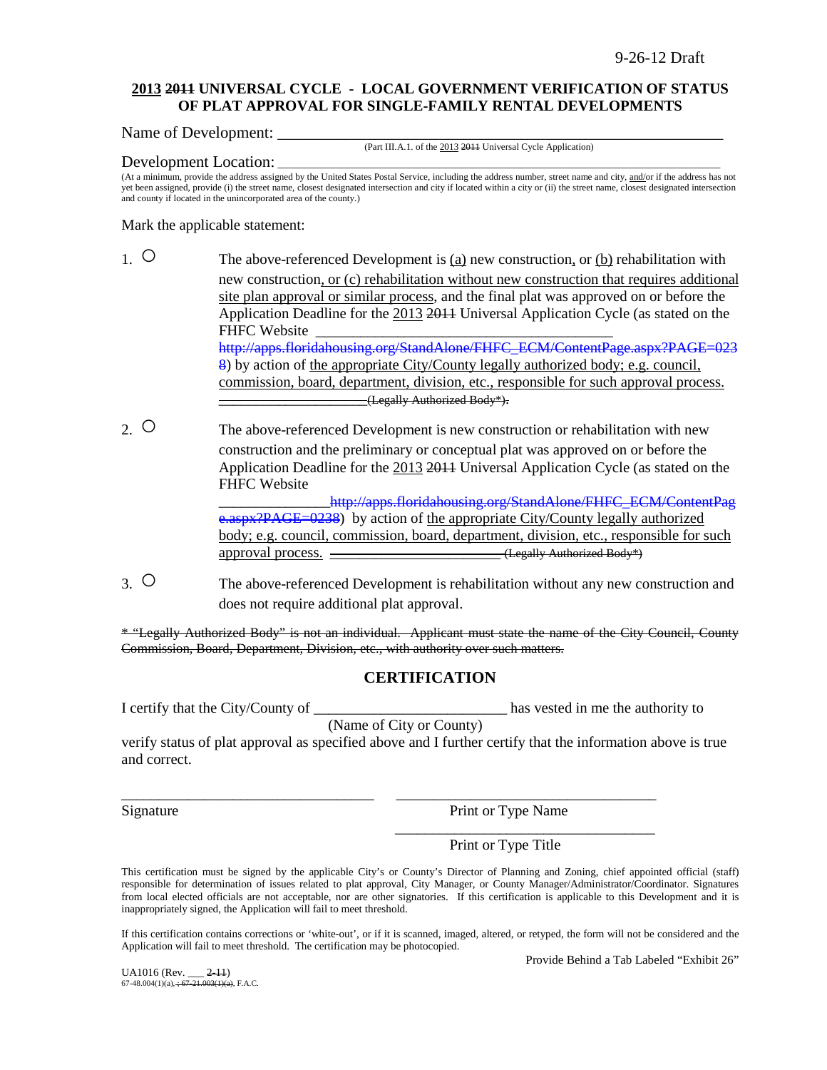9-26-12 Draft

**2013 ~~2011~~ UNIVERSAL CYCLE - LOCAL GOVERNMENT VERIFICATION OF STATUS OF PLAT APPROVAL FOR SINGLE-FAMILY RENTAL DEVELOPMENTS**

Name of Development: ___________________________________________________
(Part III.A.1. of the 2013 ~~2011~~ Universal Cycle Application)

Development Location: ___________________________________________________
(At a minimum, provide the address assigned by the United States Postal Service, including the address number, street name and city, and/or if the address has not yet been assigned, provide (i) the street name, closest designated intersection and city if located within a city or (ii) the street name, closest designated intersection and county if located in the unincorporated area of the county.)

Mark the applicable statement:

1. ○ The above-referenced Development is (a) new construction, or (b) rehabilitation with new construction, or (c) rehabilitation without new construction that requires additional site plan approval or similar process, and the final plat was approved on or before the Application Deadline for the 2013 ~~2011~~ Universal Application Cycle (as stated on the FHFC Website ________________________________________ ~~http://apps.floridahousing.org/StandAlone/FHFC_ECM/ContentPage.aspx?PAGE=0238~~) by action of the appropriate City/County legally authorized body; e.g. council, commission, board, department, division, etc., responsible for such approval process. ~~_____________________(Legally Authorized Body*).~~

2. ○ The above-referenced Development is new construction or rehabilitation with new construction and the preliminary or conceptual plat was approved on or before the Application Deadline for the 2013 ~~2011~~ Universal Application Cycle (as stated on the FHFC Website _______________~~http://apps.floridahousing.org/StandAlone/FHFC_ECM/ContentPage.aspx?PAGE=0238~~) by action of the appropriate City/County legally authorized body; e.g. council, commission, board, department, division, etc., responsible for such approval process. ~~_______________________(Legally Authorized Body*)~~

3. ○ The above-referenced Development is rehabilitation without any new construction and does not require additional plat approval.

~~* "Legally Authorized Body" is not an individual. Applicant must state the name of the City Council, County Commission, Board, Department, Division, etc., with authority over such matters.~~

## CERTIFICATION

I certify that the City/County of _________________________ has vested in me the authority to
(Name of City or County)
verify status of plat approval as specified above and I further certify that the information above is true and correct.

_________________________________ _________________________________
Signature Print or Type Name

_________________________________
Print or Type Title

This certification must be signed by the applicable City's or County's Director of Planning and Zoning, chief appointed official (staff) responsible for determination of issues related to plat approval, City Manager, or County Manager/Administrator/Coordinator. Signatures from local elected officials are not acceptable, nor are other signatories. If this certification is applicable to this Development and it is inappropriately signed, the Application will fail to meet threshold.

If this certification contains corrections or 'white-out', or if it is scanned, imaged, altered, or retyped, the form will not be considered and the Application will fail to meet threshold. The certification may be photocopied.

Provide Behind a Tab Labeled "Exhibit 26"

UA1016 (Rev. ___ ~~2-11~~)
67-48.004(1)(a)~~, 67-21.003(1)(a)~~, F.A.C.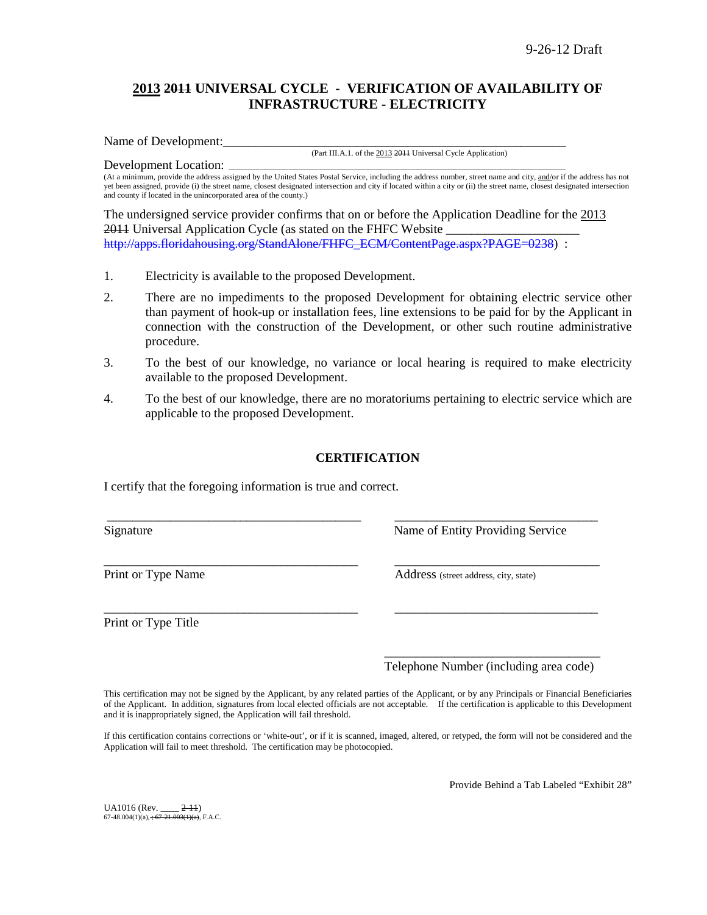9-26-12 Draft

## 2013 ~~2011~~ UNIVERSAL CYCLE - VERIFICATION OF AVAILABILITY OF INFRASTRUCTURE - ELECTRICITY

Name of Development:\_\_\_\_\_\_\_\_\_\_\_\_\_\_\_\_\_\_\_\_\_\_\_\_\_\_\_\_\_\_\_\_\_\_\_\_\_\_\_\_\_\_\_\_\_\_\_\_\_\_\_\_\_\_

(Part III.A.1. of the 2013 ~~2011~~ Universal Cycle Application)

Development Location: \_\_\_\_\_\_\_\_\_\_\_\_\_\_\_\_\_\_\_\_\_\_\_\_\_\_\_\_\_\_\_\_\_\_\_\_\_\_\_\_\_\_\_\_\_\_\_\_\_\_\_\_\_\_

(At a minimum, provide the address assigned by the United States Postal Service, including the address number, street name and city, and/or if the address has not yet been assigned, provide (i) the street name, closest designated intersection and city if located within a city or (ii) the street name, closest designated intersection and county if located in the unincorporated area of the county.)

The undersigned service provider confirms that on or before the Application Deadline for the 2013 ~~2011~~ Universal Application Cycle (as stated on the FHFC Website \_\_\_\_\_\_\_\_\_\_\_\_\_\_\_\_\_\_\_\_ ~~http://apps.floridahousing.org/StandAlone/FHFC_ECM/ContentPage.aspx?PAGE=0238~~) :

1. Electricity is available to the proposed Development.
2. There are no impediments to the proposed Development for obtaining electric service other than payment of hook-up or installation fees, line extensions to be paid for by the Applicant in connection with the construction of the Development, or other such routine administrative procedure.
3. To the best of our knowledge, no variance or local hearing is required to make electricity available to the proposed Development.
4. To the best of our knowledge, there are no moratoriums pertaining to electric service which are applicable to the proposed Development.

### CERTIFICATION

I certify that the foregoing information is true and correct.

\_\_\_\_\_\_\_\_\_\_\_\_\_\_\_\_\_\_\_\_\_\_\_\_\_\_\_\_\_\_\_\_\_\_\_\_\_\_\_\_
Signature

\_\_\_\_\_\_\_\_\_\_\_\_\_\_\_\_\_\_\_\_\_\_\_\_\_\_\_\_\_\_\_\_\_\_\_\_\_\_\_\_
Print or Type Name

\_\_\_\_\_\_\_\_\_\_\_\_\_\_\_\_\_\_\_\_\_\_\_\_\_\_\_\_\_\_\_\_\_\_\_\_\_\_\_\_
Print or Type Title

\_\_\_\_\_\_\_\_\_\_\_\_\_\_\_\_\_\_\_\_\_\_\_\_\_\_\_\_\_\_\_\_\_
Name of Entity Providing Service

\_\_\_\_\_\_\_\_\_\_\_\_\_\_\_\_\_\_\_\_\_\_\_\_\_\_\_\_\_\_\_\_\_
Address (street address, city, state)

\_\_\_\_\_\_\_\_\_\_\_\_\_\_\_\_\_\_\_\_\_\_\_\_\_\_\_\_\_\_\_\_\_

\_\_\_\_\_\_\_\_\_\_\_\_\_\_\_\_\_\_\_\_\_\_\_\_\_\_\_\_\_\_\_\_\_
Telephone Number (including area code)

This certification may not be signed by the Applicant, by any related parties of the Applicant, or by any Principals or Financial Beneficiaries of the Applicant. In addition, signatures from local elected officials are not acceptable. If the certification is applicable to this Development and it is inappropriately signed, the Application will fail threshold.

If this certification contains corrections or 'white-out', or if it is scanned, imaged, altered, or retyped, the form will not be considered and the Application will fail to meet threshold. The certification may be photocopied.

Provide Behind a Tab Labeled "Exhibit 28"

UA1016 (Rev. \_\_\_\_ ~~2-11~~)
67-48.004(1)(a)~~, ; 67-21.003(1)(a)~~, F.A.C.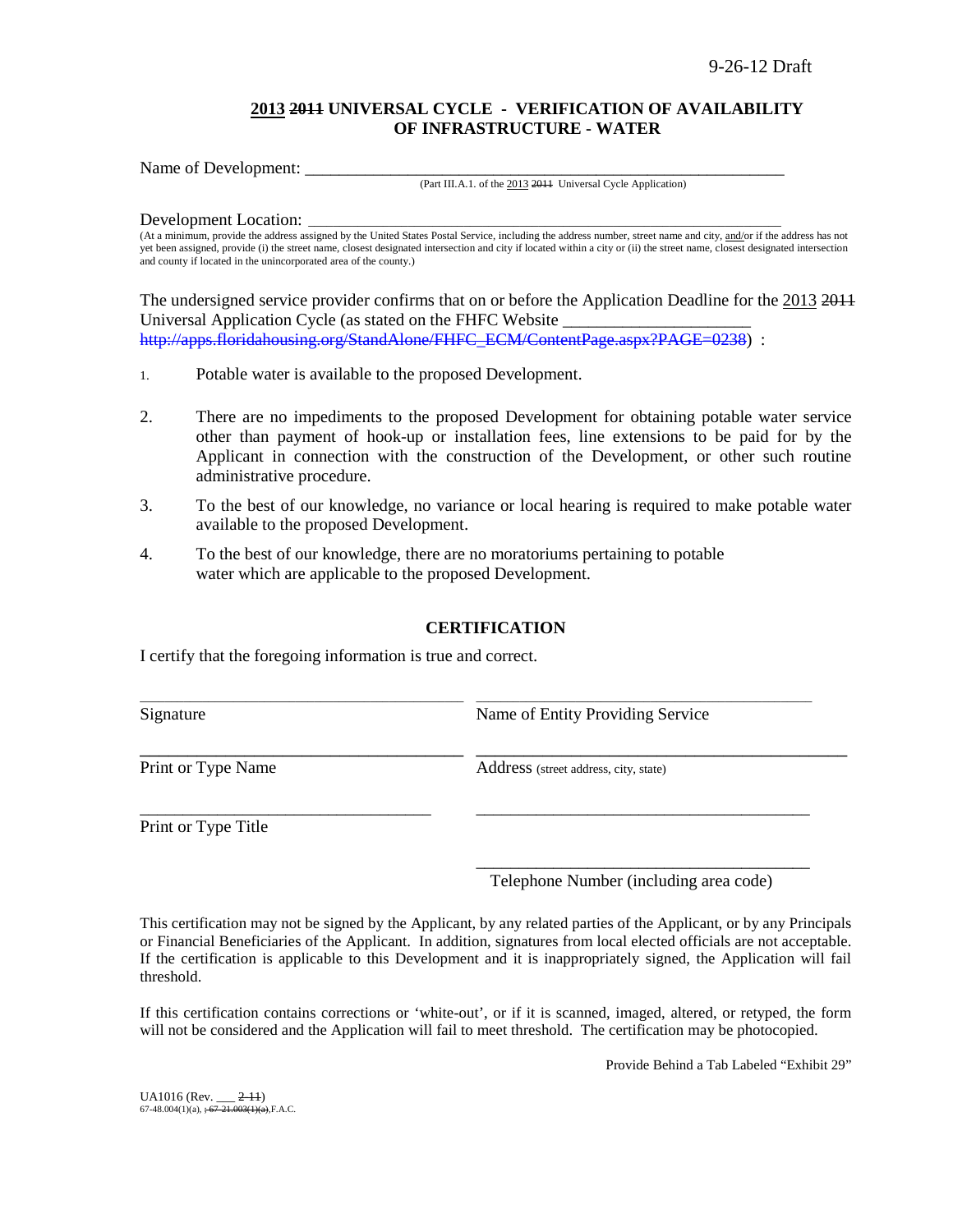9-26-12 Draft

## 2013 ~~2011~~ UNIVERSAL CYCLE - VERIFICATION OF AVAILABILITY OF INFRASTRUCTURE - WATER

Name of Development: ___________________________________________________________
(Part III.A.1. of the 2013 ~~2011~~ Universal Cycle Application)

Development Location: ___________________________________________________________
(At a minimum, provide the address assigned by the United States Postal Service, including the address number, street name and city, and/or if the address has not yet been assigned, provide (i) the street name, closest designated intersection and city if located within a city or (ii) the street name, closest designated intersection and county if located in the unincorporated area of the county.)

The undersigned service provider confirms that on or before the Application Deadline for the 2013 ~~2011~~ Universal Application Cycle (as stated on the FHFC Website ______________________ ~~http://apps.floridahousing.org/StandAlone/FHFC_ECM/ContentPage.aspx?PAGE=0238~~) :

1. Potable water is available to the proposed Development.

2. There are no impediments to the proposed Development for obtaining potable water service other than payment of hook-up or installation fees, line extensions to be paid for by the Applicant in connection with the construction of the Development, or other such routine administrative procedure.

3. To the best of our knowledge, no variance or local hearing is required to make potable water available to the proposed Development.

4. To the best of our knowledge, there are no moratoriums pertaining to potable water which are applicable to the proposed Development.

### CERTIFICATION

I certify that the foregoing information is true and correct.

| | |
|---|---|
| ______________________________ | ______________________________ |
| Signature | Name of Entity Providing Service |
| ______________________________ | ______________________________ |
| Print or Type Name | Address (street address, city, state) |
| ______________________________ | ______________________________ |
| Print or Type Title | |
| | ______________________________ |
| | Telephone Number (including area code) |

This certification may not be signed by the Applicant, by any related parties of the Applicant, or by any Principals or Financial Beneficiaries of the Applicant. In addition, signatures from local elected officials are not acceptable. If the certification is applicable to this Development and it is inappropriately signed, the Application will fail threshold.

If this certification contains corrections or 'white-out', or if it is scanned, imaged, altered, or retyped, the form will not be considered and the Application will fail to meet threshold. The certification may be photocopied.

Provide Behind a Tab Labeled "Exhibit 29"

UA1016 (Rev. ___ ~~2-11~~)
67-48.004(1)(a), ~~; 67-21.003(1)(a),~~ F.A.C.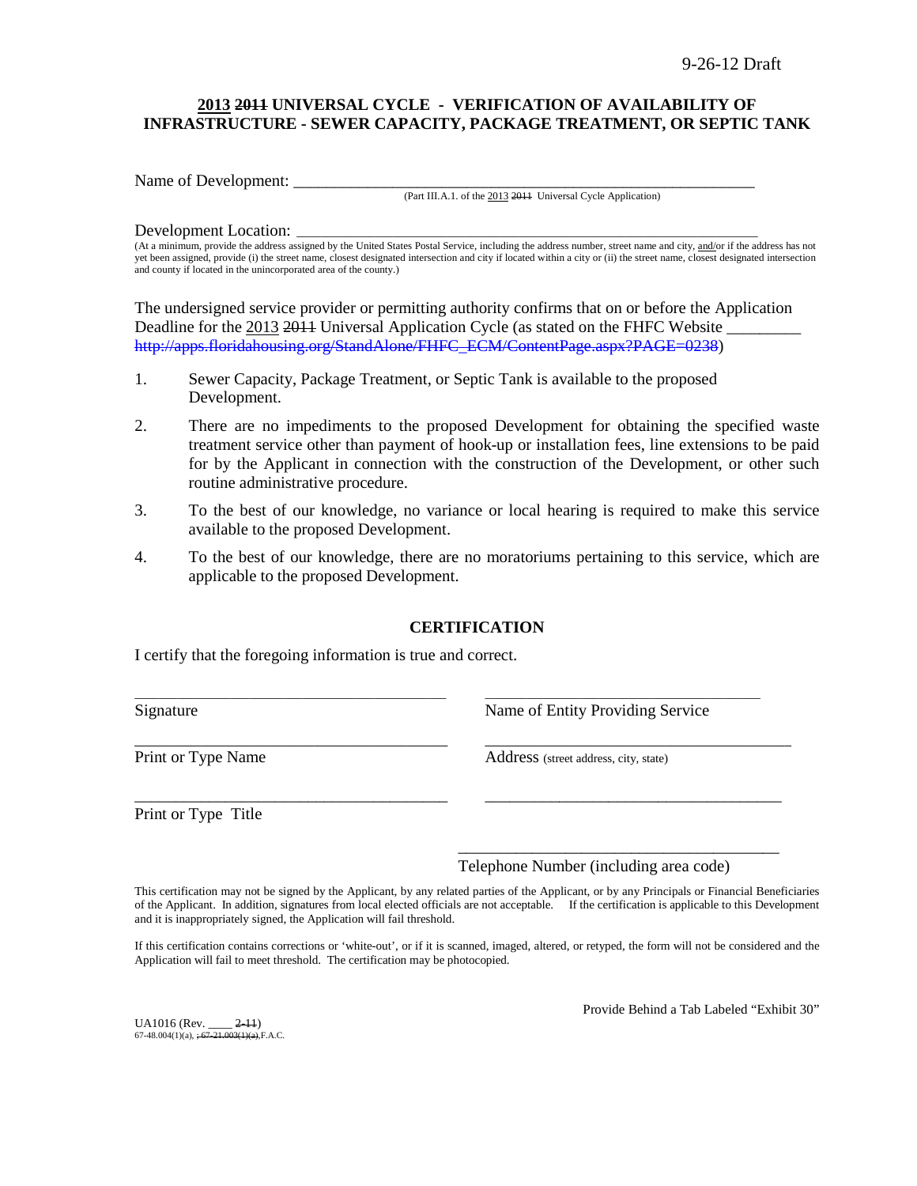9-26-12 Draft

## 2013 ~~2011~~ UNIVERSAL CYCLE - VERIFICATION OF AVAILABILITY OF INFRASTRUCTURE - SEWER CAPACITY, PACKAGE TREATMENT, OR SEPTIC TANK

Name of Development: ___________________________________________________________

(Part III.A.1. of the 2013 ~~2011~~ Universal Cycle Application)

Development Location: ___________________________________________________________

(At a minimum, provide the address assigned by the United States Postal Service, including the address number, street name and city, and/or if the address has not yet been assigned, provide (i) the street name, closest designated intersection and city if located within a city or (ii) the street name, closest designated intersection and county if located in the unincorporated area of the county.)

The undersigned service provider or permitting authority confirms that on or before the Application Deadline for the 2013 ~~2011~~ Universal Application Cycle (as stated on the FHFC Website _________ ~~http://apps.floridahousing.org/StandAlone/FHFC_ECM/ContentPage.aspx?PAGE=0238~~)

1. Sewer Capacity, Package Treatment, or Septic Tank is available to the proposed Development.
2. There are no impediments to the proposed Development for obtaining the specified waste treatment service other than payment of hook-up or installation fees, line extensions to be paid for by the Applicant in connection with the construction of the Development, or other such routine administrative procedure.
3. To the best of our knowledge, no variance or local hearing is required to make this service available to the proposed Development.
4. To the best of our knowledge, there are no moratoriums pertaining to this service, which are applicable to the proposed Development.

### CERTIFICATION

I certify that the foregoing information is true and correct.

________________________________________
Signature

________________________________________
Print or Type Name

________________________________________
Print or Type Title

________________________________________
Name of Entity Providing Service

________________________________________
Address (street address, city, state)

________________________________________

________________________________________
Telephone Number (including area code)

This certification may not be signed by the Applicant, by any related parties of the Applicant, or by any Principals or Financial Beneficiaries of the Applicant. In addition, signatures from local elected officials are not acceptable. If the certification is applicable to this Development and it is inappropriately signed, the Application will fail threshold.

If this certification contains corrections or 'white-out', or if it is scanned, imaged, altered, or retyped, the form will not be considered and the Application will fail to meet threshold. The certification may be photocopied.

Provide Behind a Tab Labeled "Exhibit 30"

UA1016 (Rev. ____ ~~2-11~~)
67-48.004(1)(a), ~~; 67-21.003(1)(a),~~ F.A.C.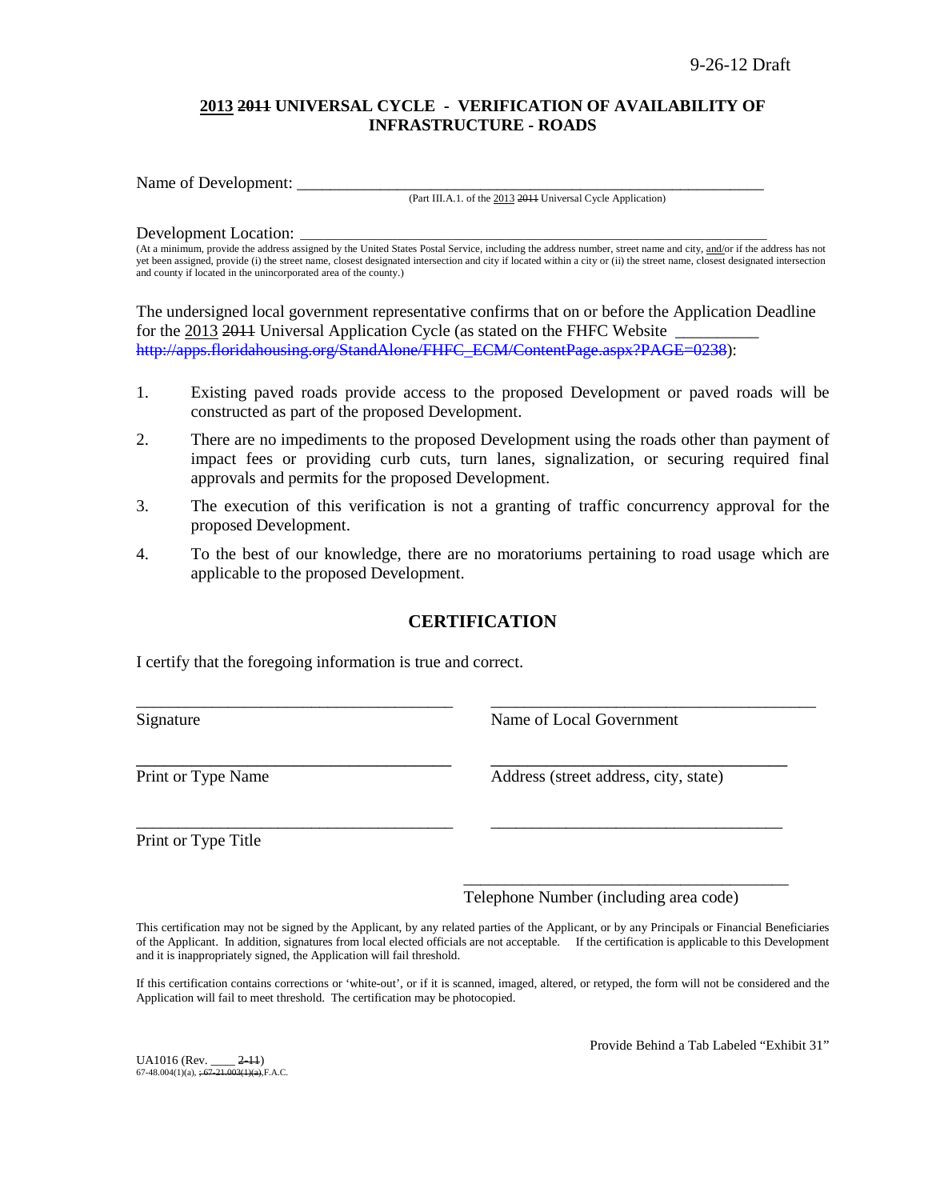9-26-12 Draft

## 2013 ~~2011~~ UNIVERSAL CYCLE - VERIFICATION OF AVAILABILITY OF INFRASTRUCTURE - ROADS

Name of Development: ___________________________________________________________
(Part III.A.1. of the 2013 ~~2011~~ Universal Cycle Application)

Development Location: __________________________________________________________
(At a minimum, provide the address assigned by the United States Postal Service, including the address number, street name and city, and/or if the address has not yet been assigned, provide (i) the street name, closest designated intersection and city if located within a city or (ii) the street name, closest designated intersection and county if located in the unincorporated area of the county.)

The undersigned local government representative confirms that on or before the Application Deadline for the 2013 ~~2011~~ Universal Application Cycle (as stated on the FHFC Website __________ ~~http://apps.floridahousing.org/StandAlone/FHFC_ECM/ContentPage.aspx?PAGE=0238~~):

1. Existing paved roads provide access to the proposed Development or paved roads will be constructed as part of the proposed Development.
2. There are no impediments to the proposed Development using the roads other than payment of impact fees or providing curb cuts, turn lanes, signalization, or securing required final approvals and permits for the proposed Development.
3. The execution of this verification is not a granting of traffic concurrency approval for the proposed Development.
4. To the best of our knowledge, there are no moratoriums pertaining to road usage which are applicable to the proposed Development.

## CERTIFICATION

I certify that the foregoing information is true and correct.

| | |
|---|---|
| ______________________________ | ______________________________ |
| Signature | Name of Local Government |
| ______________________________ | ______________________________ |
| Print or Type Name | Address (street address, city, state) |
| ______________________________ | ______________________________ |
| Print or Type Title | |
| | ______________________________ |
| | Telephone Number (including area code) |

This certification may not be signed by the Applicant, by any related parties of the Applicant, or by any Principals or Financial Beneficiaries of the Applicant. In addition, signatures from local elected officials are not acceptable. If the certification is applicable to this Development and it is inappropriately signed, the Application will fail threshold.

If this certification contains corrections or 'white-out', or if it is scanned, imaged, altered, or retyped, the form will not be considered and the Application will fail to meet threshold. The certification may be photocopied.

Provide Behind a Tab Labeled "Exhibit 31"

UA1016 (Rev. ____ ~~2-11~~)
67-48.004(1)(a), ~~, 67-21.003(1)(a),~~ F.A.C.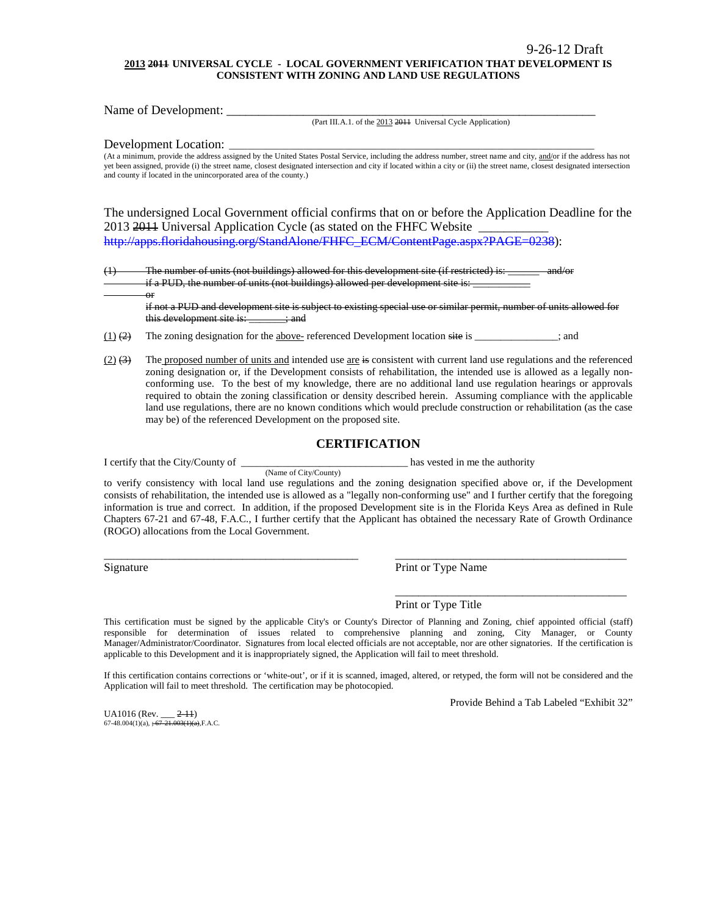9-26-12 Draft

**2013 ~~2011~~ UNIVERSAL CYCLE - LOCAL GOVERNMENT VERIFICATION THAT DEVELOPMENT IS CONSISTENT WITH ZONING AND LAND USE REGULATIONS**

Name of Development: ___________________________________________________________
(Part III.A.1. of the 2013 ~~2011~~ Universal Cycle Application)

Development Location: ___________________________________________________________
(At a minimum, provide the address assigned by the United States Postal Service, including the address number, street name and city, and/or if the address has not yet been assigned, provide (i) the street name, closest designated intersection and city if located within a city or (ii) the street name, closest designated intersection and county if located in the unincorporated area of the county.)

The undersigned Local Government official confirms that on or before the Application Deadline for the 2013 ~~2011~~ Universal Application Cycle (as stated on the FHFC Website ___________ ~~http://apps.floridahousing.org/StandAlone/FHFC_ECM/ContentPage.aspx?PAGE=0238~~):

~~(1) The number of units (not buildings) allowed for this development site (if restricted) is: ______ and/or if a PUD, the number of units (not buildings) allowed per development site is: __________ or if not a PUD and development site is subject to existing special use or similar permit, number of units allowed for this development site is: _______; and~~

(1) ~~(2)~~ The zoning designation for the above- referenced Development location ~~site~~ is _______________; and

(2) ~~(3)~~ The proposed number of units and intended use are ~~is~~ consistent with current land use regulations and the referenced zoning designation or, if the Development consists of rehabilitation, the intended use is allowed as a legally non-conforming use. To the best of my knowledge, there are no additional land use regulation hearings or approvals required to obtain the zoning classification or density described herein. Assuming compliance with the applicable land use regulations, there are no known conditions which would preclude construction or rehabilitation (as the case may be) of the referenced Development on the proposed site.

## CERTIFICATION

I certify that the City/County of ______________________________ has vested in me the authority
(Name of City/County)
to verify consistency with local land use regulations and the zoning designation specified above or, if the Development consists of rehabilitation, the intended use is allowed as a "legally non-conforming use" and I further certify that the foregoing information is true and correct. In addition, if the proposed Development site is in the Florida Keys Area as defined in Rule Chapters 67-21 and 67-48, F.A.C., I further certify that the Applicant has obtained the necessary Rate of Growth Ordinance (ROGO) allocations from the Local Government.

_____________________________________________ _________________________________________
Signature Print or Type Name

_________________________________________
Print or Type Title

This certification must be signed by the applicable City's or County's Director of Planning and Zoning, chief appointed official (staff) responsible for determination of issues related to comprehensive planning and zoning, City Manager, or County Manager/Administrator/Coordinator. Signatures from local elected officials are not acceptable, nor are other signatories. If the certification is applicable to this Development and it is inappropriately signed, the Application will fail to meet threshold.

If this certification contains corrections or 'white-out', or if it is scanned, imaged, altered, or retyped, the form will not be considered and the Application will fail to meet threshold. The certification may be photocopied.

Provide Behind a Tab Labeled "Exhibit 32"

UA1016 (Rev. ___ ~~2-11~~)
67-48.004(1)(a), ~~; 67-21.003(1)(a),~~ F.A.C.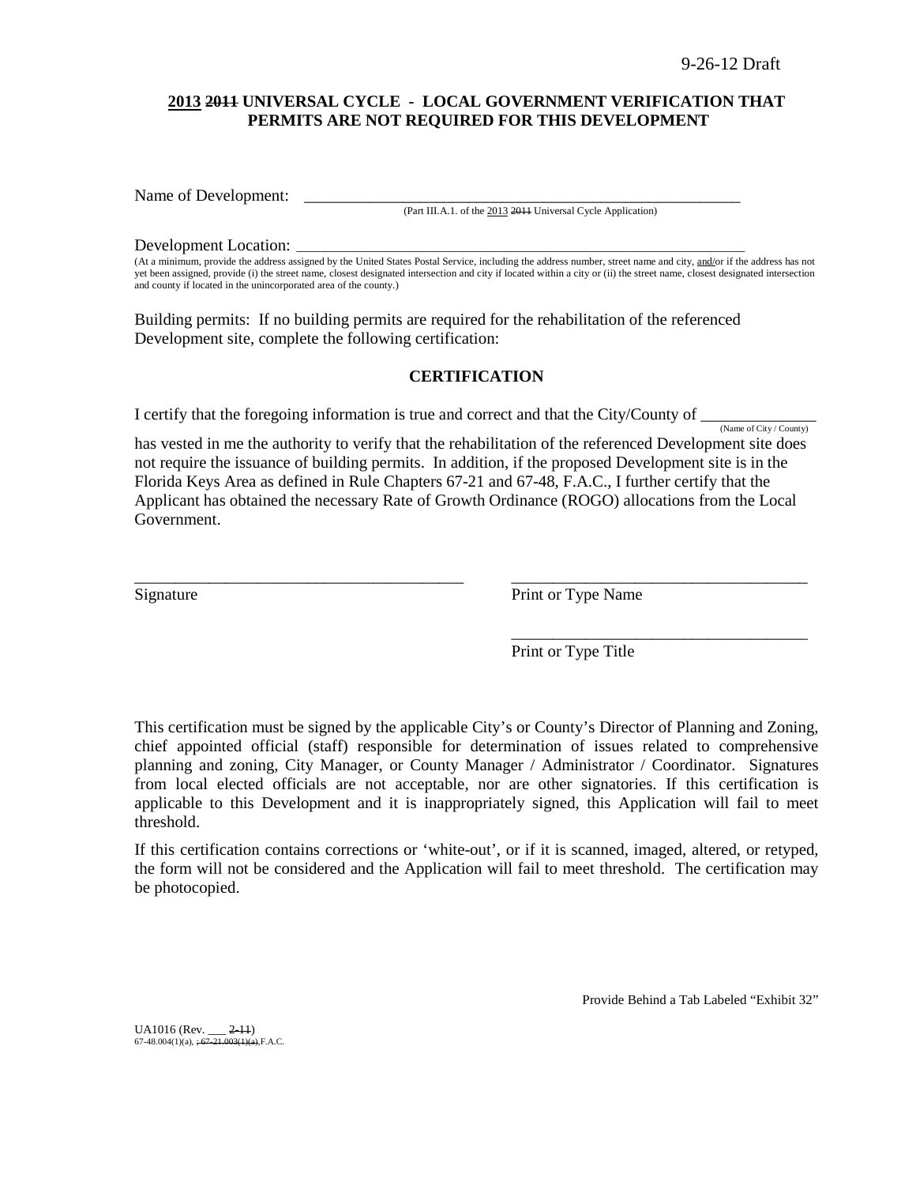9-26-12 Draft

**2013 ~~2011~~ UNIVERSAL CYCLE - LOCAL GOVERNMENT VERIFICATION THAT PERMITS ARE NOT REQUIRED FOR THIS DEVELOPMENT**

Name of Development: \_\_\_\_\_\_\_\_\_\_\_\_\_\_\_\_\_\_\_\_\_\_\_\_\_\_\_\_\_\_\_\_\_\_\_\_\_\_\_\_\_\_\_\_\_\_\_\_\_\_\_\_\_\_\_\_
(Part III.A.1. of the 2013 ~~2011~~ Universal Cycle Application)

Development Location: \_\_\_\_\_\_\_\_\_\_\_\_\_\_\_\_\_\_\_\_\_\_\_\_\_\_\_\_\_\_\_\_\_\_\_\_\_\_\_\_\_\_\_\_\_\_\_\_\_\_\_\_\_\_\_\_
(At a minimum, provide the address assigned by the United States Postal Service, including the address number, street name and city, and/or if the address has not yet been assigned, provide (i) the street name, closest designated intersection and city if located within a city or (ii) the street name, closest designated intersection and county if located in the unincorporated area of the county.)

Building permits: If no building permits are required for the rehabilitation of the referenced Development site, complete the following certification:

## CERTIFICATION

I certify that the foregoing information is true and correct and that the City/County of \_\_\_\_\_\_\_\_\_\_\_\_\_\_ (Name of City / County) has vested in me the authority to verify that the rehabilitation of the referenced Development site does not require the issuance of building permits. In addition, if the proposed Development site is in the Florida Keys Area as defined in Rule Chapters 67-21 and 67-48, F.A.C., I further certify that the Applicant has obtained the necessary Rate of Growth Ordinance (ROGO) allocations from the Local Government.

\_\_\_\_\_\_\_\_\_\_\_\_\_\_\_\_\_\_\_\_\_\_\_\_\_\_\_\_\_\_\_\_\_\_\_\_\_\_\_\_ \_\_\_\_\_\_\_\_\_\_\_\_\_\_\_\_\_\_\_\_\_\_\_\_\_\_\_\_\_\_\_\_\_\_\_\_
Signature Print or Type Name

\_\_\_\_\_\_\_\_\_\_\_\_\_\_\_\_\_\_\_\_\_\_\_\_\_\_\_\_\_\_\_\_\_\_\_\_
Print or Type Title

This certification must be signed by the applicable City's or County's Director of Planning and Zoning, chief appointed official (staff) responsible for determination of issues related to comprehensive planning and zoning, City Manager, or County Manager / Administrator / Coordinator. Signatures from local elected officials are not acceptable, nor are other signatories. If this certification is applicable to this Development and it is inappropriately signed, this Application will fail to meet threshold.

If this certification contains corrections or 'white-out', or if it is scanned, imaged, altered, or retyped, the form will not be considered and the Application will fail to meet threshold. The certification may be photocopied.

Provide Behind a Tab Labeled "Exhibit 32"

UA1016 (Rev. \_\_\_ ~~2-11~~)
67-48.004(1)(a), ~~; 67-21.003(1)(a),~~ F.A.C.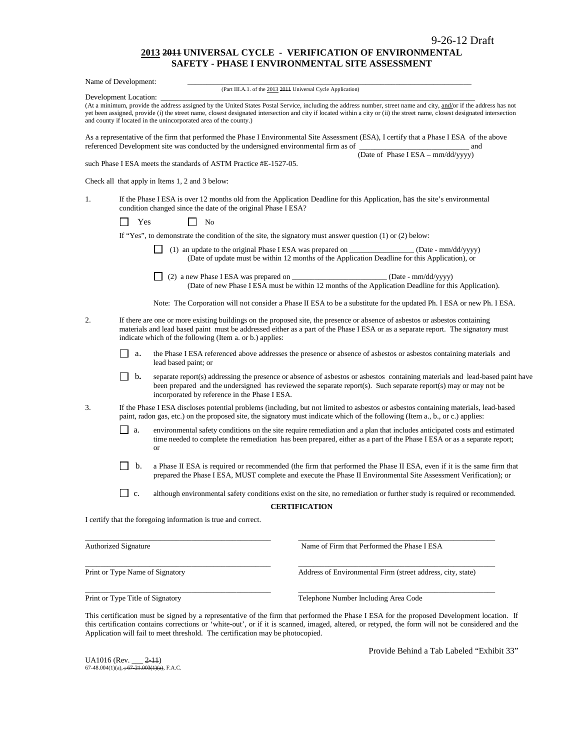9-26-12 Draft

# 2013 ~~2011~~ UNIVERSAL CYCLE - VERIFICATION OF ENVIRONMENTAL SAFETY - PHASE I ENVIRONMENTAL SITE ASSESSMENT

Name of Development: ______________________________________________________________________________
(Part III.A.1. of the 2013 ~~2011~~ Universal Cycle Application)

Development Location: ______________________________________________________________________________
(At a minimum, provide the address assigned by the United States Postal Service, including the address number, street name and city, and/or if the address has not yet been assigned, provide (i) the street name, closest designated intersection and city if located within a city or (ii) the street name, closest designated intersection and county if located in the unincorporated area of the county.)

As a representative of the firm that performed the Phase I Environmental Site Assessment (ESA), I certify that a Phase I ESA of the above referenced Development site was conducted by the undersigned environmental firm as of ____________________________ and
(Date of Phase I ESA – mm/dd/yyyy)
such Phase I ESA meets the standards of ASTM Practice #E-1527-05.

Check all that apply in Items 1, 2 and 3 below:

1. If the Phase I ESA is over 12 months old from the Application Deadline for this Application, has the site's environmental condition changed since the date of the original Phase I ESA?

   ☐ Yes ☐ No

   If "Yes", to demonstrate the condition of the site, the signatory must answer question (1) or (2) below:

   ☐ (1) an update to the original Phase I ESA was prepared on ________________ (Date - mm/dd/yyyy)
   (Date of update must be within 12 months of the Application Deadline for this Application), or

   ☐ (2) a new Phase I ESA was prepared on _______________________ (Date - mm/dd/yyyy)
   (Date of new Phase I ESA must be within 12 months of the Application Deadline for this Application).

   Note: The Corporation will not consider a Phase II ESA to be a substitute for the updated Ph. I ESA or new Ph. I ESA.

2. If there are one or more existing buildings on the proposed site, the presence or absence of asbestos or asbestos containing materials and lead based paint must be addressed either as a part of the Phase I ESA or as a separate report. The signatory must indicate which of the following (Item a. or b.) applies:

   ☐ a. the Phase I ESA referenced above addresses the presence or absence of asbestos or asbestos containing materials and lead based paint; or

   ☐ b. separate report(s) addressing the presence or absence of asbestos or asbestos containing materials and lead-based paint have been prepared and the undersigned has reviewed the separate report(s). Such separate report(s) may or may not be incorporated by reference in the Phase I ESA.

3. If the Phase I ESA discloses potential problems (including, but not limited to asbestos or asbestos containing materials, lead-based paint, radon gas, etc.) on the proposed site, the signatory must indicate which of the following (Item a., b., or c.) applies:

   ☐ a. environmental safety conditions on the site require remediation and a plan that includes anticipated costs and estimated time needed to complete the remediation has been prepared, either as a part of the Phase I ESA or as a separate report; or

   ☐ b. a Phase II ESA is required or recommended (the firm that performed the Phase II ESA, even if it is the same firm that prepared the Phase I ESA, MUST complete and execute the Phase II Environmental Site Assessment Verification); or

   ☐ c. although environmental safety conditions exist on the site, no remediation or further study is required or recommended.

**CERTIFICATION**

I certify that the foregoing information is true and correct.

| | |
|---|---|
| _______________________________ Authorized Signature | _______________________________ Name of Firm that Performed the Phase I ESA |
| _______________________________ Print or Type Name of Signatory | _______________________________ Address of Environmental Firm (street address, city, state) |
| _______________________________ Print or Type Title of Signatory | _______________________________ Telephone Number Including Area Code |

This certification must be signed by a representative of the firm that performed the Phase I ESA for the proposed Development location. If this certification contains corrections or 'white-out', or if it is scanned, imaged, altered, or retyped, the form will not be considered and the Application will fail to meet threshold. The certification may be photocopied.

Provide Behind a Tab Labeled "Exhibit 33"

UA1016 (Rev. ___ ~~2-11~~)
67-48.004(1)(a), ~~; 67-21.003(1)(a)~~, F.A.C.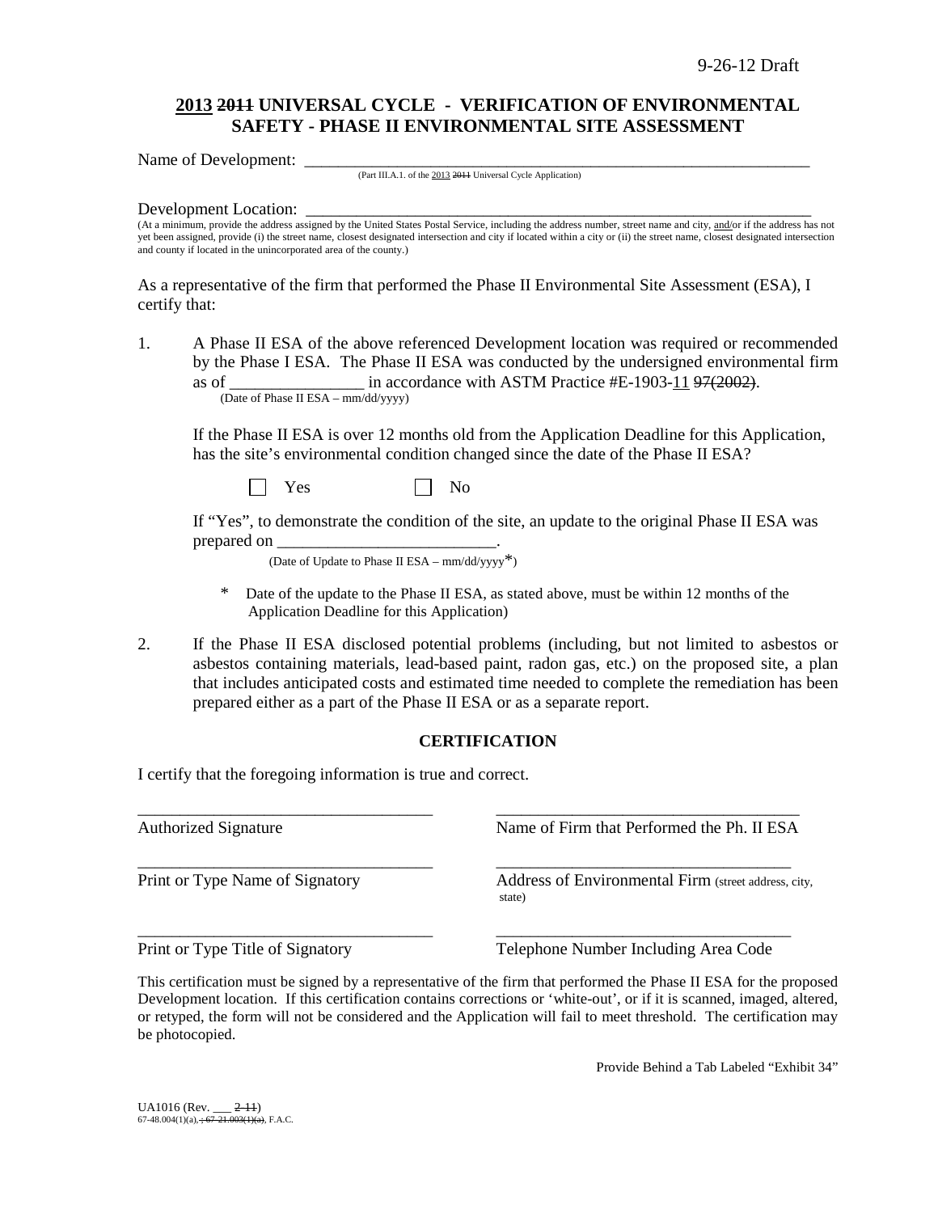9-26-12 Draft

## 2013 ~~2011~~ UNIVERSAL CYCLE - VERIFICATION OF ENVIRONMENTAL SAFETY - PHASE II ENVIRONMENTAL SITE ASSESSMENT

Name of Development: ___________________________________________________________
(Part III.A.1. of the 2013 ~~2011~~ Universal Cycle Application)

Development Location: ___________________________________________________________
(At a minimum, provide the address assigned by the United States Postal Service, including the address number, street name and city, and/or if the address has not yet been assigned, provide (i) the street name, closest designated intersection and city if located within a city or (ii) the street name, closest designated intersection and county if located in the unincorporated area of the county.)

As a representative of the firm that performed the Phase II Environmental Site Assessment (ESA), I certify that:

1. A Phase II ESA of the above referenced Development location was required or recommended by the Phase I ESA. The Phase II ESA was conducted by the undersigned environmental firm as of ________________ in accordance with ASTM Practice #E-1903-11 ~~97(2002)~~.
   (Date of Phase II ESA – mm/dd/yyyy)

   If the Phase II ESA is over 12 months old from the Application Deadline for this Application, has the site's environmental condition changed since the date of the Phase II ESA?

   ☐ Yes ☐ No

   If "Yes", to demonstrate the condition of the site, an update to the original Phase II ESA was prepared on __________________________.
   (Date of Update to Phase II ESA – mm/dd/yyyy*)

   \* Date of the update to the Phase II ESA, as stated above, must be within 12 months of the Application Deadline for this Application)

2. If the Phase II ESA disclosed potential problems (including, but not limited to asbestos or asbestos containing materials, lead-based paint, radon gas, etc.) on the proposed site, a plan that includes anticipated costs and estimated time needed to complete the remediation has been prepared either as a part of the Phase II ESA or as a separate report.

### CERTIFICATION

I certify that the foregoing information is true and correct.

___________________________________ Authorized Signature

___________________________________ Name of Firm that Performed the Ph. II ESA

___________________________________ Print or Type Name of Signatory

___________________________________ Address of Environmental Firm (street address, city, state)

___________________________________ Print or Type Title of Signatory

___________________________________ Telephone Number Including Area Code

This certification must be signed by a representative of the firm that performed the Phase II ESA for the proposed Development location. If this certification contains corrections or 'white-out', or if it is scanned, imaged, altered, or retyped, the form will not be considered and the Application will fail to meet threshold. The certification may be photocopied.

Provide Behind a Tab Labeled "Exhibit 34"

UA1016 (Rev. ___ ~~2-11~~)
67-48.004(1)(a)~~, 67-21.003(1)(a)~~, F.A.C.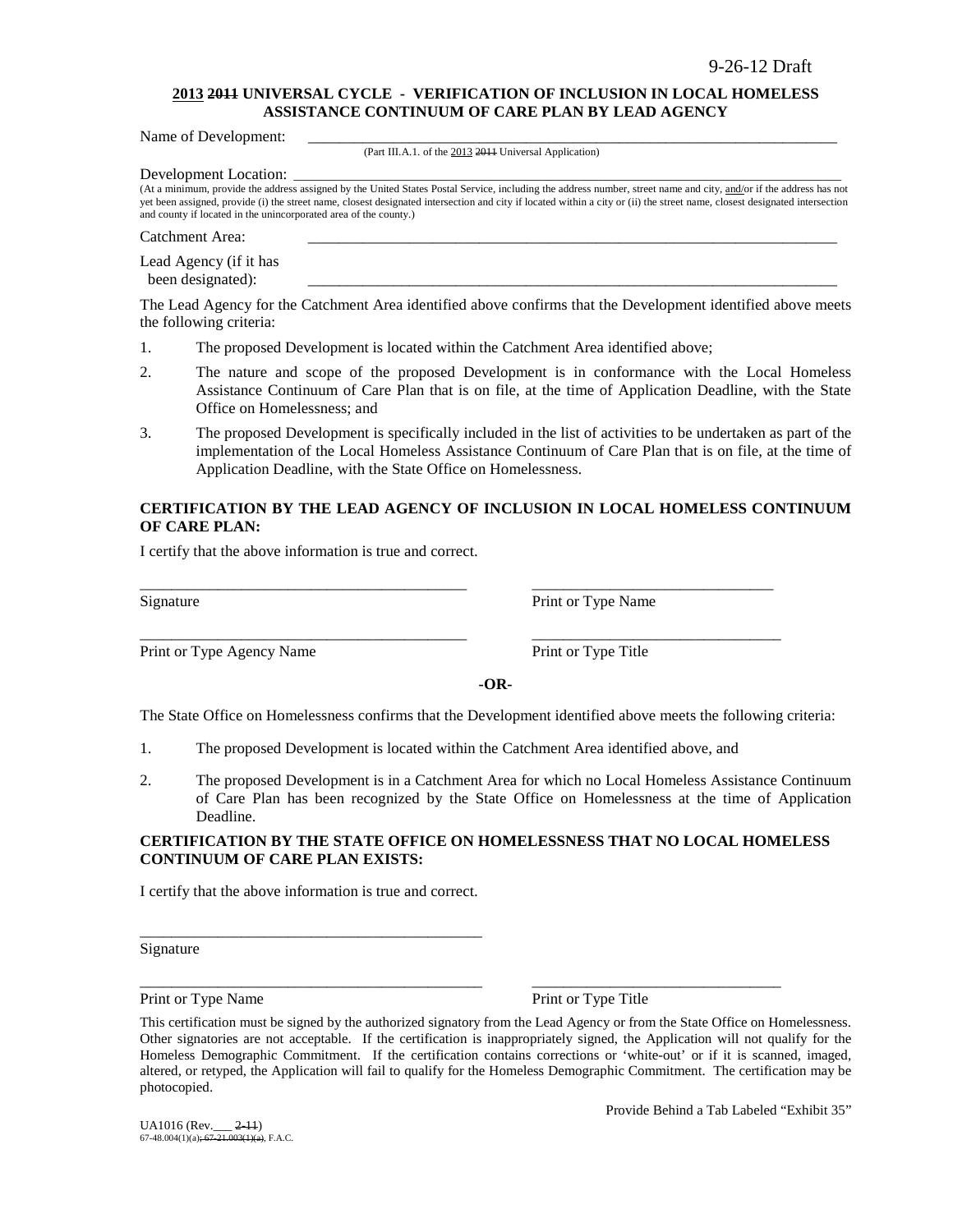9-26-12 Draft

**2013 ~~2011~~ UNIVERSAL CYCLE - VERIFICATION OF INCLUSION IN LOCAL HOMELESS ASSISTANCE CONTINUUM OF CARE PLAN BY LEAD AGENCY**

Name of Development: ______________________________________________________________

(Part III.A.1. of the 2013 ~~2011~~ Universal Application)

Development Location: ______________________________________________________________

(At a minimum, provide the address assigned by the United States Postal Service, including the address number, street name and city, and/or if the address has not yet been assigned, provide (i) the street name, closest designated intersection and city if located within a city or (ii) the street name, closest designated intersection and county if located in the unincorporated area of the county.)

Catchment Area: ______________________________________________________________

Lead Agency (if it has been designated): ______________________________________________________________

The Lead Agency for the Catchment Area identified above confirms that the Development identified above meets the following criteria:

1. The proposed Development is located within the Catchment Area identified above;
2. The nature and scope of the proposed Development is in conformance with the Local Homeless Assistance Continuum of Care Plan that is on file, at the time of Application Deadline, with the State Office on Homelessness; and
3. The proposed Development is specifically included in the list of activities to be undertaken as part of the implementation of the Local Homeless Assistance Continuum of Care Plan that is on file, at the time of Application Deadline, with the State Office on Homelessness.

**CERTIFICATION BY THE LEAD AGENCY OF INCLUSION IN LOCAL HOMELESS CONTINUUM OF CARE PLAN:**

I certify that the above information is true and correct.

_________________________________________ _______________________________

Signature Print or Type Name

_________________________________________ _______________________________

Print or Type Agency Name Print or Type Title

**-OR-**

The State Office on Homelessness confirms that the Development identified above meets the following criteria:

1. The proposed Development is located within the Catchment Area identified above, and
2. The proposed Development is in a Catchment Area for which no Local Homeless Assistance Continuum of Care Plan has been recognized by the State Office on Homelessness at the time of Application Deadline.

**CERTIFICATION BY THE STATE OFFICE ON HOMELESSNESS THAT NO LOCAL HOMELESS CONTINUUM OF CARE PLAN EXISTS:**

I certify that the above information is true and correct.

_________________________________________

Signature

_________________________________________ _______________________________

Print or Type Name Print or Type Title

This certification must be signed by the authorized signatory from the Lead Agency or from the State Office on Homelessness. Other signatories are not acceptable. If the certification is inappropriately signed, the Application will not qualify for the Homeless Demographic Commitment. If the certification contains corrections or 'white-out' or if it is scanned, imaged, altered, or retyped, the Application will fail to qualify for the Homeless Demographic Commitment. The certification may be photocopied.

Provide Behind a Tab Labeled "Exhibit 35"

UA1016 (Rev.___ ~~2-11~~)
67-48.004(1)(a)~~; 67-21.003(1)(a)~~, F.A.C.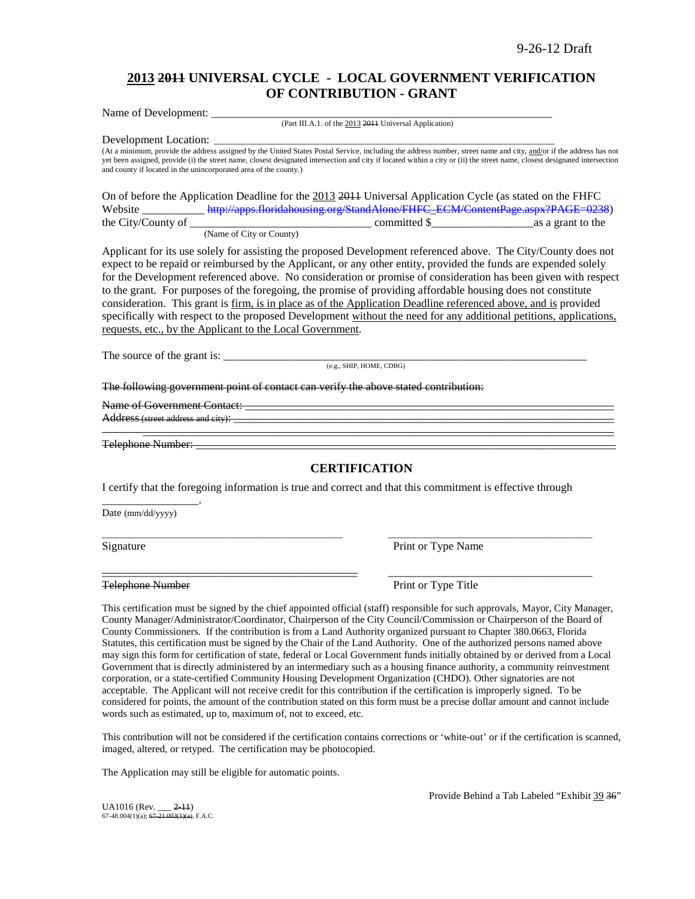9-26-12 Draft

## 2013 ~~2011~~ UNIVERSAL CYCLE - LOCAL GOVERNMENT VERIFICATION OF CONTRIBUTION - GRANT

Name of Development: ___________________________________________________________
(Part III.A.1. of the 2013 ~~2011~~ Universal Application)

Development Location: __________________________________________________________
(At a minimum, provide the address assigned by the United States Postal Service, including the address number, street name and city, and/or if the address has not yet been assigned, provide (i) the street name, closest designated intersection and city if located within a city or (ii) the street name, closest designated intersection and county if located in the unincorporated area of the county.)

On of before the Application Deadline for the 2013 ~~2011~~ Universal Application Cycle (as stated on the FHFC Website ___________ ~~http://apps.floridahousing.org/StandAlone/FHFC_ECM/ContentPage.aspx?PAGE=0238~~) the City/County of ________________________________ committed $__________________as a grant to the
(Name of City or County)

Applicant for its use solely for assisting the proposed Development referenced above. The City/County does not expect to be repaid or reimbursed by the Applicant, or any other entity, provided the funds are expended solely for the Development referenced above. No consideration or promise of consideration has been given with respect to the grant. For purposes of the foregoing, the promise of providing affordable housing does not constitute consideration. This grant is firm, is in place as of the Application Deadline referenced above, and is provided specifically with respect to the proposed Development without the need for any additional petitions, applications, requests, etc., by the Applicant to the Local Government.

The source of the grant is: ______________________________________________________________
(e.g., SHIP, HOME, CDBG)

~~The following government point of contact can verify the above stated contribution:~~

~~Name of Government Contact:~~ ___________________________________________________________

~~Address (street address and city):~~ ________________________________________________________

_______________________________________________________________________________

~~Telephone Number:~~ _________________________________________________________________

### CERTIFICATION

I certify that the foregoing information is true and correct and that this commitment is effective through _________________.

Date (mm/dd/yyyy)

_____________________________________ _____________________________________

Signature Print or Type Name

_____________________________________ _____________________________________

~~Telephone Number~~ Print or Type Title

This certification must be signed by the chief appointed official (staff) responsible for such approvals, Mayor, City Manager, County Manager/Administrator/Coordinator, Chairperson of the City Council/Commission or Chairperson of the Board of County Commissioners. If the contribution is from a Land Authority organized pursuant to Chapter 380.0663, Florida Statutes, this certification must be signed by the Chair of the Land Authority. One of the authorized persons named above may sign this form for certification of state, federal or Local Government funds initially obtained by or derived from a Local Government that is directly administered by an intermediary such as a housing finance authority, a community reinvestment corporation, or a state-certified Community Housing Development Organization (CHDO). Other signatories are not acceptable. The Applicant will not receive credit for this contribution if the certification is improperly signed. To be considered for points, the amount of the contribution stated on this form must be a precise dollar amount and cannot include words such as estimated, up to, maximum of, not to exceed, etc.

This contribution will not be considered if the certification contains corrections or 'white-out' or if the certification is scanned, imaged, altered, or retyped. The certification may be photocopied.

The Application may still be eligible for automatic points.

Provide Behind a Tab Labeled "Exhibit 39 ~~36~~"

UA1016 (Rev. ___ ~~2-11~~)
67-48.004(1)(a); ~~67-21.003(1)(a)~~, F.A.C.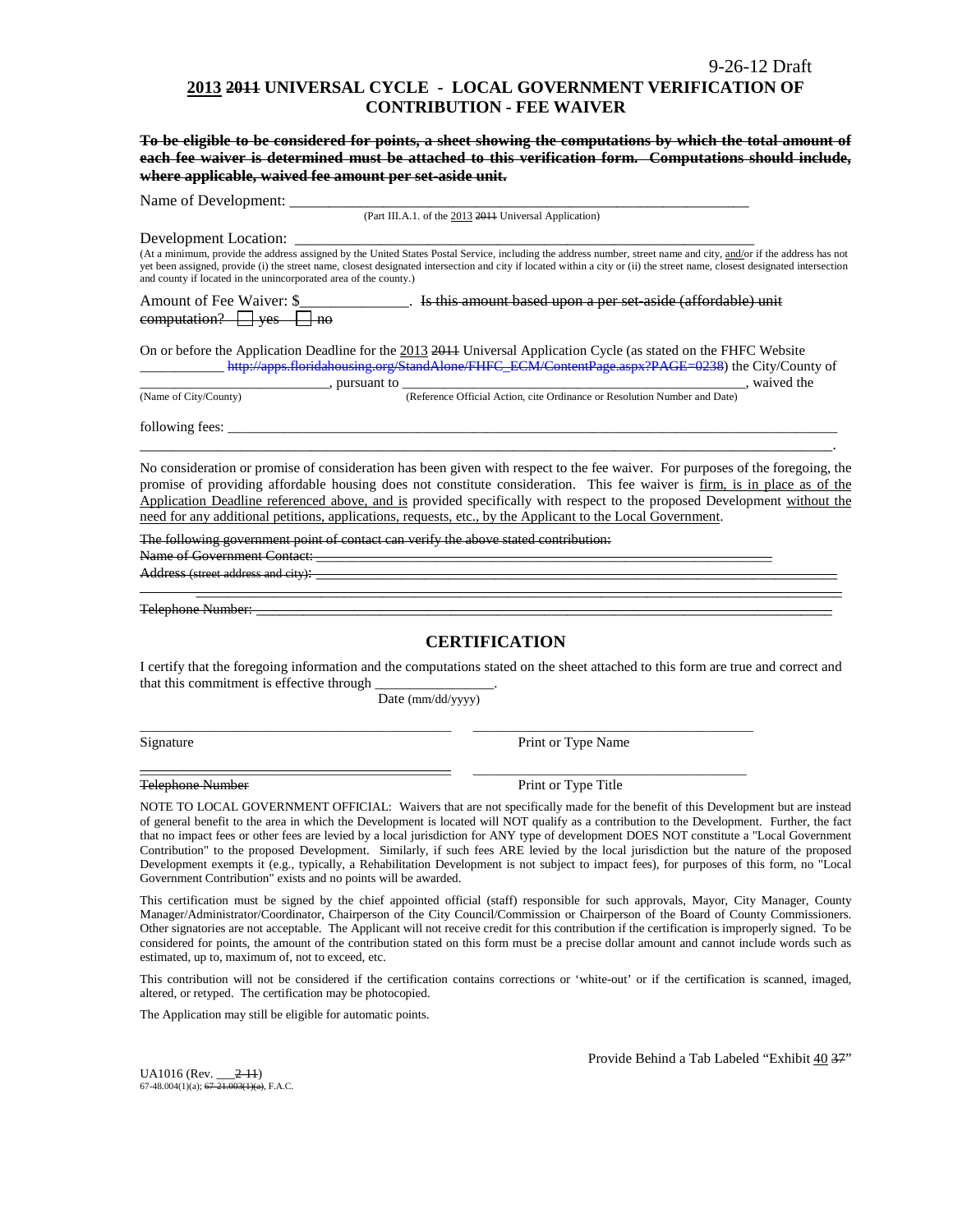9-26-12 Draft

## 2013 ~~2011~~ UNIVERSAL CYCLE - LOCAL GOVERNMENT VERIFICATION OF CONTRIBUTION - FEE WAIVER

~~**To be eligible to be considered for points, a sheet showing the computations by which the total amount of each fee waiver is determined must be attached to this verification form. Computations should include, where applicable, waived fee amount per set-aside unit.**~~

Name of Development: \_\_\_\_\_\_\_\_\_\_\_\_\_\_\_\_\_\_\_\_\_\_\_\_\_\_\_\_\_\_\_\_\_\_\_\_\_\_\_\_\_\_\_\_\_\_\_\_\_\_\_\_\_\_\_\_\_\_\_\_\_\_
(Part III.A.1. of the 2013 ~~2011~~ Universal Application)

Development Location: \_\_\_\_\_\_\_\_\_\_\_\_\_\_\_\_\_\_\_\_\_\_\_\_\_\_\_\_\_\_\_\_\_\_\_\_\_\_\_\_\_\_\_\_\_\_\_\_\_\_\_\_\_\_\_\_\_\_\_\_\_\_
(At a minimum, provide the address assigned by the United States Postal Service, including the address number, street name and city, and/or if the address has not yet been assigned, provide (i) the street name, closest designated intersection and city if located within a city or (ii) the street name, closest designated intersection and county if located in the unincorporated area of the county.)

Amount of Fee Waiver: $\_\_\_\_\_\_\_\_\_\_\_\_\_\_. ~~Is this amount based upon a per set-aside (affordable) unit computation? ☐ yes ☐ no~~

On or before the Application Deadline for the 2013 ~~2011~~ Universal Application Cycle (as stated on the FHFC Website \_\_\_\_\_\_\_\_\_\_\_\_ ~~http://apps.floridahousing.org/StandAlone/FHFC_ECM/ContentPage.aspx?PAGE=0238~~) the City/County of \_\_\_\_\_\_\_\_\_\_\_\_\_\_\_\_\_\_\_\_\_\_\_\_\_\_\_, pursuant to \_\_\_\_\_\_\_\_\_\_\_\_\_\_\_\_\_\_\_\_\_\_\_\_\_\_\_\_\_\_\_\_\_\_\_\_\_\_\_\_\_\_\_\_\_\_\_\_\_\_, waived the
(Name of City/County) (Reference Official Action, cite Ordinance or Resolution Number and Date)

following fees: \_\_\_\_\_\_\_\_\_\_\_\_\_\_\_\_\_\_\_\_\_\_\_\_\_\_\_\_\_\_\_\_\_\_\_\_\_\_\_\_\_\_\_\_\_\_\_\_\_\_\_\_\_\_\_\_\_\_\_\_\_\_\_\_\_\_\_\_\_\_\_\_\_\_\_\_\_\_\_\_\_\_\_\_\_\_\_\_
\_\_\_\_\_\_\_\_\_\_\_\_\_\_\_\_\_\_\_\_\_\_\_\_\_\_\_\_\_\_\_\_\_\_\_\_\_\_\_\_\_\_\_\_\_\_\_\_\_\_\_\_\_\_\_\_\_\_\_\_\_\_\_\_\_\_\_\_\_\_\_\_\_\_\_\_\_\_\_\_\_\_\_\_\_\_\_\_\_\_\_\_\_\_\_\_\_\_.

No consideration or promise of consideration has been given with respect to the fee waiver. For purposes of the foregoing, the promise of providing affordable housing does not constitute consideration. This fee waiver is firm, is in place as of the Application Deadline referenced above, and is provided specifically with respect to the proposed Development without the need for any additional petitions, applications, requests, etc., by the Applicant to the Local Government.

~~The following government point of contact can verify the above stated contribution:~~
~~Name of Government Contact:~~ \_\_\_\_\_\_\_\_\_\_\_\_\_\_\_\_\_\_\_\_\_\_\_\_\_\_\_\_\_\_\_\_\_\_\_\_\_\_\_\_\_\_\_\_\_\_\_\_\_\_\_\_\_\_\_\_\_\_\_\_\_\_\_\_\_\_\_\_
~~Address (street address and city):~~ \_\_\_\_\_\_\_\_\_\_\_\_\_\_\_\_\_\_\_\_\_\_\_\_\_\_\_\_\_\_\_\_\_\_\_\_\_\_\_\_\_\_\_\_\_\_\_\_\_\_\_\_\_\_\_\_\_\_\_\_\_\_\_\_\_\_\_\_
\_\_\_\_\_\_\_\_\_\_\_\_\_\_\_\_\_\_\_\_\_\_\_\_\_\_\_\_\_\_\_\_\_\_\_\_\_\_\_\_\_\_\_\_\_\_\_\_\_\_\_\_\_\_\_\_\_\_\_\_\_\_\_\_\_\_\_\_\_\_\_\_\_\_\_\_\_\_\_\_\_\_\_\_\_\_\_\_\_\_\_\_\_\_
~~Telephone Number:~~ \_\_\_\_\_\_\_\_\_\_\_\_\_\_\_\_\_\_\_\_\_\_\_\_\_\_\_\_\_\_\_\_\_\_\_\_\_\_\_\_\_\_\_\_\_\_\_\_\_\_\_\_\_\_\_\_\_\_\_\_\_\_\_\_\_\_\_\_\_\_\_\_\_\_\_\_\_\_\_\_

## CERTIFICATION

I certify that the foregoing information and the computations stated on the sheet attached to this form are true and correct and that this commitment is effective through \_\_\_\_\_\_\_\_\_\_\_\_\_\_\_\_.
Date (mm/dd/yyyy)

\_\_\_\_\_\_\_\_\_\_\_\_\_\_\_\_\_\_\_\_\_\_\_\_\_\_\_\_\_\_\_\_\_\_\_\_\_\_\_\_ \_\_\_\_\_\_\_\_\_\_\_\_\_\_\_\_\_\_\_\_\_\_\_\_\_\_\_\_\_\_\_\_\_\_\_\_\_\_\_\_
Signature Print or Type Name

\_\_\_\_\_\_\_\_\_\_\_\_\_\_\_\_\_\_\_\_\_\_\_\_\_\_\_\_\_\_\_\_\_\_\_\_\_\_\_\_ \_\_\_\_\_\_\_\_\_\_\_\_\_\_\_\_\_\_\_\_\_\_\_\_\_\_\_\_\_\_\_\_\_\_\_\_\_\_\_\_
~~Telephone Number~~ Print or Type Title

NOTE TO LOCAL GOVERNMENT OFFICIAL: Waivers that are not specifically made for the benefit of this Development but are instead of general benefit to the area in which the Development is located will NOT qualify as a contribution to the Development. Further, the fact that no impact fees or other fees are levied by a local jurisdiction for ANY type of development DOES NOT constitute a "Local Government Contribution" to the proposed Development. Similarly, if such fees ARE levied by the local jurisdiction but the nature of the proposed Development exempts it (e.g., typically, a Rehabilitation Development is not subject to impact fees), for purposes of this form, no "Local Government Contribution" exists and no points will be awarded.

This certification must be signed by the chief appointed official (staff) responsible for such approvals, Mayor, City Manager, County Manager/Administrator/Coordinator, Chairperson of the City Council/Commission or Chairperson of the Board of County Commissioners. Other signatories are not acceptable. The Applicant will not receive credit for this contribution if the certification is improperly signed. To be considered for points, the amount of the contribution stated on this form must be a precise dollar amount and cannot include words such as estimated, up to, maximum of, not to exceed, etc.

This contribution will not be considered if the certification contains corrections or 'white-out' or if the certification is scanned, imaged, altered, or retyped. The certification may be photocopied.

The Application may still be eligible for automatic points.

Provide Behind a Tab Labeled "Exhibit 40 ~~37~~"

UA1016 (Rev. \_\_\_~~2-11~~)
67-48.004(1)(a); ~~67-21.003(1)(a)~~, F.A.C.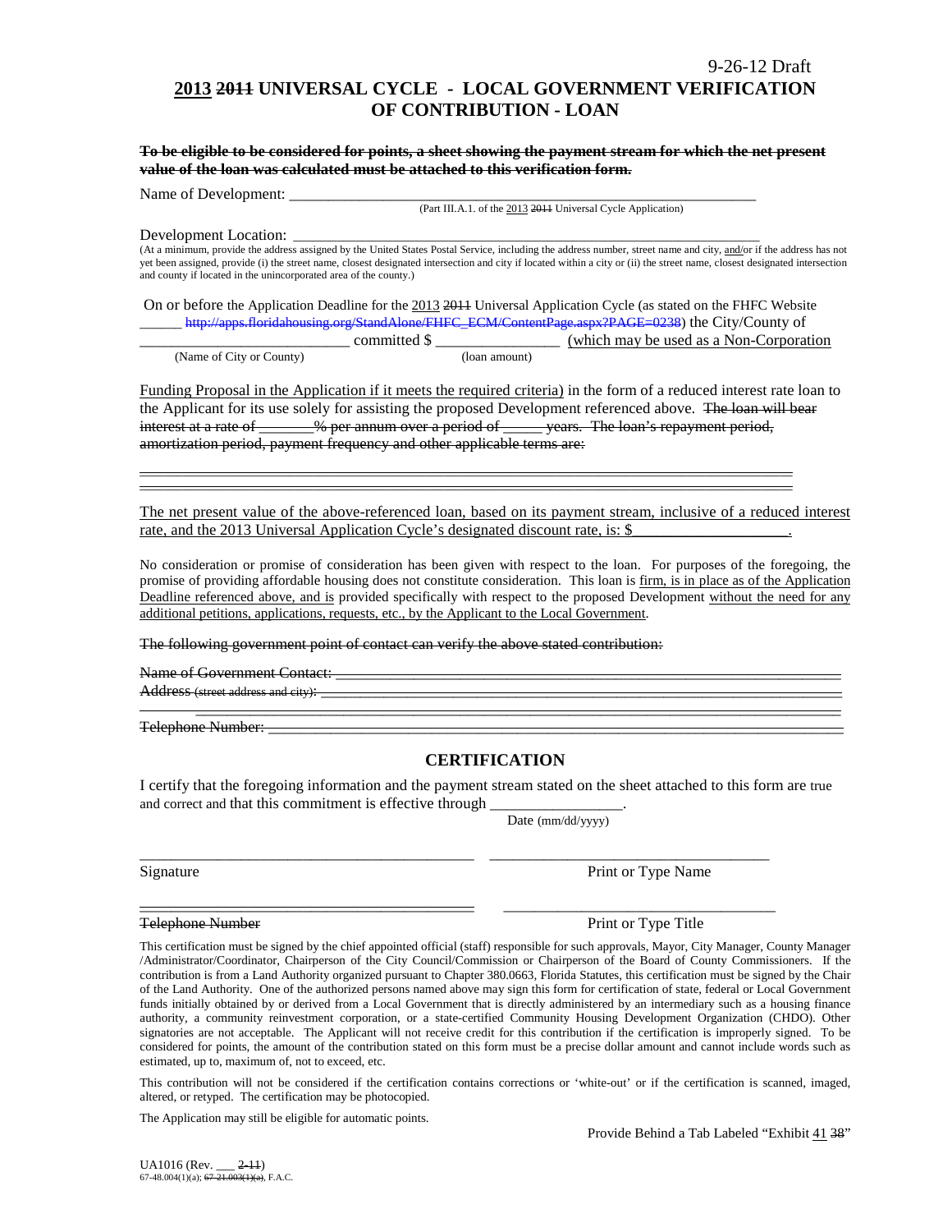9-26-12 Draft

# 2013 ~~2011~~ UNIVERSAL CYCLE - LOCAL GOVERNMENT VERIFICATION OF CONTRIBUTION - LOAN

~~**To be eligible to be considered for points, a sheet showing the payment stream for which the net present value of the loan was calculated must be attached to this verification form.**~~

Name of Development: ___________________________________________________________
(Part III.A.1. of the 2013 ~~2011~~ Universal Cycle Application)

Development Location: ___________________________________________________________
(At a minimum, provide the address assigned by the United States Postal Service, including the address number, street name and city, and/or if the address has not yet been assigned, provide (i) the street name, closest designated intersection and city if located within a city or (ii) the street name, closest designated intersection and county if located in the unincorporated area of the county.)

On or before the Application Deadline for the 2013 ~~2011~~ Universal Application Cycle (as stated on the FHFC Website ______ ~~http://apps.floridahousing.org/StandAlone/FHFC_ECM/ContentPage.aspx?PAGE=0238~~) the City/County of __________________________ committed $ ________________ (which may be used as a Non-Corporation Funding Proposal in the Application if it meets the required criteria) in the form of a reduced interest rate loan to the Applicant for its use solely for assisting the proposed Development referenced above. ~~The loan will bear interest at a rate of _______% per annum over a period of _____ years. The loan's repayment period, amortization period, payment frequency and other applicable terms are:~~

(Name of City or County) (loan amount)

___________________________________________________________________________________
___________________________________________________________________________________

The net present value of the above-referenced loan, based on its payment stream, inclusive of a reduced interest rate, and the 2013 Universal Application Cycle's designated discount rate, is: $___________________.

No consideration or promise of consideration has been given with respect to the loan. For purposes of the foregoing, the promise of providing affordable housing does not constitute consideration. This loan is firm, is in place as of the Application Deadline referenced above, and is provided specifically with respect to the proposed Development without the need for any additional petitions, applications, requests, etc., by the Applicant to the Local Government.

~~The following government point of contact can verify the above stated contribution:~~

~~Name of Government Contact:~~ ___________________________________________________________
~~Address~~ ~~(street address and city)~~: ___________________________________________________________
___________________________________________________________________________________
~~Telephone Number:~~ ___________________________________________________________

## CERTIFICATION

I certify that the foregoing information and the payment stream stated on the sheet attached to this form are true and correct and that this commitment is effective through ________________.
Date (mm/dd/yyyy)

_________________________________________ _________________________________
Signature Print or Type Name

_________________________________________ _________________________________
~~Telephone Number~~ Print or Type Title

This certification must be signed by the chief appointed official (staff) responsible for such approvals, Mayor, City Manager, County Manager /Administrator/Coordinator, Chairperson of the City Council/Commission or Chairperson of the Board of County Commissioners. If the contribution is from a Land Authority organized pursuant to Chapter 380.0663, Florida Statutes, this certification must be signed by the Chair of the Land Authority. One of the authorized persons named above may sign this form for certification of state, federal or Local Government funds initially obtained by or derived from a Local Government that is directly administered by an intermediary such as a housing finance authority, a community reinvestment corporation, or a state-certified Community Housing Development Organization (CHDO). Other signatories are not acceptable. The Applicant will not receive credit for this contribution if the certification is improperly signed. To be considered for points, the amount of the contribution stated on this form must be a precise dollar amount and cannot include words such as estimated, up to, maximum of, not to exceed, etc.

This contribution will not be considered if the certification contains corrections or 'white-out' or if the certification is scanned, imaged, altered, or retyped. The certification may be photocopied.

The Application may still be eligible for automatic points.

Provide Behind a Tab Labeled "Exhibit 41 ~~38~~"

UA1016 (Rev. ___ ~~2-11~~)
67-48.004(1)(a); ~~67-21.003(1)(a)~~, F.A.C.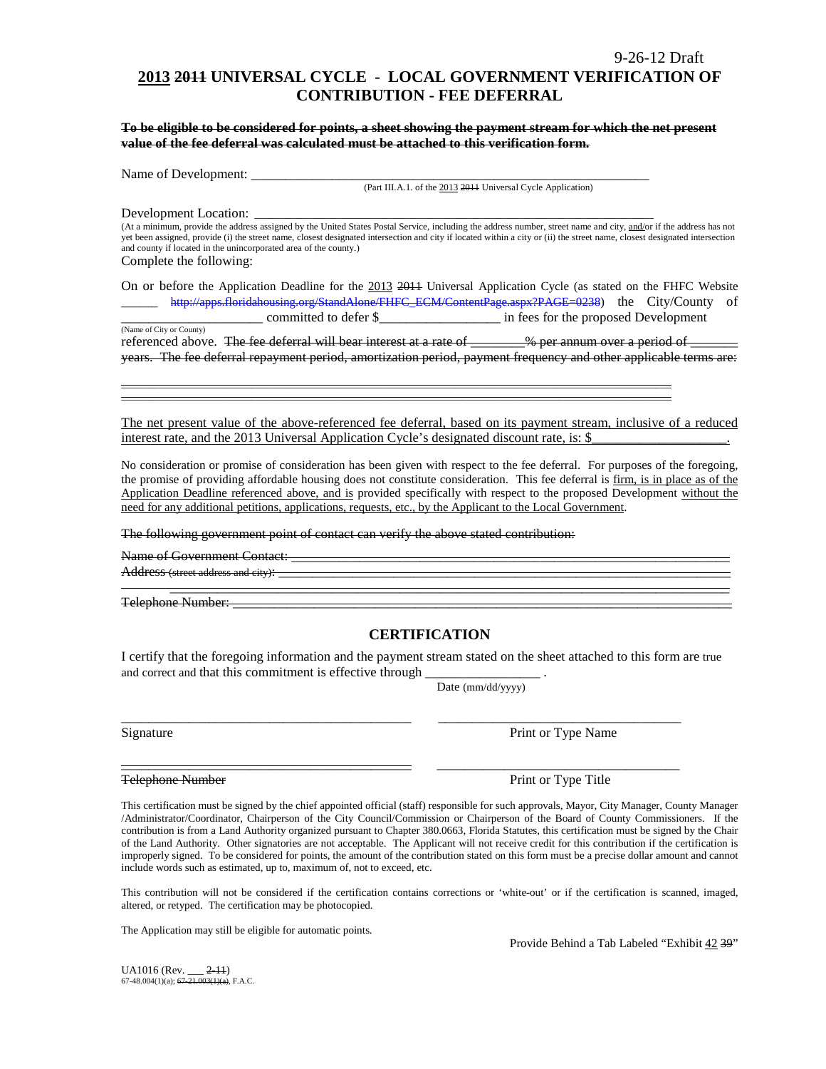9-26-12 Draft

# ~~2011~~ 2013 UNIVERSAL CYCLE - LOCAL GOVERNMENT VERIFICATION OF CONTRIBUTION - FEE DEFERRAL

~~**To be eligible to be considered for points, a sheet showing the payment stream for which the net present value of the fee deferral was calculated must be attached to this verification form.**~~

Name of Development: ___________________________________________________________
(Part III.A.1. of the 2013 ~~2011~~ Universal Cycle Application)

Development Location: ___________________________________________________________
(At a minimum, provide the address assigned by the United States Postal Service, including the address number, street name and city, and/or if the address has not yet been assigned, provide (i) the street name, closest designated intersection and city if located within a city or (ii) the street name, closest designated intersection and county if located in the unincorporated area of the county.)

Complete the following:

On or before the Application Deadline for the 2013 ~~2011~~ Universal Application Cycle (as stated on the FHFC Website ______ ~~http://apps.floridahousing.org/StandAlone/FHFC_ECM/ContentPage.aspx?PAGE=0238~~) the City/County of ____________________ committed to defer $_________________ in fees for the proposed Development
(Name of City or County)
referenced above. ~~The fee deferral will bear interest at a rate of ________% per annum over a period of _______ years. The fee deferral repayment period, amortization period, payment frequency and other applicable terms are:~~

~~_______________________________________________________________________________~~
~~_______________________________________________________________________________~~

The net present value of the above-referenced fee deferral, based on its payment stream, inclusive of a reduced interest rate, and the 2013 Universal Application Cycle's designated discount rate, is: $__________________.

No consideration or promise of consideration has been given with respect to the fee deferral. For purposes of the foregoing, the promise of providing affordable housing does not constitute consideration. This fee deferral is firm, is in place as of the Application Deadline referenced above, and is provided specifically with respect to the proposed Development without the need for any additional petitions, applications, requests, etc., by the Applicant to the Local Government.

~~The following government point of contact can verify the above stated contribution:~~

~~Name of Government Contact: ___________________________________________________~~
~~Address (street address and city): _______________________________________________~~
~~_______________________________________________________________________________~~
~~Telephone Number: __________________________________________________________~~

## CERTIFICATION

I certify that the foregoing information and the payment stream stated on the sheet attached to this form are true and correct and that this commitment is effective through ________________ .
Date (mm/dd/yyyy)

_____________________________________ _____________________________________
Signature Print or Type Name

_____________________________________ _____________________________________
~~Telephone Number~~ Print or Type Title

This certification must be signed by the chief appointed official (staff) responsible for such approvals, Mayor, City Manager, County Manager /Administrator/Coordinator, Chairperson of the City Council/Commission or Chairperson of the Board of County Commissioners. If the contribution is from a Land Authority organized pursuant to Chapter 380.0663, Florida Statutes, this certification must be signed by the Chair of the Land Authority. Other signatories are not acceptable. The Applicant will not receive credit for this contribution if the certification is improperly signed. To be considered for points, the amount of the contribution stated on this form must be a precise dollar amount and cannot include words such as estimated, up to, maximum of, not to exceed, etc.

This contribution will not be considered if the certification contains corrections or 'white-out' or if the certification is scanned, imaged, altered, or retyped. The certification may be photocopied.

The Application may still be eligible for automatic points.

Provide Behind a Tab Labeled "Exhibit 42 ~~39~~"

UA1016 (Rev. ___ ~~2-11~~)
67-48.004(1)(a); ~~67-21.003(1)(a)~~, F.A.C.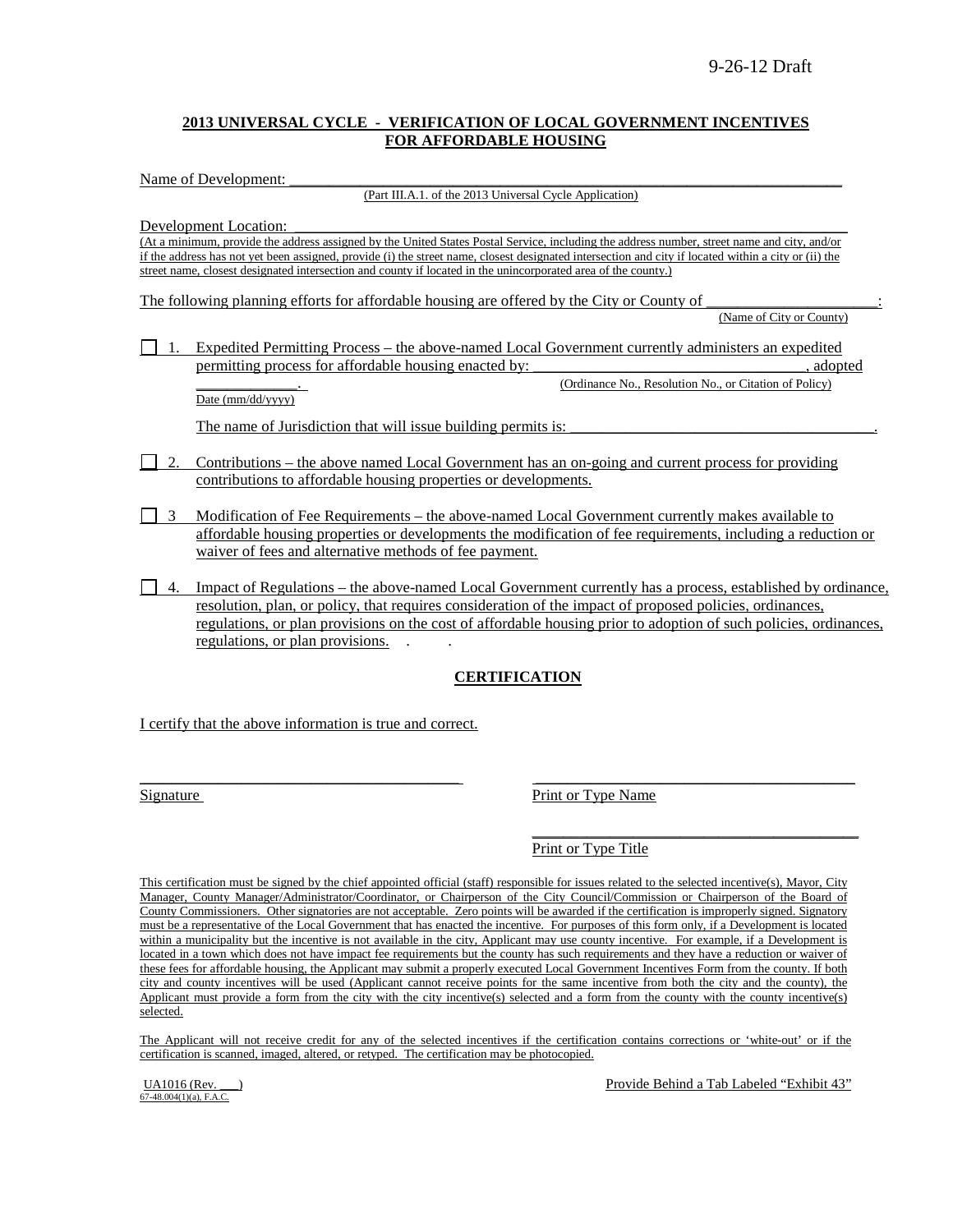9-26-12 Draft

**2013 UNIVERSAL CYCLE - VERIFICATION OF LOCAL GOVERNMENT INCENTIVES FOR AFFORDABLE HOUSING**

Name of Development: ___________________________________________________________________________
(Part III.A.1. of the 2013 Universal Cycle Application)

Development Location: __________________________________________________________________________
(At a minimum, provide the address assigned by the United States Postal Service, including the address number, street name and city, and/or if the address has not yet been assigned, provide (i) the street name, closest designated intersection and city if located within a city or (ii) the street name, closest designated intersection and county if located in the unincorporated area of the county.)

The following planning efforts for affordable housing are offered by the City or County of ____________________:
(Name of City or County)

☐ 1. Expedited Permitting Process – the above-named Local Government currently administers an expedited permitting process for affordable housing enacted by: ________________________________, adopted ____________.
(Ordinance No., Resolution No., or Citation of Policy)
Date (mm/dd/yyyy)

The name of Jurisdiction that will issue building permits is: _____________________________________.

☐ 2. Contributions – the above named Local Government has an on-going and current process for providing contributions to affordable housing properties or developments.

☐ 3 Modification of Fee Requirements – the above-named Local Government currently makes available to affordable housing properties or developments the modification of fee requirements, including a reduction or waiver of fees and alternative methods of fee payment.

☐ 4. Impact of Regulations – the above-named Local Government currently has a process, established by ordinance, resolution, plan, or policy, that requires consideration of the impact of proposed policies, ordinances, regulations, or plan provisions on the cost of affordable housing prior to adoption of such policies, ordinances, regulations, or plan provisions.

**CERTIFICATION**

I certify that the above information is true and correct.

________________________________________ ________________________________________
Signature Print or Type Name

________________________________________
Print or Type Title

This certification must be signed by the chief appointed official (staff) responsible for issues related to the selected incentive(s), Mayor, City Manager, County Manager/Administrator/Coordinator, or Chairperson of the City Council/Commission or Chairperson of the Board of County Commissioners. Other signatories are not acceptable. Zero points will be awarded if the certification is improperly signed. Signatory must be a representative of the Local Government that has enacted the incentive. For purposes of this form only, if a Development is located within a municipality but the incentive is not available in the city, Applicant may use county incentive. For example, if a Development is located in a town which does not have impact fee requirements but the county has such requirements and they have a reduction or waiver of these fees for affordable housing, the Applicant may submit a properly executed Local Government Incentives Form from the county. If both city and county incentives will be used (Applicant cannot receive points for the same incentive from both the city and the county), the Applicant must provide a form from the city with the city incentive(s) selected and a form from the county with the county incentive(s) selected.

The Applicant will not receive credit for any of the selected incentives if the certification contains corrections or 'white-out' or if the certification is scanned, imaged, altered, or retyped. The certification may be photocopied.

UA1016 (Rev. ___)
67-48.004(1)(a), F.A.C.

Provide Behind a Tab Labeled "Exhibit 43"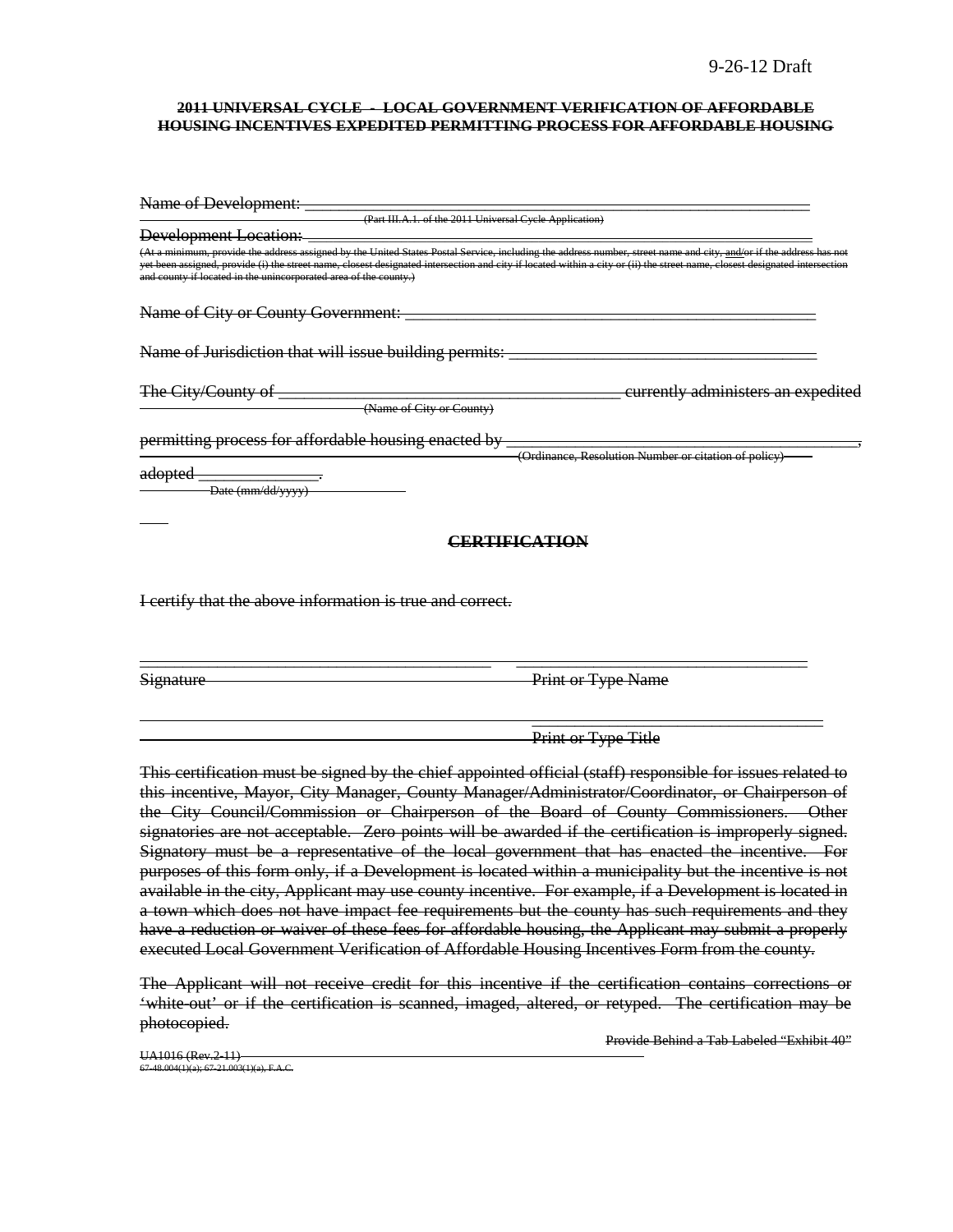9-26-12 Draft

**~~2011 UNIVERSAL CYCLE - LOCAL GOVERNMENT VERIFICATION OF AFFORDABLE HOUSING INCENTIVES EXPEDITED PERMITTING PROCESS FOR AFFORDABLE HOUSING~~**

~~Name of Development: \_\_\_\_\_\_\_\_\_\_\_\_\_\_\_\_\_\_\_\_\_\_\_\_\_\_\_\_\_\_\_\_\_\_\_\_\_\_\_\_\_\_\_\_\_\_\_\_\_\_\_\_\_\_\_\_\_\_\_\_~~
~~(Part III.A.1. of the 2011 Universal Cycle Application)~~

~~Development Location: \_\_\_\_\_\_\_\_\_\_\_\_\_\_\_\_\_\_\_\_\_\_\_\_\_\_\_\_\_\_\_\_\_\_\_\_\_\_\_\_\_\_\_\_\_\_\_\_\_\_\_\_\_\_\_\_\_\_\_\_~~
~~(At a minimum, provide the address assigned by the United States Postal Service, including the address number, street name and city, and/or if the address has not yet been assigned, provide (i) the street name, closest designated intersection and city if located within a city or (ii) the street name, closest designated intersection and county if located in the unincorporated area of the county.)~~

~~Name of City or County Government: \_\_\_\_\_\_\_\_\_\_\_\_\_\_\_\_\_\_\_\_\_\_\_\_\_\_\_\_\_\_\_\_\_\_\_\_\_\_\_\_\_\_\_\_\_\_\_\_~~

~~Name of Jurisdiction that will issue building permits: \_\_\_\_\_\_\_\_\_\_\_\_\_\_\_\_\_\_\_\_\_\_\_\_\_\_\_\_\_\_\_\_\_\_\_\_~~

~~The City/County of \_\_\_\_\_\_\_\_\_\_\_\_\_\_\_\_\_\_\_\_\_\_\_\_\_\_\_\_\_\_\_\_\_\_\_\_\_\_\_\_\_ currently administers an expedited~~
~~(Name of City or County)~~

~~permitting process for affordable housing enacted by \_\_\_\_\_\_\_\_\_\_\_\_\_\_\_\_\_\_\_\_\_\_\_\_\_\_\_\_\_\_\_\_\_\_\_\_\_\_\_\_\_\_,~~
~~(Ordinance, Resolution Number or citation of policy)~~

~~adopted \_\_\_\_\_\_\_\_\_\_\_\_\_\_.~~
~~Date (mm/dd/yyyy)~~

**~~CERTIFICATION~~**

~~I certify that the above information is true and correct.~~

~~\_\_\_\_\_\_\_\_\_\_\_\_\_\_\_\_\_\_\_\_\_\_\_\_\_\_\_\_\_\_\_\_\_\_\_\_\_\_\_\_\_\_~~ ~~\_\_\_\_\_\_\_\_\_\_\_\_\_\_\_\_\_\_\_\_\_\_\_\_\_\_\_\_\_\_\_\_\_\_\_\_~~
~~Signature~~ ~~Print or Type Name~~

~~\_\_\_\_\_\_\_\_\_\_\_\_\_\_\_\_\_\_\_\_\_\_\_\_\_\_\_\_\_\_\_\_\_\_\_\_~~
~~Print or Type Title~~

~~This certification must be signed by the chief appointed official (staff) responsible for issues related to this incentive, Mayor, City Manager, County Manager/Administrator/Coordinator, or Chairperson of the City Council/Commission or Chairperson of the Board of County Commissioners. Other signatories are not acceptable. Zero points will be awarded if the certification is improperly signed. Signatory must be a representative of the local government that has enacted the incentive. For purposes of this form only, if a Development is located within a municipality but the incentive is not available in the city, Applicant may use county incentive. For example, if a Development is located in a town which does not have impact fee requirements but the county has such requirements and they have a reduction or waiver of these fees for affordable housing, the Applicant may submit a properly executed Local Government Verification of Affordable Housing Incentives Form from the county.~~

~~The Applicant will not receive credit for this incentive if the certification contains corrections or 'white-out' or if the certification is scanned, imaged, altered, or retyped. The certification may be photocopied.~~

~~Provide Behind a Tab Labeled "Exhibit 40"~~

~~UA1016 (Rev.2-11)~~
~~67-48.004(1)(a); 67-21.003(1)(a), F.A.C.~~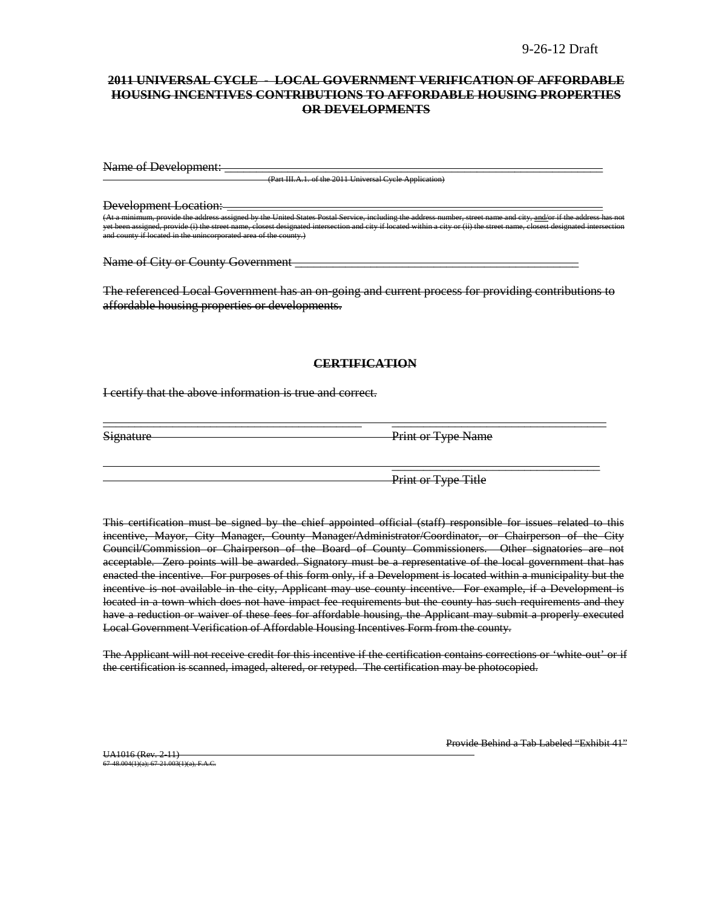9-26-12 Draft

**~~2011 UNIVERSAL CYCLE - LOCAL GOVERNMENT VERIFICATION OF AFFORDABLE HOUSING INCENTIVES CONTRIBUTIONS TO AFFORDABLE HOUSING PROPERTIES OR DEVELOPMENTS~~**

~~Name of Development:~~ ________________________________________________

~~(Part III.A.1. of the 2011 Universal Cycle Application)~~

~~Development Location:~~ ________________________________________________

~~(At a minimum, provide the address assigned by the United States Postal Service, including the address number, street name and city, and/or if the address has not yet been assigned, provide (i) the street name, closest designated intersection and city if located within a city or (ii) the street name, closest designated intersection and county if located in the unincorporated area of the county.)~~

~~Name of City or County Government~~ ________________________________________

~~The referenced Local Government has an on-going and current process for providing contributions to affordable housing properties or developments.~~

**~~CERTIFICATION~~**

~~I certify that the above information is true and correct.~~

________________________________________ ________________________________

~~Signature~~ ~~Print or Type Name~~

________________________________

~~Print or Type Title~~

~~This certification must be signed by the chief appointed official (staff) responsible for issues related to this incentive, Mayor, City Manager, County Manager/Administrator/Coordinator, or Chairperson of the City Council/Commission or Chairperson of the Board of County Commissioners. Other signatories are not acceptable. Zero points will be awarded. Signatory must be a representative of the local government that has enacted the incentive. For purposes of this form only, if a Development is located within a municipality but the incentive is not available in the city, Applicant may use county incentive. For example, if a Development is located in a town which does not have impact fee requirements but the county has such requirements and they have a reduction or waiver of these fees for affordable housing, the Applicant may submit a properly executed Local Government Verification of Affordable Housing Incentives Form from the county.~~

~~The Applicant will not receive credit for this incentive if the certification contains corrections or 'white-out' or if the certification is scanned, imaged, altered, or retyped. The certification may be photocopied.~~

~~Provide Behind a Tab Labeled "Exhibit 41"~~

~~UA1016 (Rev. 2-11)~~
~~67-48.004(1)(a); 67-21.003(1)(a), F.A.C.~~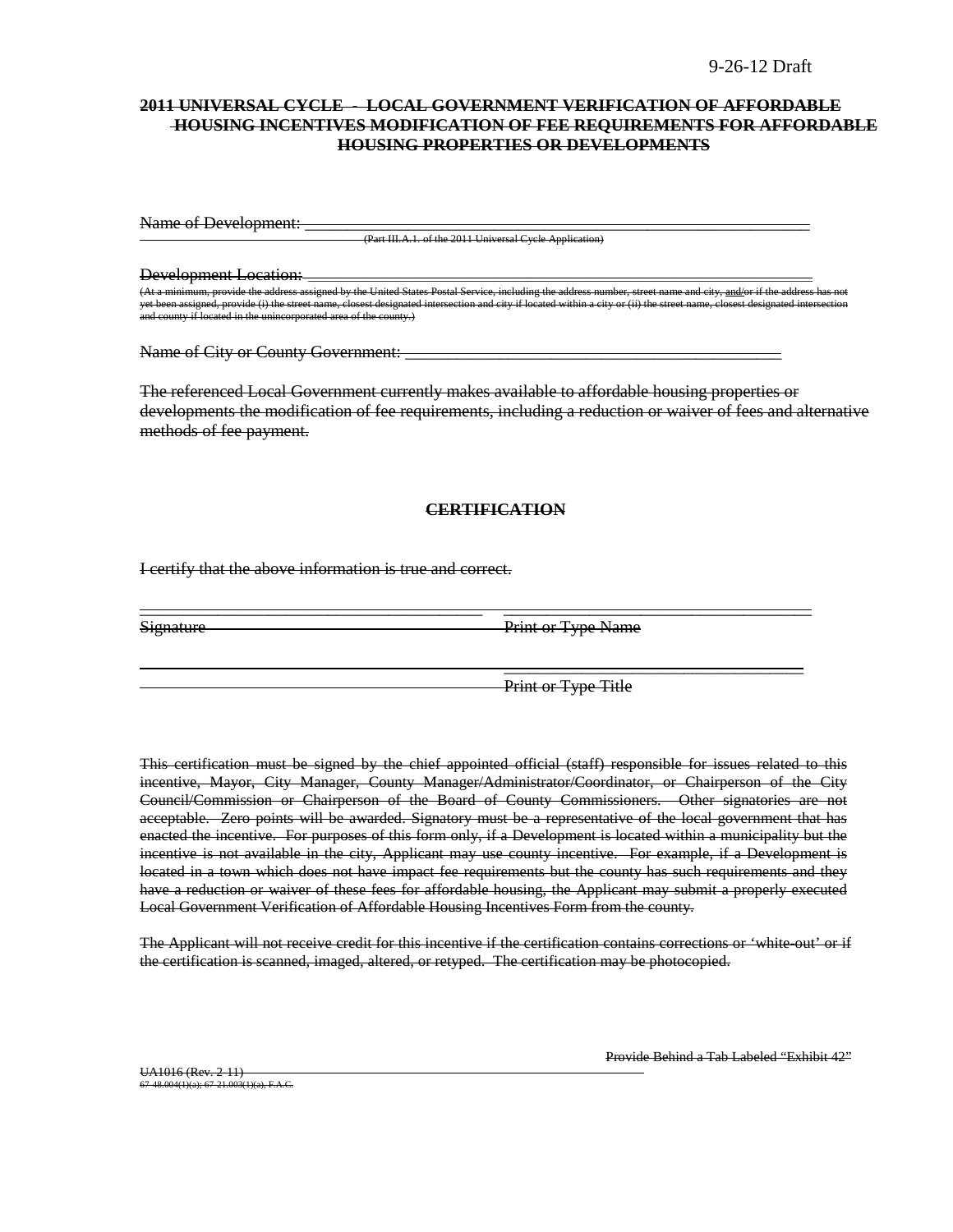9-26-12 Draft

~~**2011 UNIVERSAL CYCLE - LOCAL GOVERNMENT VERIFICATION OF AFFORDABLE HOUSING INCENTIVES MODIFICATION OF FEE REQUIREMENTS FOR AFFORDABLE HOUSING PROPERTIES OR DEVELOPMENTS**~~

~~Name of Development: ___________________________________________~~
~~(Part III.A.1. of the 2011 Universal Cycle Application)~~

~~Development Location: ___________________________________________~~
~~(At a minimum, provide the address assigned by the United States Postal Service, including the address number, street name and city, and/or if the address has not yet been assigned, provide (i) the street name, closest designated intersection and city if located within a city or (ii) the street name, closest designated intersection and county if located in the unincorporated area of the county.)~~

~~Name of City or County Government: ___________________________________~~

~~The referenced Local Government currently makes available to affordable housing properties or developments the modification of fee requirements, including a reduction or waiver of fees and alternative methods of fee payment.~~

~~**CERTIFICATION**~~

~~I certify that the above information is true and correct.~~

| ~~Signature~~ | ~~Print or Type Name~~ |
|---|---|
| | ~~Print or Type Title~~ |

~~This certification must be signed by the chief appointed official (staff) responsible for issues related to this incentive, Mayor, City Manager, County Manager/Administrator/Coordinator, or Chairperson of the City Council/Commission or Chairperson of the Board of County Commissioners. Other signatories are not acceptable. Zero points will be awarded. Signatory must be a representative of the local government that has enacted the incentive. For purposes of this form only, if a Development is located within a municipality but the incentive is not available in the city, Applicant may use county incentive. For example, if a Development is located in a town which does not have impact fee requirements but the county has such requirements and they have a reduction or waiver of these fees for affordable housing, the Applicant may submit a properly executed Local Government Verification of Affordable Housing Incentives Form from the county.~~

~~The Applicant will not receive credit for this incentive if the certification contains corrections or 'white-out' or if the certification is scanned, imaged, altered, or retyped. The certification may be photocopied.~~

~~Provide Behind a Tab Labeled "Exhibit 42"~~

~~UA1016 (Rev. 2-11)~~
~~67-48.004(1)(a); 67-21.003(1)(a), F.A.C.~~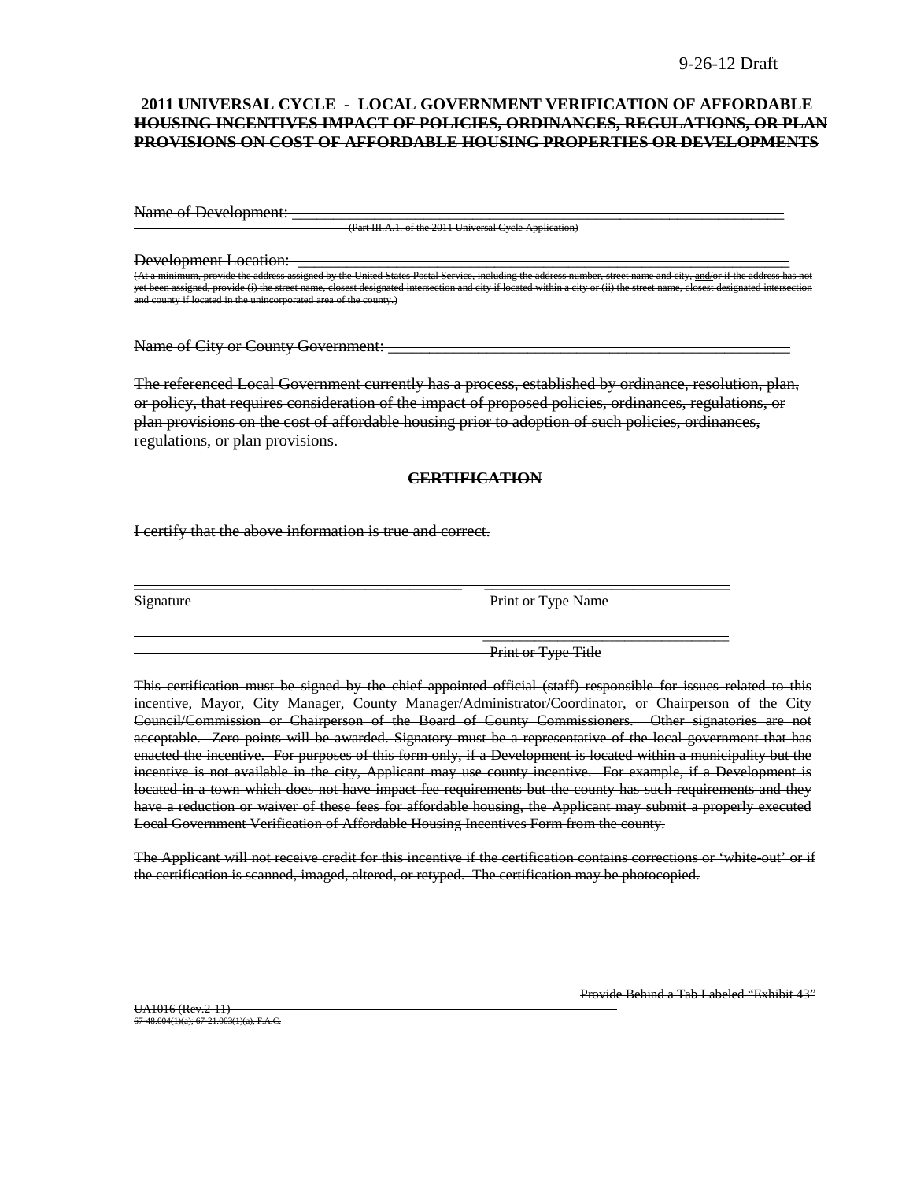9-26-12 Draft

**~~2011 UNIVERSAL CYCLE - LOCAL GOVERNMENT VERIFICATION OF AFFORDABLE HOUSING INCENTIVES IMPACT OF POLICIES, ORDINANCES, REGULATIONS, OR PLAN PROVISIONS ON COST OF AFFORDABLE HOUSING PROPERTIES OR DEVELOPMENTS~~**

~~Name of Development:~~ ___________________________________________________________

~~(Part III.A.1. of the 2011 Universal Cycle Application)~~

~~Development Location:~~ ___________________________________________________________

~~(At a minimum, provide the address assigned by the United States Postal Service, including the address number, street name and city, and/or if the address has not yet been assigned, provide (i) the street name, closest designated intersection and city if located within a city or (ii) the street name, closest designated intersection and county if located in the unincorporated area of the county.)~~

~~Name of City or County Government:~~ ______________________________________________

~~The referenced Local Government currently has a process, established by ordinance, resolution, plan, or policy, that requires consideration of the impact of proposed policies, ordinances, regulations, or plan provisions on the cost of affordable housing prior to adoption of such policies, ordinances, regulations, or plan provisions.~~

**~~CERTIFICATION~~**

~~I certify that the above information is true and correct.~~

______________________________________ ______________________________

~~Signature~~ ~~Print or Type Name~~

______________________________________ ______________________________

~~Print or Type Title~~

~~This certification must be signed by the chief appointed official (staff) responsible for issues related to this incentive, Mayor, City Manager, County Manager/Administrator/Coordinator, or Chairperson of the City Council/Commission or Chairperson of the Board of County Commissioners. Other signatories are not acceptable. Zero points will be awarded. Signatory must be a representative of the local government that has enacted the incentive. For purposes of this form only, if a Development is located within a municipality but the incentive is not available in the city, Applicant may use county incentive. For example, if a Development is located in a town which does not have impact fee requirements but the county has such requirements and they have a reduction or waiver of these fees for affordable housing, the Applicant may submit a properly executed Local Government Verification of Affordable Housing Incentives Form from the county.~~

~~The Applicant will not receive credit for this incentive if the certification contains corrections or 'white-out' or if the certification is scanned, imaged, altered, or retyped. The certification may be photocopied.~~

~~Provide Behind a Tab Labeled "Exhibit 43"~~

~~UA1016 (Rev.2-11)~~
~~67-48.004(1)(a); 67-21.003(1)(a), F.A.C.~~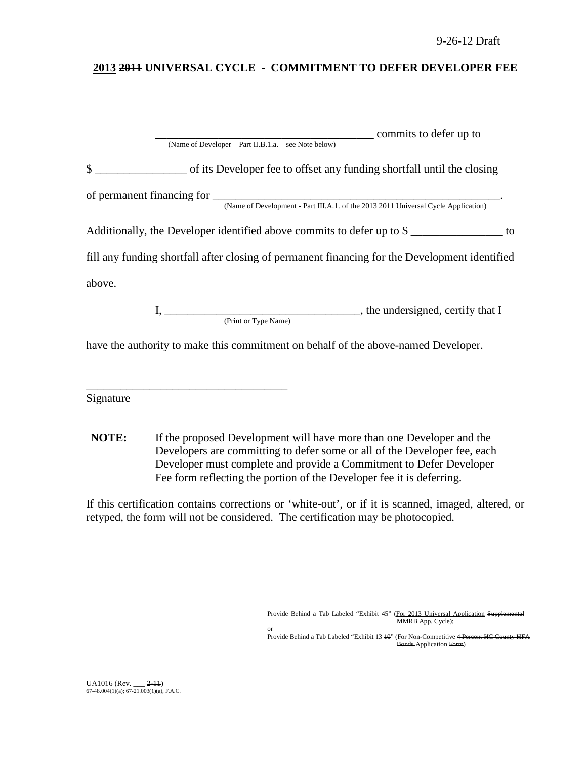9-26-12 Draft

# 2013 ~~2011~~ UNIVERSAL CYCLE - COMMITMENT TO DEFER DEVELOPER FEE

________________________________________ commits to defer up to
(Name of Developer – Part II.B.1.a. – see Note below)

$ ________________ of its Developer fee to offset any funding shortfall until the closing of permanent financing for _____________________________________________________.
(Name of Development - Part III.A.1. of the 2013 ~~2011~~ Universal Cycle Application)

Additionally, the Developer identified above commits to defer up to $ ________________ to fill any funding shortfall after closing of permanent financing for the Development identified above.

I, __________________________________, the undersigned, certify that I
(Print or Type Name)

have the authority to make this commitment on behalf of the above-named Developer.

___________________________________
Signature

**NOTE:** If the proposed Development will have more than one Developer and the Developers are committing to defer some or all of the Developer fee, each Developer must complete and provide a Commitment to Defer Developer Fee form reflecting the portion of the Developer fee it is deferring.

If this certification contains corrections or 'white-out', or if it is scanned, imaged, altered, or retyped, the form will not be considered. The certification may be photocopied.

Provide Behind a Tab Labeled "Exhibit 45" (For 2013 Universal Application ~~Supplemental MMRB App. Cycle~~);
or
Provide Behind a Tab Labeled "Exhibit 13 ~~10~~" (For Non-Competitive ~~4 Percent HC County HFA Bonds~~ Application ~~Form~~)

UA1016 (Rev. ___ ~~2-11~~)
67-48.004(1)(a); 67-21.003(1)(a), F.A.C.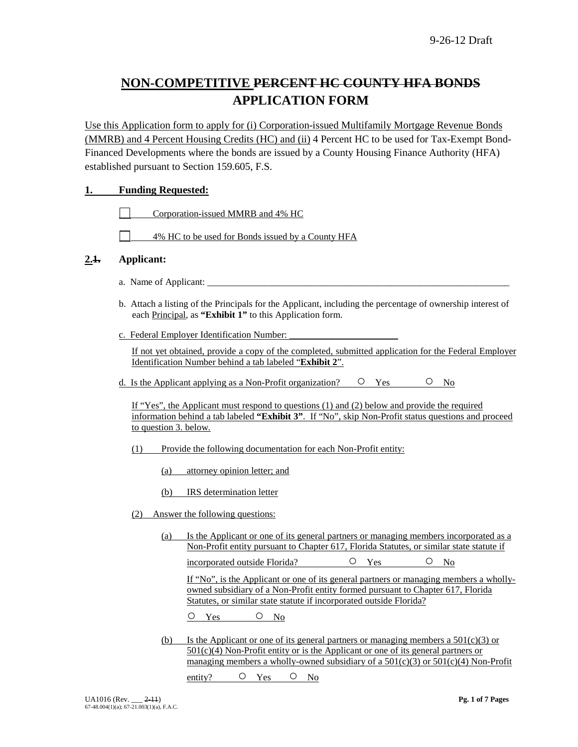9-26-12 Draft

# NON-COMPETITIVE ~~PERCENT HC COUNTY HFA BONDS~~ APPLICATION FORM

Use this Application form to apply for (i) Corporation-issued Multifamily Mortgage Revenue Bonds (MMRB) and 4 Percent Housing Credits (HC) and (ii) 4 Percent HC to be used for Tax-Exempt Bond-Financed Developments where the bonds are issued by a County Housing Finance Authority (HFA) established pursuant to Section 159.605, F.S.

## 1. Funding Requested:

☐ Corporation-issued MMRB and 4% HC

☐ 4% HC to be used for Bonds issued by a County HFA

## 2.~~1.~~ Applicant:

a. Name of Applicant: ___________________________________________________________________

b. Attach a listing of the Principals for the Applicant, including the percentage of ownership interest of each Principal, as **"Exhibit 1"** to this Application form.

c. Federal Employer Identification Number: ______________________

If not yet obtained, provide a copy of the completed, submitted application for the Federal Employer Identification Number behind a tab labeled "**Exhibit 2**".

d. Is the Applicant applying as a Non-Profit organization? ○ Yes ○ No

If "Yes", the Applicant must respond to questions (1) and (2) below and provide the required information behind a tab labeled **"Exhibit 3"**. If "No", skip Non-Profit status questions and proceed to question 3. below.

(1) Provide the following documentation for each Non-Profit entity:

(a) attorney opinion letter; and

(b) IRS determination letter

(2) Answer the following questions:

(a) Is the Applicant or one of its general partners or managing members incorporated as a Non-Profit entity pursuant to Chapter 617, Florida Statutes, or similar state statute if incorporated outside Florida? ○ Yes ○ No

If "No", is the Applicant or one of its general partners or managing members a wholly-owned subsidiary of a Non-Profit entity formed pursuant to Chapter 617, Florida Statutes, or similar state statute if incorporated outside Florida?

○ Yes ○ No

(b) Is the Applicant or one of its general partners or managing members a 501(c)(3) or 501(c)(4) Non-Profit entity or is the Applicant or one of its general partners or managing members a wholly-owned subsidiary of a 501(c)(3) or 501(c)(4) Non-Profit entity? ○ Yes ○ No

UA1016 (Rev. ___ ~~2-11~~)
67-48.004(1)(a); 67-21.003(1)(a), F.A.C.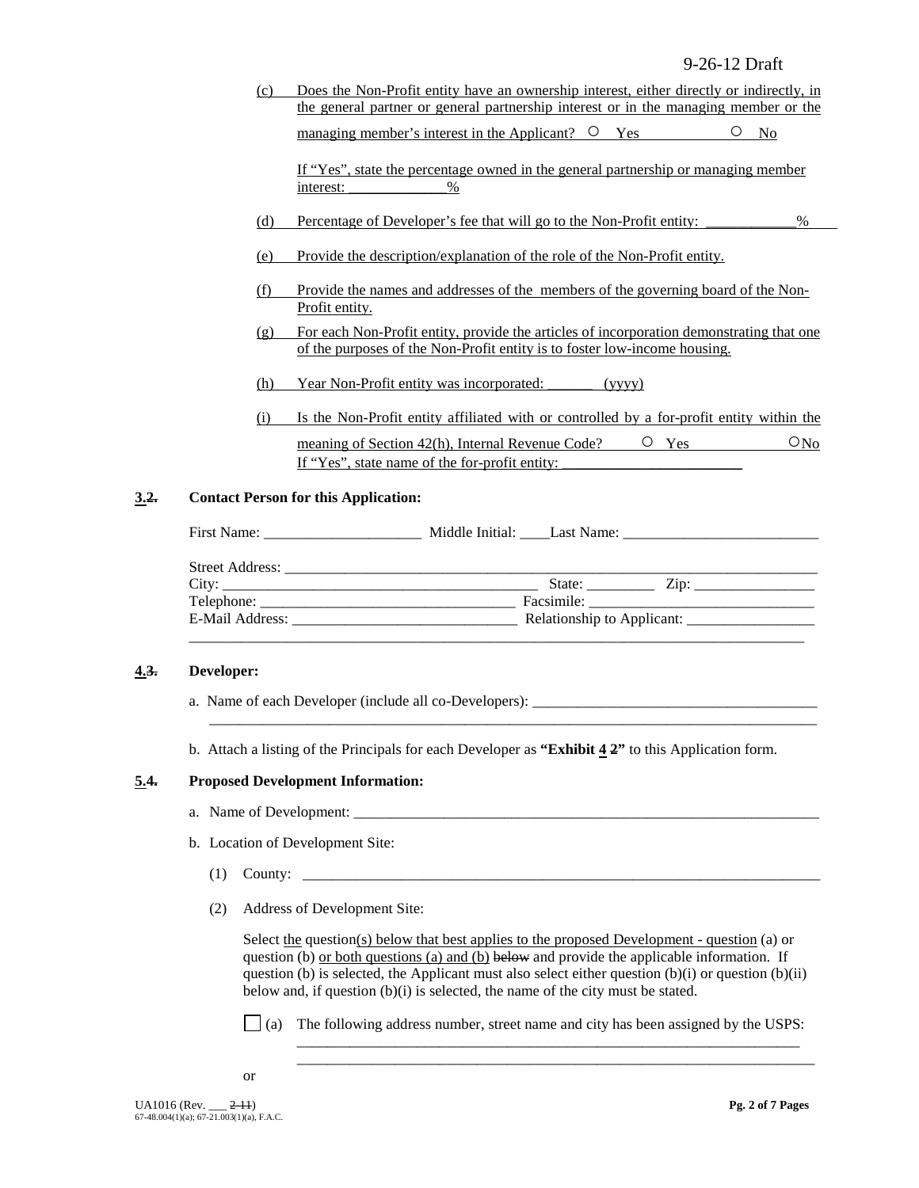(c) Does the Non-Profit entity have an ownership interest, either directly or indirectly, in the general partner or general partnership interest or in the managing member or the managing member's interest in the Applicant? ○ Yes ○ No

If "Yes", state the percentage owned in the general partnership or managing member interest: ____________%

(d) Percentage of Developer's fee that will go to the Non-Profit entity: ____________%

(e) Provide the description/explanation of the role of the Non-Profit entity.

(f) Provide the names and addresses of the members of the governing board of the Non-Profit entity.

(g) For each Non-Profit entity, provide the articles of incorporation demonstrating that one of the purposes of the Non-Profit entity is to foster low-income housing.

(h) Year Non-Profit entity was incorporated: ______ (yyyy)

(i) Is the Non-Profit entity affiliated with or controlled by a for-profit entity within the meaning of Section 42(h), Internal Revenue Code? ○ Yes ○ No

If "Yes", state name of the for-profit entity: ________________________

**3.~~2.~~** **Contact Person for this Application:**

First Name: ____________________ Middle Initial: ____ Last Name: __________________________

Street Address: ______________________________________________________________________

City: ________________________________________ State: _________ Zip: ________________

Telephone: ________________________________ Facsimile: ______________________________

E-Mail Address: _____________________________ Relationship to Applicant: _________________

______________________________________________________________________________________

**4.~~3.~~** **Developer:**

a. Name of each Developer (include all co-Developers): ______________________________________

______________________________________________________________________________________

b. Attach a listing of the Principals for each Developer as **"Exhibit 4 ~~2~~"** to this Application form.

**5.~~4.~~** **Proposed Development Information:**

a. Name of Development: ________________________________________________________________

b. Location of Development Site:

(1) County: ________________________________________________________________________

(2) Address of Development Site:

Select the question(s) below that best applies to the proposed Development - question (a) or question (b) or both questions (a) and (b) ~~below~~ and provide the applicable information. If question (b) is selected, the Applicant must also select either question (b)(i) or question (b)(ii) below and, if question (b)(i) is selected, the name of the city must be stated.

☐ (a) The following address number, street name and city has been assigned by the USPS: ____________________________________________________________________

____________________________________________________________________

or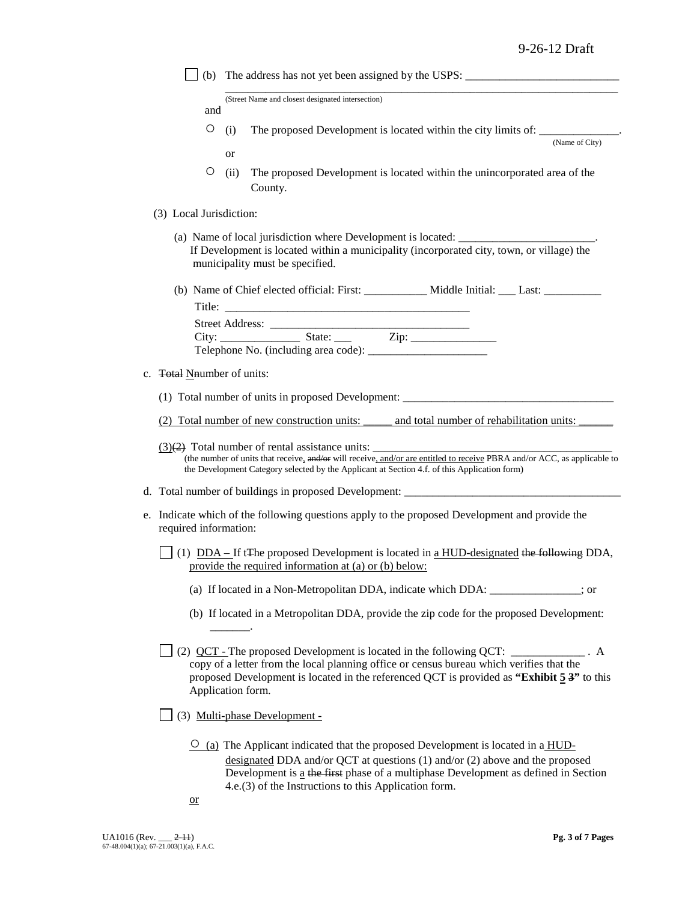☐ (b) The address has not yet been assigned by the USPS: ___________________________
___________________________________________________________________________
(Street Name and closest designated intersection)

and

○ (i) The proposed Development is located within the city limits of: ______________.
(Name of City)

or

○ (ii) The proposed Development is located within the unincorporated area of the County.

(3) Local Jurisdiction:

(a) Name of local jurisdiction where Development is located: ________________________.
If Development is located within a municipality (incorporated city, town, or village) the municipality must be specified.

(b) Name of Chief elected official: First: ___________ Middle Initial: ___ Last: __________
Title: ____________________________________________
Street Address: ____________________________________
City: ______________ State: ___ Zip: _______________
Telephone No. (including area code): _____________________

c. ~~Total~~ N~~n~~umber of units:

(1) Total number of units in proposed Development: ______________________________________

(2) Total number of new construction units: _____ and total number of rehabilitation units: ______

(3)~~(2)~~ Total number of rental assistance units: ____________________________________________
(the number of units that receive, ~~and/or~~ will receive, and/or are entitled to receive PBRA and/or ACC, as applicable to the Development Category selected by the Applicant at Section 4.f. of this Application form)

d. Total number of buildings in proposed Development: ________________________________________

e. Indicate which of the following questions apply to the proposed Development and provide the required information:

☐ (1) DDA – If t~~T~~he proposed Development is located in a HUD-designated ~~the following~~ DDA, provide the required information at (a) or (b) below:

(a) If located in a Non-Metropolitan DDA, indicate which DDA: ________________; or

(b) If located in a Metropolitan DDA, provide the zip code for the proposed Development: _______.

☐ (2) QCT - The proposed Development is located in the following QCT: _____________ . A copy of a letter from the local planning office or census bureau which verifies that the proposed Development is located in the referenced QCT is provided as **"Exhibit 5 ~~3~~"** to this Application form.

☐ (3) Multi-phase Development -

○ (a) The Applicant indicated that the proposed Development is located in a HUD-designated DDA and/or QCT at questions (1) and/or (2) above and the proposed Development is a ~~the first~~ phase of a multiphase Development as defined in Section 4.e.(3) of the Instructions to this Application form.

or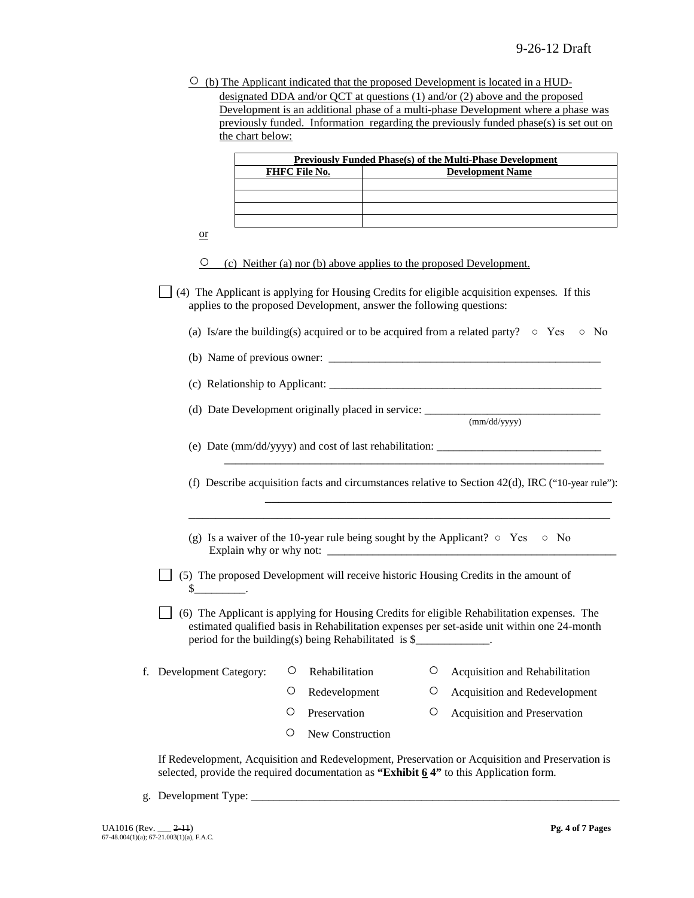○ (b) The Applicant indicated that the proposed Development is located in a HUD-designated DDA and/or QCT at questions (1) and/or (2) above and the proposed Development is an additional phase of a multi-phase Development where a phase was previously funded. Information regarding the previously funded phase(s) is set out on the chart below:

| Previously Funded Phase(s) of the Multi-Phase Development | |
|---|---|
| **FHFC File No.** | **Development Name** |
| | |
| | |
| | |
| | |

or

○ (c) Neither (a) nor (b) above applies to the proposed Development.

☐ (4) The Applicant is applying for Housing Credits for eligible acquisition expenses. If this applies to the proposed Development, answer the following questions:

(a) Is/are the building(s) acquired or to be acquired from a related party? ○ Yes ○ No

(b) Name of previous owner: ___________________________________________

(c) Relationship to Applicant: ___________________________________________

(d) Date Development originally placed in service: ___________________________ (mm/dd/yyyy)

(e) Date (mm/dd/yyyy) and cost of last rehabilitation: ___________________________
_______________________________________________________________

(f) Describe acquisition facts and circumstances relative to Section 42(d), IRC ("10-year rule"):
_______________________________________________________________
_______________________________________________________________

(g) Is a waiver of the 10-year rule being sought by the Applicant? ○ Yes ○ No
Explain why or why not: ___________________________________________

☐ (5) The proposed Development will receive historic Housing Credits in the amount of $_________.

☐ (6) The Applicant is applying for Housing Credits for eligible Rehabilitation expenses. The estimated qualified basis in Rehabilitation expenses per set-aside unit within one 24-month period for the building(s) being Rehabilitated is $_____________.

f. Development Category:

○ Rehabilitation ○ Acquisition and Rehabilitation
○ Redevelopment ○ Acquisition and Redevelopment
○ Preservation ○ Acquisition and Preservation
○ New Construction

If Redevelopment, Acquisition and Redevelopment, Preservation or Acquisition and Preservation is selected, provide the required documentation as **"Exhibit 6 ~~4~~"** to this Application form.

g. Development Type: ___________________________________________________

UA1016 (Rev. ___ ~~2-11~~)
67-48.004(1)(a); 67-21.003(1)(a), F.A.C.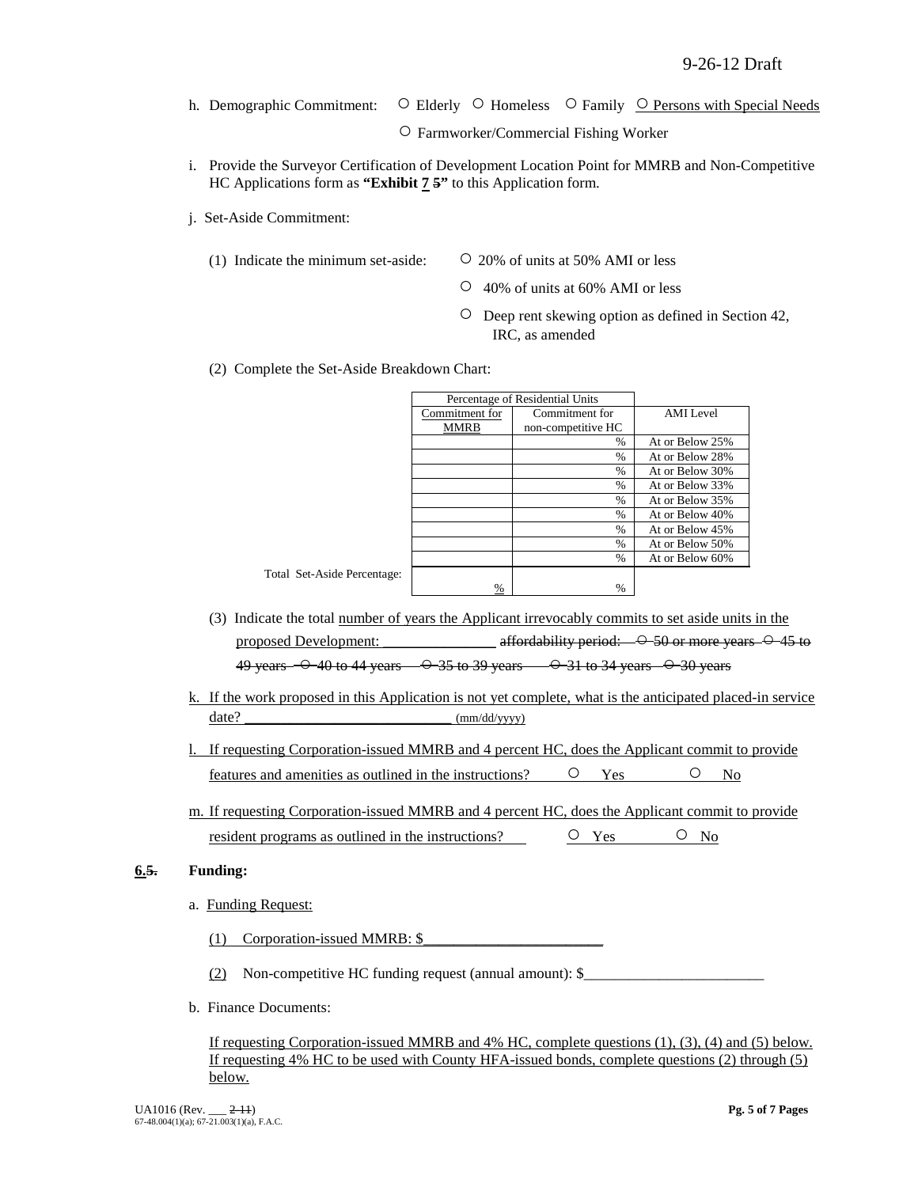h. Demographic Commitment: ○ Elderly ○ Homeless ○ Family ○ Persons with Special Needs

○ Farmworker/Commercial Fishing Worker

i. Provide the Surveyor Certification of Development Location Point for MMRB and Non-Competitive HC Applications form as **"Exhibit 7 ~~5~~"** to this Application form.

j. Set-Aside Commitment:

(1) Indicate the minimum set-aside: ○ 20% of units at 50% AMI or less

○ 40% of units at 60% AMI or less

○ Deep rent skewing option as defined in Section 42, IRC, as amended

(2) Complete the Set-Aside Breakdown Chart:

| | Percentage of Residential Units | | |
|---|---|---|---|
| | Commitment for MMRB | Commitment for non-competitive HC | AMI Level |
| | | % | At or Below 25% |
| | | % | At or Below 28% |
| | | % | At or Below 30% |
| | | % | At or Below 33% |
| | | % | At or Below 35% |
| | | % | At or Below 40% |
| | | % | At or Below 45% |
| | | % | At or Below 50% |
| | | % | At or Below 60% |
| Total Set-Aside Percentage: | % | % | |

(3) Indicate the total number of years the Applicant irrevocably commits to set aside units in the proposed Development: _______________ ~~affordability period: ○ 50 or more years ○ 45 to 49 years ○ 40 to 44 years ○ 35 to 39 years ○ 31 to 34 years ○ 30 years~~

k. If the work proposed in this Application is not yet complete, what is the anticipated placed-in service date? ___________________________ (mm/dd/yyyy)

l. If requesting Corporation-issued MMRB and 4 percent HC, does the Applicant commit to provide features and amenities as outlined in the instructions? ○ Yes ○ No

m. If requesting Corporation-issued MMRB and 4 percent HC, does the Applicant commit to provide resident programs as outlined in the instructions? ○ Yes ○ No

**6.~~5.~~ Funding:**

a. Funding Request:

(1) Corporation-issued MMRB: $_______________________

(2) Non-competitive HC funding request (annual amount): $________________________

b. Finance Documents:

If requesting Corporation-issued MMRB and 4% HC, complete questions (1), (3), (4) and (5) below. If requesting 4% HC to be used with County HFA-issued bonds, complete questions (2) through (5) below.

UA1016 (Rev. ___ ~~2-11~~)
67-48.004(1)(a); 67-21.003(1)(a), F.A.C.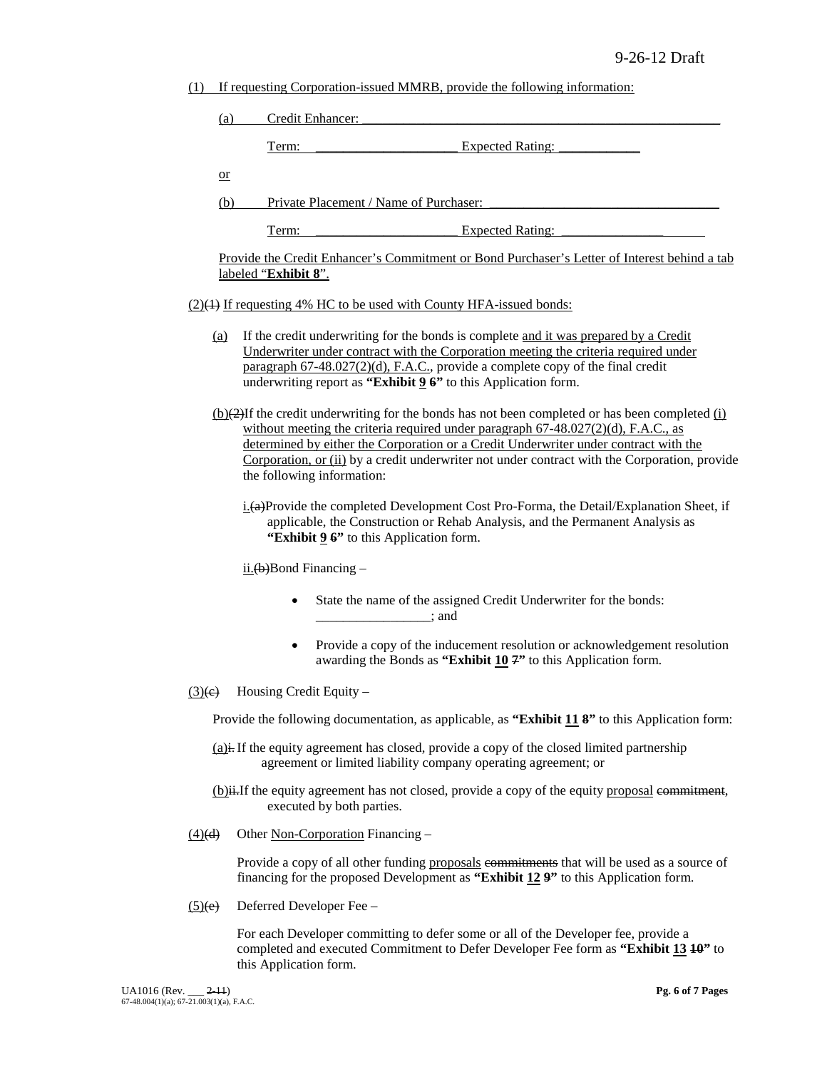(1) If requesting Corporation-issued MMRB, provide the following information:

(a) Credit Enhancer: ___________________________________________________________

Term: _____________________ Expected Rating: ____________

or

(b) Private Placement / Name of Purchaser: ___________________________________

Term: _____________________ Expected Rating: _____________________

Provide the Credit Enhancer's Commitment or Bond Purchaser's Letter of Interest behind a tab labeled "**Exhibit 8**".

(2)~~(1)~~ If requesting 4% HC to be used with County HFA-issued bonds:

(a) If the credit underwriting for the bonds is complete and it was prepared by a Credit Underwriter under contract with the Corporation meeting the criteria required under paragraph 67-48.027(2)(d), F.A.C., provide a complete copy of the final credit underwriting report as **"Exhibit 9 ~~6~~"** to this Application form.

(b)~~(2)~~If the credit underwriting for the bonds has not been completed or has been completed (i) without meeting the criteria required under paragraph 67-48.027(2)(d), F.A.C., as determined by either the Corporation or a Credit Underwriter under contract with the Corporation, or (ii) by a credit underwriter not under contract with the Corporation, provide the following information:

i.~~(a)~~Provide the completed Development Cost Pro-Forma, the Detail/Explanation Sheet, if applicable, the Construction or Rehab Analysis, and the Permanent Analysis as **"Exhibit 9 ~~6~~"** to this Application form.

ii.~~(b)~~Bond Financing –

- State the name of the assigned Credit Underwriter for the bonds: _________________; and
- Provide a copy of the inducement resolution or acknowledgement resolution awarding the Bonds as **"Exhibit 10 ~~7~~"** to this Application form.

(3)~~(c)~~ Housing Credit Equity –

Provide the following documentation, as applicable, as **"Exhibit 11 ~~8~~"** to this Application form:

(a)~~i.~~ If the equity agreement has closed, provide a copy of the closed limited partnership agreement or limited liability company operating agreement; or

(b)~~ii.~~If the equity agreement has not closed, provide a copy of the equity proposal ~~commitment~~, executed by both parties.

(4)~~(d)~~ Other Non-Corporation Financing –

Provide a copy of all other funding proposals ~~commitments~~ that will be used as a source of financing for the proposed Development as **"Exhibit 12 ~~9~~"** to this Application form.

(5)~~(e)~~ Deferred Developer Fee –

For each Developer committing to defer some or all of the Developer fee, provide a completed and executed Commitment to Defer Developer Fee form as **"Exhibit 13 ~~10~~"** to this Application form.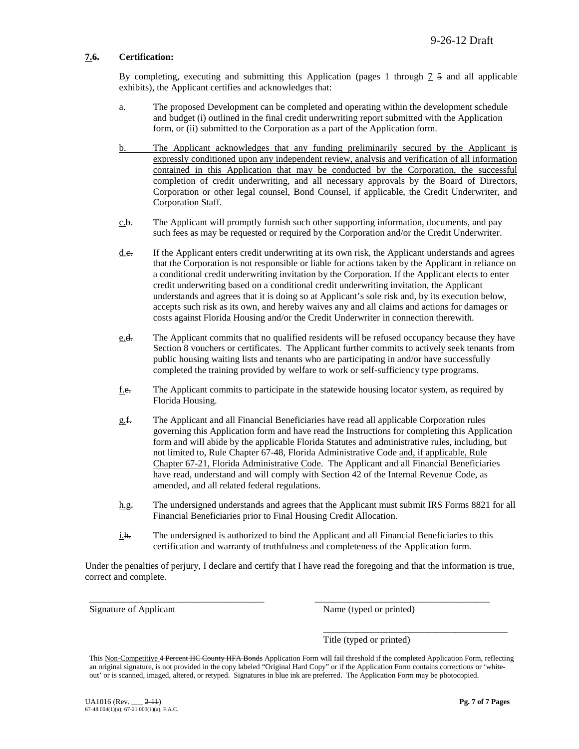9-26-12 Draft

**7.~~6.~~ Certification:**

By completing, executing and submitting this Application (pages 1 through 7 ~~5~~ and all applicable exhibits), the Applicant certifies and acknowledges that:

a. The proposed Development can be completed and operating within the development schedule and budget (i) outlined in the final credit underwriting report submitted with the Application form, or (ii) submitted to the Corporation as a part of the Application form.

b. The Applicant acknowledges that any funding preliminarily secured by the Applicant is expressly conditioned upon any independent review, analysis and verification of all information contained in this Application that may be conducted by the Corporation, the successful completion of credit underwriting, and all necessary approvals by the Board of Directors, Corporation or other legal counsel, Bond Counsel, if applicable, the Credit Underwriter, and Corporation Staff.

c.~~b.~~ The Applicant will promptly furnish such other supporting information, documents, and pay such fees as may be requested or required by the Corporation and/or the Credit Underwriter.

d.~~c.~~ If the Applicant enters credit underwriting at its own risk, the Applicant understands and agrees that the Corporation is not responsible or liable for actions taken by the Applicant in reliance on a conditional credit underwriting invitation by the Corporation. If the Applicant elects to enter credit underwriting based on a conditional credit underwriting invitation, the Applicant understands and agrees that it is doing so at Applicant's sole risk and, by its execution below, accepts such risk as its own, and hereby waives any and all claims and actions for damages or costs against Florida Housing and/or the Credit Underwriter in connection therewith.

e.~~d.~~ The Applicant commits that no qualified residents will be refused occupancy because they have Section 8 vouchers or certificates. The Applicant further commits to actively seek tenants from public housing waiting lists and tenants who are participating in and/or have successfully completed the training provided by welfare to work or self-sufficiency type programs.

f.~~e.~~ The Applicant commits to participate in the statewide housing locator system, as required by Florida Housing.

g.~~f.~~ The Applicant and all Financial Beneficiaries have read all applicable Corporation rules governing this Application form and have read the Instructions for completing this Application form and will abide by the applicable Florida Statutes and administrative rules, including, but not limited to, Rule Chapter 67-48, Florida Administrative Code and, if applicable, Rule Chapter 67-21, Florida Administrative Code. The Applicant and all Financial Beneficiaries have read, understand and will comply with Section 42 of the Internal Revenue Code, as amended, and all related federal regulations.

h.~~g.~~ The undersigned understands and agrees that the Applicant must submit IRS Forms 8821 for all Financial Beneficiaries prior to Final Housing Credit Allocation.

i.~~h.~~ The undersigned is authorized to bind the Applicant and all Financial Beneficiaries to this certification and warranty of truthfulness and completeness of the Application form.

Under the penalties of perjury, I declare and certify that I have read the foregoing and that the information is true, correct and complete.

_____________________________________ _____________________________________
Signature of Applicant Name (typed or printed)

_____________________________________
Title (typed or printed)

This Non-Competitive ~~4 Percent HC County HFA Bonds~~ Application Form will fail threshold if the completed Application Form, reflecting an original signature, is not provided in the copy labeled "Original Hard Copy" or if the Application Form contains corrections or 'white-out' or is scanned, imaged, altered, or retyped. Signatures in blue ink are preferred. The Application Form may be photocopied.

UA1016 (Rev. ___ ~~2-11~~)
67-48.004(1)(a); 67-21.003(1)(a), F.A.C.